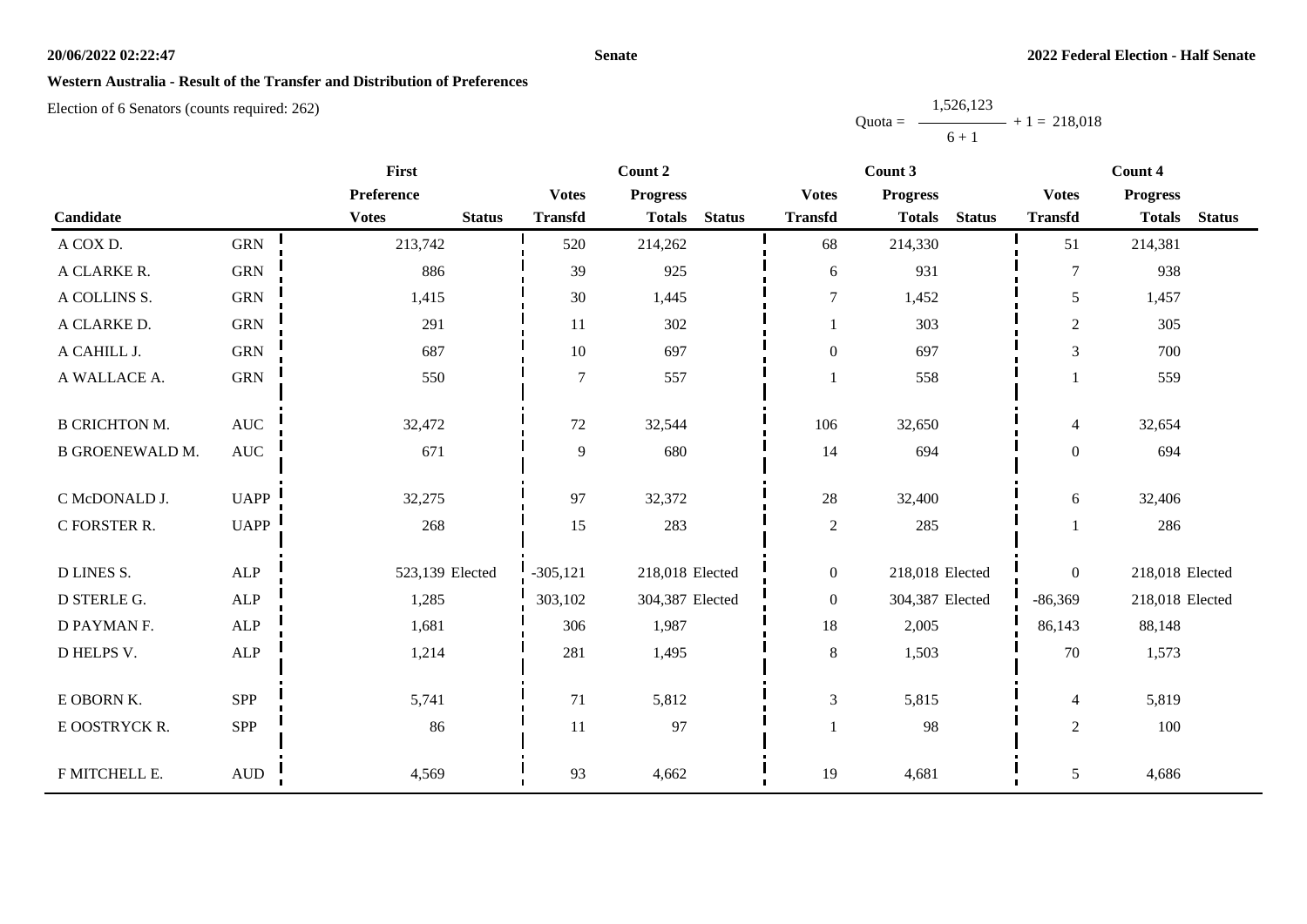# Western Australia - Result of the Transfer and Distribution of Preferences

Election of 6 Senators (counts required: 262)

$$\text{Quota} = \frac{1{,}526{,}123}{6 + 1} + 1 = 218{,}018$$

| | | First | | Count 2 | | | Count 3 | | | Count 4 | | |
|---|---|---|---|---|---|---|---|---|---|---|---|---|
| | | Preference | | Votes | Progress | | Votes | Progress | | Votes | Progress | |
| Candidate | | Votes | Status | Transfd | Totals | Status | Transfd | Totals | Status | Transfd | Totals | Status |
| A COX D. | GRN | 213,742 | | 520 | 214,262 | | 68 | 214,330 | | 51 | 214,381 | |
| A CLARKE R. | GRN | 886 | | 39 | 925 | | 6 | 931 | | 7 | 938 | |
| A COLLINS S. | GRN | 1,415 | | 30 | 1,445 | | 7 | 1,452 | | 5 | 1,457 | |
| A CLARKE D. | GRN | 291 | | 11 | 302 | | 1 | 303 | | 2 | 305 | |
| A CAHILL J. | GRN | 687 | | 10 | 697 | | 0 | 697 | | 3 | 700 | |
| A WALLACE A. | GRN | 550 | | 7 | 557 | | 1 | 558 | | 1 | 559 | |
| B CRICHTON M. | AUC | 32,472 | | 72 | 32,544 | | 106 | 32,650 | | 4 | 32,654 | |
| B GROENEWALD M. | AUC | 671 | | 9 | 680 | | 14 | 694 | | 0 | 694 | |
| C McDONALD J. | UAPP | 32,275 | | 97 | 32,372 | | 28 | 32,400 | | 6 | 32,406 | |
| C FORSTER R. | UAPP | 268 | | 15 | 283 | | 2 | 285 | | 1 | 286 | |
| D LINES S. | ALP | 523,139 | Elected | -305,121 | 218,018 | Elected | 0 | 218,018 | Elected | 0 | 218,018 | Elected |
| D STERLE G. | ALP | 1,285 | | 303,102 | 304,387 | Elected | 0 | 304,387 | Elected | -86,369 | 218,018 | Elected |
| D PAYMAN F. | ALP | 1,681 | | 306 | 1,987 | | 18 | 2,005 | | 86,143 | 88,148 | |
| D HELPS V. | ALP | 1,214 | | 281 | 1,495 | | 8 | 1,503 | | 70 | 1,573 | |
| E OBORN K. | SPP | 5,741 | | 71 | 5,812 | | 3 | 5,815 | | 4 | 5,819 | |
| E OOSTRYCK R. | SPP | 86 | | 11 | 97 | | 1 | 98 | | 2 | 100 | |
| F MITCHELL E. | AUD | 4,569 | | 93 | 4,662 | | 19 | 4,681 | | 5 | 4,686 | |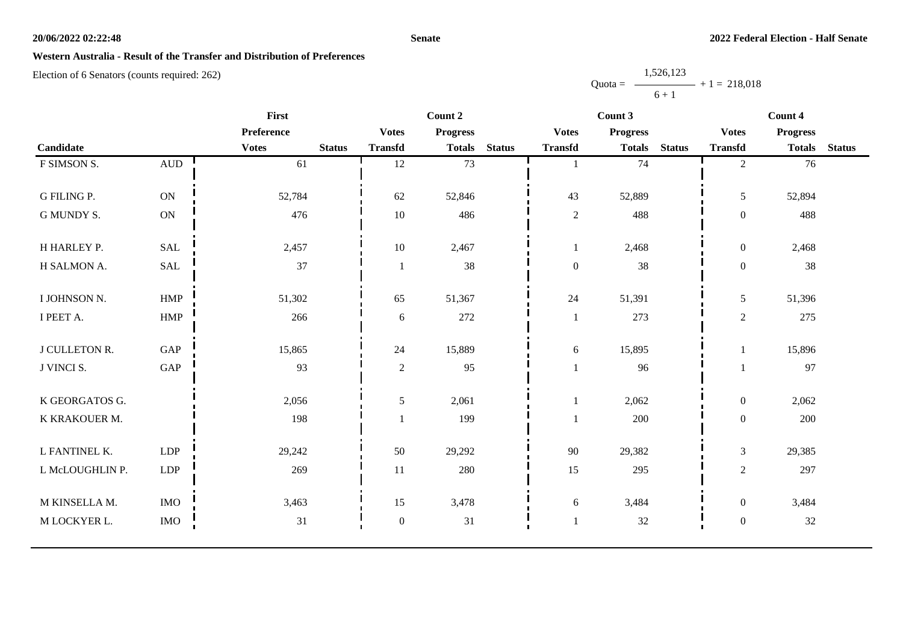## Western Australia - Result of the Transfer and Distribution of Preferences

Election of 6 Senators (counts required: 262)

$$\text{Quota} = \frac{1{,}526{,}123}{6 + 1} + 1 = 218{,}018$$

| Candidate | | First Preference Votes | Status | Count 2 Votes Transfd | Count 2 Progress Totals | Status | Count 3 Votes Transfd | Count 3 Progress Totals | Status | Count 4 Votes Transfd | Count 4 Progress Totals | Status |
|---|---|---|---|---|---|---|---|---|---|---|---|---|
| F SIMSON S. | AUD | 61 | | 12 | 73 | | 1 | 74 | | 2 | 76 | |
| G FILING P. | ON | 52,784 | | 62 | 52,846 | | 43 | 52,889 | | 5 | 52,894 | |
| G MUNDY S. | ON | 476 | | 10 | 486 | | 2 | 488 | | 0 | 488 | |
| H HARLEY P. | SAL | 2,457 | | 10 | 2,467 | | 1 | 2,468 | | 0 | 2,468 | |
| H SALMON A. | SAL | 37 | | 1 | 38 | | 0 | 38 | | 0 | 38 | |
| I JOHNSON N. | HMP | 51,302 | | 65 | 51,367 | | 24 | 51,391 | | 5 | 51,396 | |
| I PEET A. | HMP | 266 | | 6 | 272 | | 1 | 273 | | 2 | 275 | |
| J CULLETON R. | GAP | 15,865 | | 24 | 15,889 | | 6 | 15,895 | | 1 | 15,896 | |
| J VINCI S. | GAP | 93 | | 2 | 95 | | 1 | 96 | | 1 | 97 | |
| K GEORGATOS G. | | 2,056 | | 5 | 2,061 | | 1 | 2,062 | | 0 | 2,062 | |
| K KRAKOUER M. | | 198 | | 1 | 199 | | 1 | 200 | | 0 | 200 | |
| L FANTINEL K. | LDP | 29,242 | | 50 | 29,292 | | 90 | 29,382 | | 3 | 29,385 | |
| L McLOUGHLIN P. | LDP | 269 | | 11 | 280 | | 15 | 295 | | 2 | 297 | |
| M KINSELLA M. | IMO | 3,463 | | 15 | 3,478 | | 6 | 3,484 | | 0 | 3,484 | |
| M LOCKYER L. | IMO | 31 | | 0 | 31 | | 1 | 32 | | 0 | 32 | |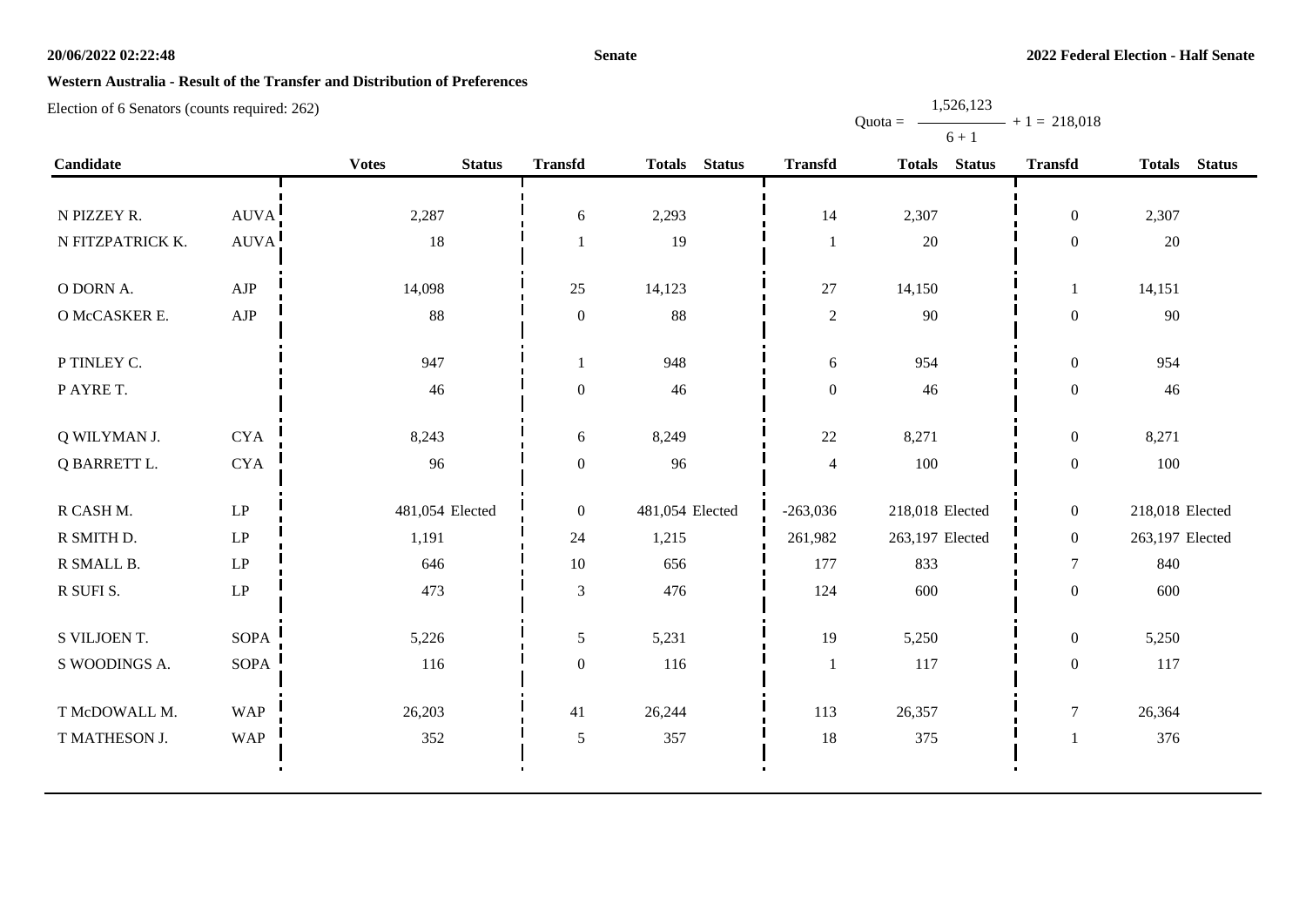**20/06/2022 02:22:48** **Senate** **2022 Federal Election - Half Senate**

## Western Australia - Result of the Transfer and Distribution of Preferences

Election of 6 Senators (counts required: 262)

$$\text{Quota} = \frac{1,526,123}{6+1} + 1 = 218,018$$

| Candidate | | Votes | Status | Transfd | Totals | Status | Transfd | Totals | Status | Transfd | Totals | Status |
|---|---|---|---|---|---|---|---|---|---|---|---|---|
| N PIZZEY R. | AUVA | 2,287 | | 6 | 2,293 | | 14 | 2,307 | | 0 | 2,307 | |
| N FITZPATRICK K. | AUVA | 18 | | 1 | 19 | | 1 | 20 | | 0 | 20 | |
| O DORN A. | AJP | 14,098 | | 25 | 14,123 | | 27 | 14,150 | | 1 | 14,151 | |
| O McCASKER E. | AJP | 88 | | 0 | 88 | | 2 | 90 | | 0 | 90 | |
| P TINLEY C. | | 947 | | 1 | 948 | | 6 | 954 | | 0 | 954 | |
| P AYRE T. | | 46 | | 0 | 46 | | 0 | 46 | | 0 | 46 | |
| Q WILYMAN J. | CYA | 8,243 | | 6 | 8,249 | | 22 | 8,271 | | 0 | 8,271 | |
| Q BARRETT L. | CYA | 96 | | 0 | 96 | | 4 | 100 | | 0 | 100 | |
| R CASH M. | LP | 481,054 | Elected | 0 | 481,054 | Elected | -263,036 | 218,018 | Elected | 0 | 218,018 | Elected |
| R SMITH D. | LP | 1,191 | | 24 | 1,215 | | 261,982 | 263,197 | Elected | 0 | 263,197 | Elected |
| R SMALL B. | LP | 646 | | 10 | 656 | | 177 | 833 | | 7 | 840 | |
| R SUFI S. | LP | 473 | | 3 | 476 | | 124 | 600 | | 0 | 600 | |
| S VILJOEN T. | SOPA | 5,226 | | 5 | 5,231 | | 19 | 5,250 | | 0 | 5,250 | |
| S WOODINGS A. | SOPA | 116 | | 0 | 116 | | 1 | 117 | | 0 | 117 | |
| T McDOWALL M. | WAP | 26,203 | | 41 | 26,244 | | 113 | 26,357 | | 7 | 26,364 | |
| T MATHESON J. | WAP | 352 | | 5 | 357 | | 18 | 375 | | 1 | 376 | |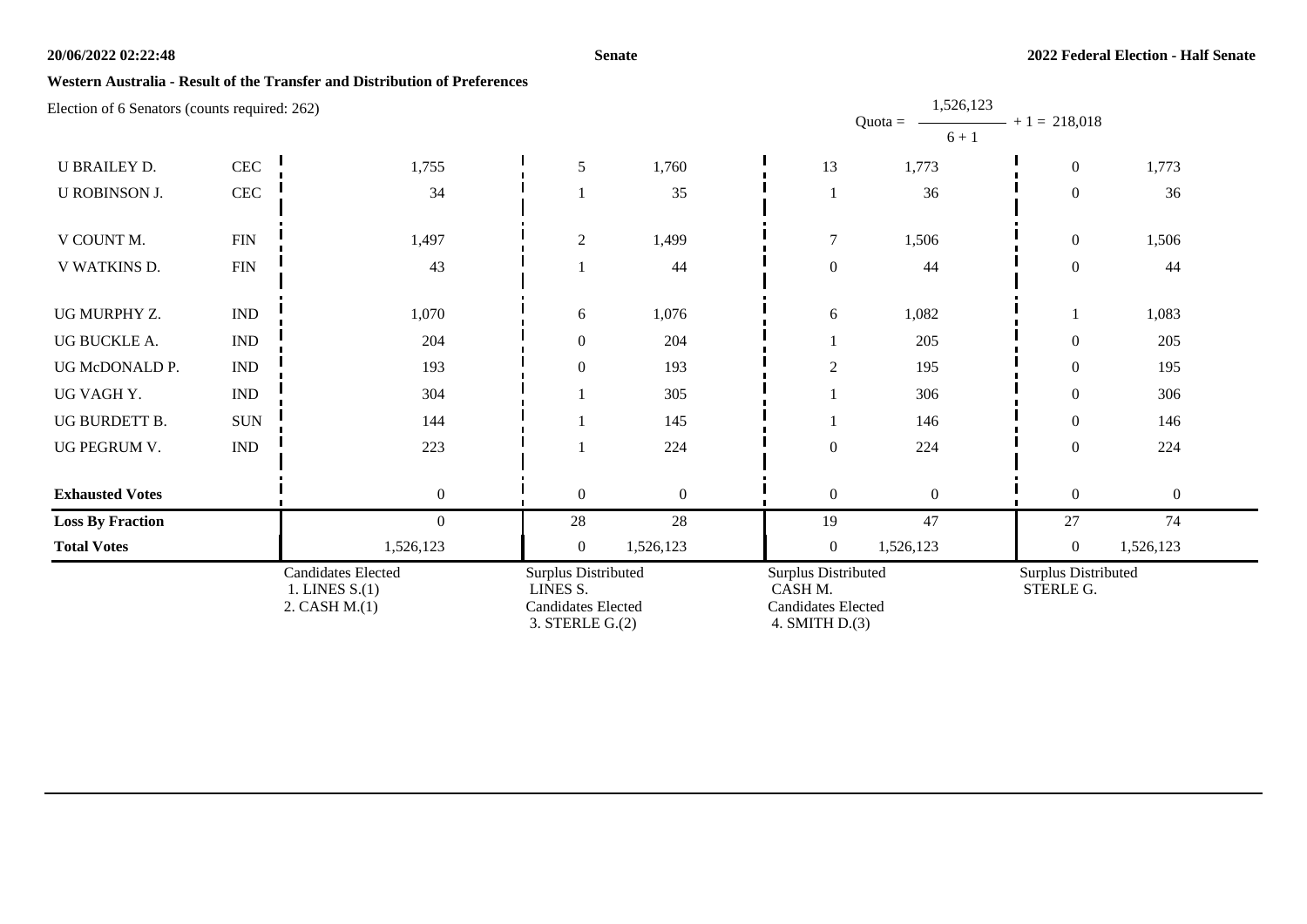## Western Australia - Result of the Transfer and Distribution of Preferences

Election of 6 Senators (counts required: 262)

$$\text{Quota} = \frac{1,526,123}{6 + 1} + 1 = 218,018$$

| | | | | | | | | |
|---|---|---|---|---|---|---|---|---|
| U BRAILEY D. | CEC | 1,755 | 5 | 1,760 | 13 | 1,773 | 0 | 1,773 |
| U ROBINSON J. | CEC | 34 | 1 | 35 | 1 | 36 | 0 | 36 |
| V COUNT M. | FIN | 1,497 | 2 | 1,499 | 7 | 1,506 | 0 | 1,506 |
| V WATKINS D. | FIN | 43 | 1 | 44 | 0 | 44 | 0 | 44 |
| UG MURPHY Z. | IND | 1,070 | 6 | 1,076 | 6 | 1,082 | 1 | 1,083 |
| UG BUCKLE A. | IND | 204 | 0 | 204 | 1 | 205 | 0 | 205 |
| UG McDONALD P. | IND | 193 | 0 | 193 | 2 | 195 | 0 | 195 |
| UG VAGH Y. | IND | 304 | 1 | 305 | 1 | 306 | 0 | 306 |
| UG BURDETT B. | SUN | 144 | 1 | 145 | 1 | 146 | 0 | 146 |
| UG PEGRUM V. | IND | 223 | 1 | 224 | 0 | 224 | 0 | 224 |
| **Exhausted Votes** | | 0 | 0 | 0 | 0 | 0 | 0 | 0 |
| **Loss By Fraction** | | 0 | 28 | 28 | 19 | 47 | 27 | 74 |
| **Total Votes** | | 1,526,123 | 0 | 1,526,123 | 0 | 1,526,123 | 0 | 1,526,123 |
| | | Candidates Elected<br>1. LINES S.(1)<br>2. CASH M.(1) | Surplus Distributed<br>LINES S.<br>Candidates Elected<br>3. STERLE G.(2) | | Surplus Distributed<br>CASH M.<br>Candidates Elected<br>4. SMITH D.(3) | | Surplus Distributed<br>STERLE G. | |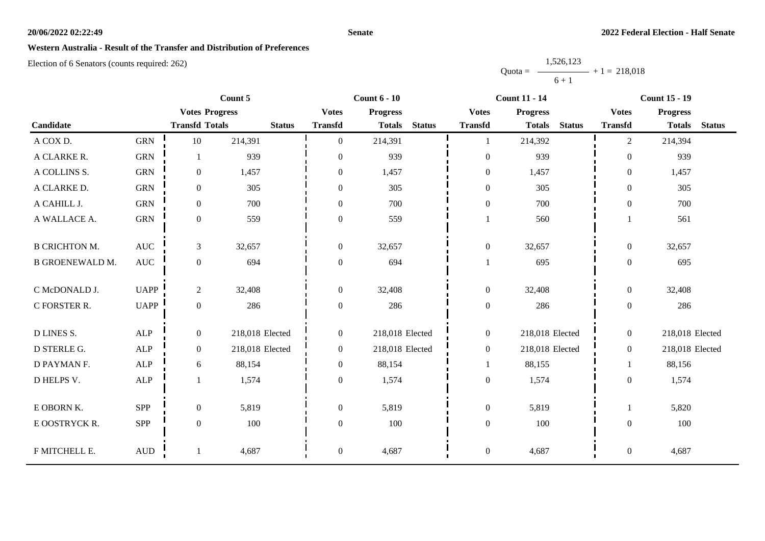**20/06/2022 02:22:49**

**Senate**

**2022 Federal Election - Half Senate**

## Western Australia - Result of the Transfer and Distribution of Preferences

Election of 6 Senators (counts required: 262)

$$\text{Quota} = \frac{1{,}526{,}123}{6 + 1} + 1 = 218{,}018$$

| Candidate | | Count 5 | | | Count 6 - 10 | | | Count 11 - 14 | | | Count 15 - 19 | | |
|---|---|---|---|---|---|---|---|---|---|---|---|---|---|
| | | Votes Transfd | Progress Totals | Status | Votes Transfd | Progress Totals | Status | Votes Transfd | Progress Totals | Status | Votes Transfd | Progress Totals | Status |
| A COX D. | GRN | 10 | 214,391 | | 0 | 214,391 | | 1 | 214,392 | | 2 | 214,394 | |
| A CLARKE R. | GRN | 1 | 939 | | 0 | 939 | | 0 | 939 | | 0 | 939 | |
| A COLLINS S. | GRN | 0 | 1,457 | | 0 | 1,457 | | 0 | 1,457 | | 0 | 1,457 | |
| A CLARKE D. | GRN | 0 | 305 | | 0 | 305 | | 0 | 305 | | 0 | 305 | |
| A CAHILL J. | GRN | 0 | 700 | | 0 | 700 | | 0 | 700 | | 0 | 700 | |
| A WALLACE A. | GRN | 0 | 559 | | 0 | 559 | | 1 | 560 | | 1 | 561 | |
| B CRICHTON M. | AUC | 3 | 32,657 | | 0 | 32,657 | | 0 | 32,657 | | 0 | 32,657 | |
| B GROENEWALD M. | AUC | 0 | 694 | | 0 | 694 | | 1 | 695 | | 0 | 695 | |
| C McDONALD J. | UAPP | 2 | 32,408 | | 0 | 32,408 | | 0 | 32,408 | | 0 | 32,408 | |
| C FORSTER R. | UAPP | 0 | 286 | | 0 | 286 | | 0 | 286 | | 0 | 286 | |
| D LINES S. | ALP | 0 | 218,018 | Elected | 0 | 218,018 | Elected | 0 | 218,018 | Elected | 0 | 218,018 | Elected |
| D STERLE G. | ALP | 0 | 218,018 | Elected | 0 | 218,018 | Elected | 0 | 218,018 | Elected | 0 | 218,018 | Elected |
| D PAYMAN F. | ALP | 6 | 88,154 | | 0 | 88,154 | | 1 | 88,155 | | 1 | 88,156 | |
| D HELPS V. | ALP | 1 | 1,574 | | 0 | 1,574 | | 0 | 1,574 | | 0 | 1,574 | |
| E OBORN K. | SPP | 0 | 5,819 | | 0 | 5,819 | | 0 | 5,819 | | 1 | 5,820 | |
| E OOSTRYCK R. | SPP | 0 | 100 | | 0 | 100 | | 0 | 100 | | 0 | 100 | |
| F MITCHELL E. | AUD | 1 | 4,687 | | 0 | 4,687 | | 0 | 4,687 | | 0 | 4,687 | |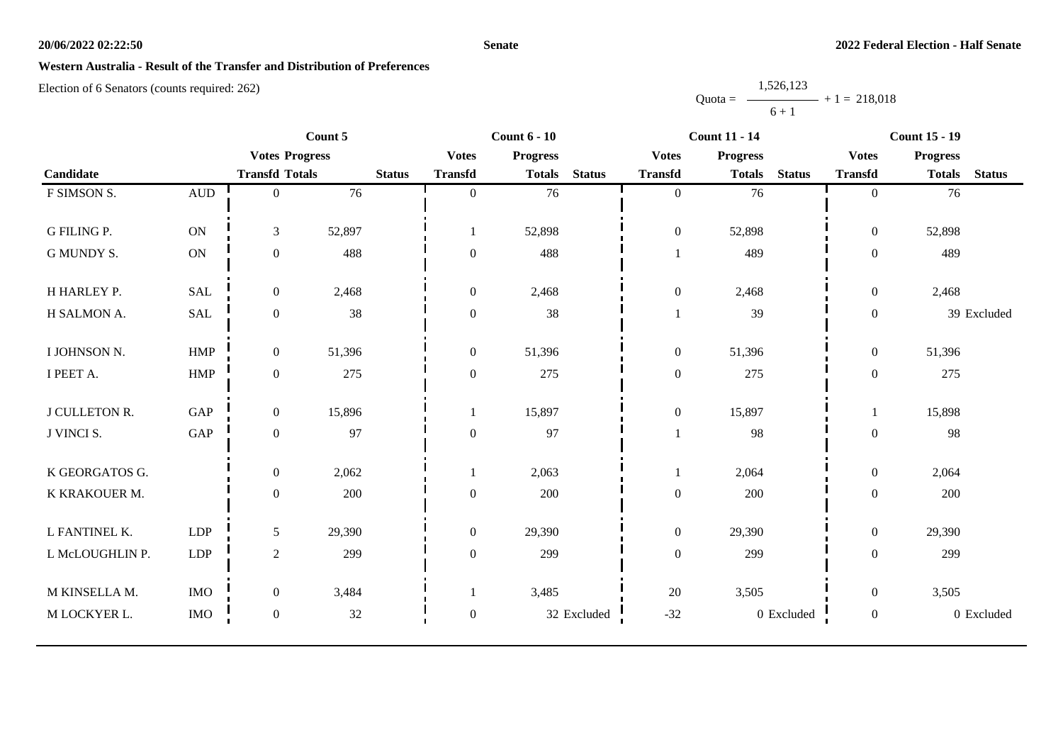## Western Australia - Result of the Transfer and Distribution of Preferences

Election of 6 Senators (counts required: 262)

$$\text{Quota} = \frac{1,526,123}{6 + 1} + 1 = 218,018$$

| | | Count 5 | | | Count 6 - 10 | | | Count 11 - 14 | | | Count 15 - 19 | | |
|---|---|---|---|---|---|---|---|---|---|---|---|---|---|
| | | Votes | Progress | | Votes | Progress | | Votes | Progress | | Votes | Progress | |
| Candidate | | Transfd | Totals | Status | Transfd | Totals | Status | Transfd | Totals | Status | Transfd | Totals | Status |
| F SIMSON S. | AUD | 0 | 76 | | 0 | 76 | | 0 | 76 | | 0 | 76 | |
| G FILING P. | ON | 3 | 52,897 | | 1 | 52,898 | | 0 | 52,898 | | 0 | 52,898 | |
| G MUNDY S. | ON | 0 | 488 | | 0 | 488 | | 1 | 489 | | 0 | 489 | |
| H HARLEY P. | SAL | 0 | 2,468 | | 0 | 2,468 | | 0 | 2,468 | | 0 | 2,468 | |
| H SALMON A. | SAL | 0 | 38 | | 0 | 38 | | 1 | 39 | | 0 | 39 | Excluded |
| I JOHNSON N. | HMP | 0 | 51,396 | | 0 | 51,396 | | 0 | 51,396 | | 0 | 51,396 | |
| I PEET A. | HMP | 0 | 275 | | 0 | 275 | | 0 | 275 | | 0 | 275 | |
| J CULLETON R. | GAP | 0 | 15,896 | | 1 | 15,897 | | 0 | 15,897 | | 1 | 15,898 | |
| J VINCI S. | GAP | 0 | 97 | | 0 | 97 | | 1 | 98 | | 0 | 98 | |
| K GEORGATOS G. | | 0 | 2,062 | | 1 | 2,063 | | 1 | 2,064 | | 0 | 2,064 | |
| K KRAKOUER M. | | 0 | 200 | | 0 | 200 | | 0 | 200 | | 0 | 200 | |
| L FANTINEL K. | LDP | 5 | 29,390 | | 0 | 29,390 | | 0 | 29,390 | | 0 | 29,390 | |
| L McLOUGHLIN P. | LDP | 2 | 299 | | 0 | 299 | | 0 | 299 | | 0 | 299 | |
| M KINSELLA M. | IMO | 0 | 3,484 | | 1 | 3,485 | | 20 | 3,505 | | 0 | 3,505 | |
| M LOCKYER L. | IMO | 0 | 32 | | 0 | 32 | Excluded | -32 | 0 | Excluded | 0 | 0 | Excluded |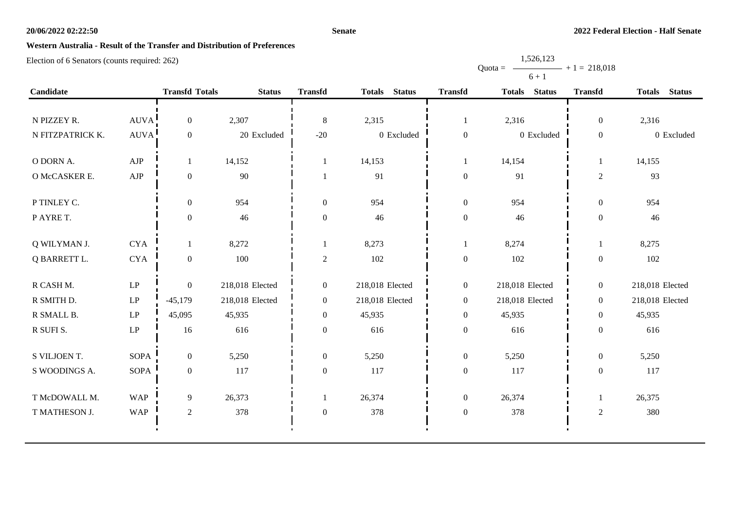# Western Australia - Result of the Transfer and Distribution of Preferences

Election of 6 Senators (counts required: 262)

$$Quota = \frac{1,526,123}{6 + 1} + 1 = 218,018$$

| Candidate | | Transfd | Totals | Status | Transfd | Totals | Status | Transfd | Totals | Status | Transfd | Totals | Status |
|---|---|---|---|---|---|---|---|---|---|---|---|---|---|
| N PIZZEY R. | AUVA | 0 | 2,307 | | 8 | 2,315 | | 1 | 2,316 | | 0 | 2,316 | |
| N FITZPATRICK K. | AUVA | 0 | 20 | Excluded | -20 | 0 | Excluded | 0 | 0 | Excluded | 0 | 0 | Excluded |
| O DORN A. | AJP | 1 | 14,152 | | 1 | 14,153 | | 1 | 14,154 | | 1 | 14,155 | |
| O McCASKER E. | AJP | 0 | 90 | | 1 | 91 | | 0 | 91 | | 2 | 93 | |
| P TINLEY C. | | 0 | 954 | | 0 | 954 | | 0 | 954 | | 0 | 954 | |
| P AYRE T. | | 0 | 46 | | 0 | 46 | | 0 | 46 | | 0 | 46 | |
| Q WILYMAN J. | CYA | 1 | 8,272 | | 1 | 8,273 | | 1 | 8,274 | | 1 | 8,275 | |
| Q BARRETT L. | CYA | 0 | 100 | | 2 | 102 | | 0 | 102 | | 0 | 102 | |
| R CASH M. | LP | 0 | 218,018 | Elected | 0 | 218,018 | Elected | 0 | 218,018 | Elected | 0 | 218,018 | Elected |
| R SMITH D. | LP | -45,179 | 218,018 | Elected | 0 | 218,018 | Elected | 0 | 218,018 | Elected | 0 | 218,018 | Elected |
| R SMALL B. | LP | 45,095 | 45,935 | | 0 | 45,935 | | 0 | 45,935 | | 0 | 45,935 | |
| R SUFI S. | LP | 16 | 616 | | 0 | 616 | | 0 | 616 | | 0 | 616 | |
| S VILJOEN T. | SOPA | 0 | 5,250 | | 0 | 5,250 | | 0 | 5,250 | | 0 | 5,250 | |
| S WOODINGS A. | SOPA | 0 | 117 | | 0 | 117 | | 0 | 117 | | 0 | 117 | |
| T McDOWALL M. | WAP | 9 | 26,373 | | 1 | 26,374 | | 0 | 26,374 | | 1 | 26,375 | |
| T MATHESON J. | WAP | 2 | 378 | | 0 | 378 | | 0 | 378 | | 2 | 380 | |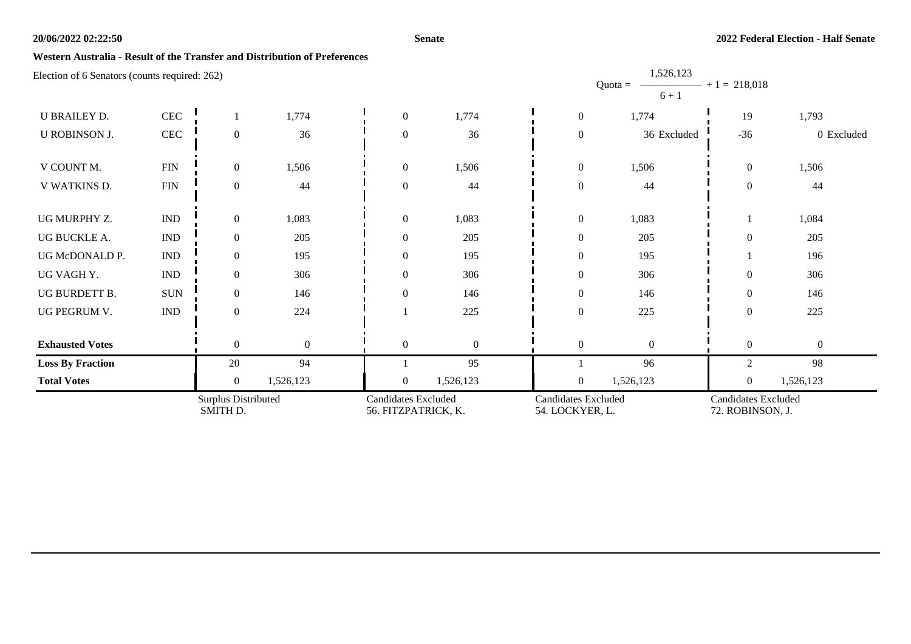**Western Australia - Result of the Transfer and Distribution of Preferences**

Election of 6 Senators (counts required: 262)

$$\text{Quota} = \frac{1,526,123}{6 + 1} + 1 = 218,018$$

| | | | | | | | | | |
|---|---|---|---|---|---|---|---|---|---|
| U BRAILEY D. | CEC | 1 | 1,774 | 0 | 1,774 | 0 | 1,774 | 19 | 1,793 |
| U ROBINSON J. | CEC | 0 | 36 | 0 | 36 | 0 | 36 Excluded | -36 | 0 Excluded |
| V COUNT M. | FIN | 0 | 1,506 | 0 | 1,506 | 0 | 1,506 | 0 | 1,506 |
| V WATKINS D. | FIN | 0 | 44 | 0 | 44 | 0 | 44 | 0 | 44 |
| UG MURPHY Z. | IND | 0 | 1,083 | 0 | 1,083 | 0 | 1,083 | 1 | 1,084 |
| UG BUCKLE A. | IND | 0 | 205 | 0 | 205 | 0 | 205 | 0 | 205 |
| UG McDONALD P. | IND | 0 | 195 | 0 | 195 | 0 | 195 | 1 | 196 |
| UG VAGH Y. | IND | 0 | 306 | 0 | 306 | 0 | 306 | 0 | 306 |
| UG BURDETT B. | SUN | 0 | 146 | 0 | 146 | 0 | 146 | 0 | 146 |
| UG PEGRUM V. | IND | 0 | 224 | 1 | 225 | 0 | 225 | 0 | 225 |
| **Exhausted Votes** | | 0 | 0 | 0 | 0 | 0 | 0 | 0 | 0 |
| **Loss By Fraction** | | 20 | 94 | 1 | 95 | 1 | 96 | 2 | 98 |
| **Total Votes** | | 0 | 1,526,123 | 0 | 1,526,123 | 0 | 1,526,123 | 0 | 1,526,123 |
| | | Surplus Distributed SMITH D. | | Candidates Excluded 56. FITZPATRICK, K. | | Candidates Excluded 54. LOCKYER, L. | | Candidates Excluded 72. ROBINSON, J. | |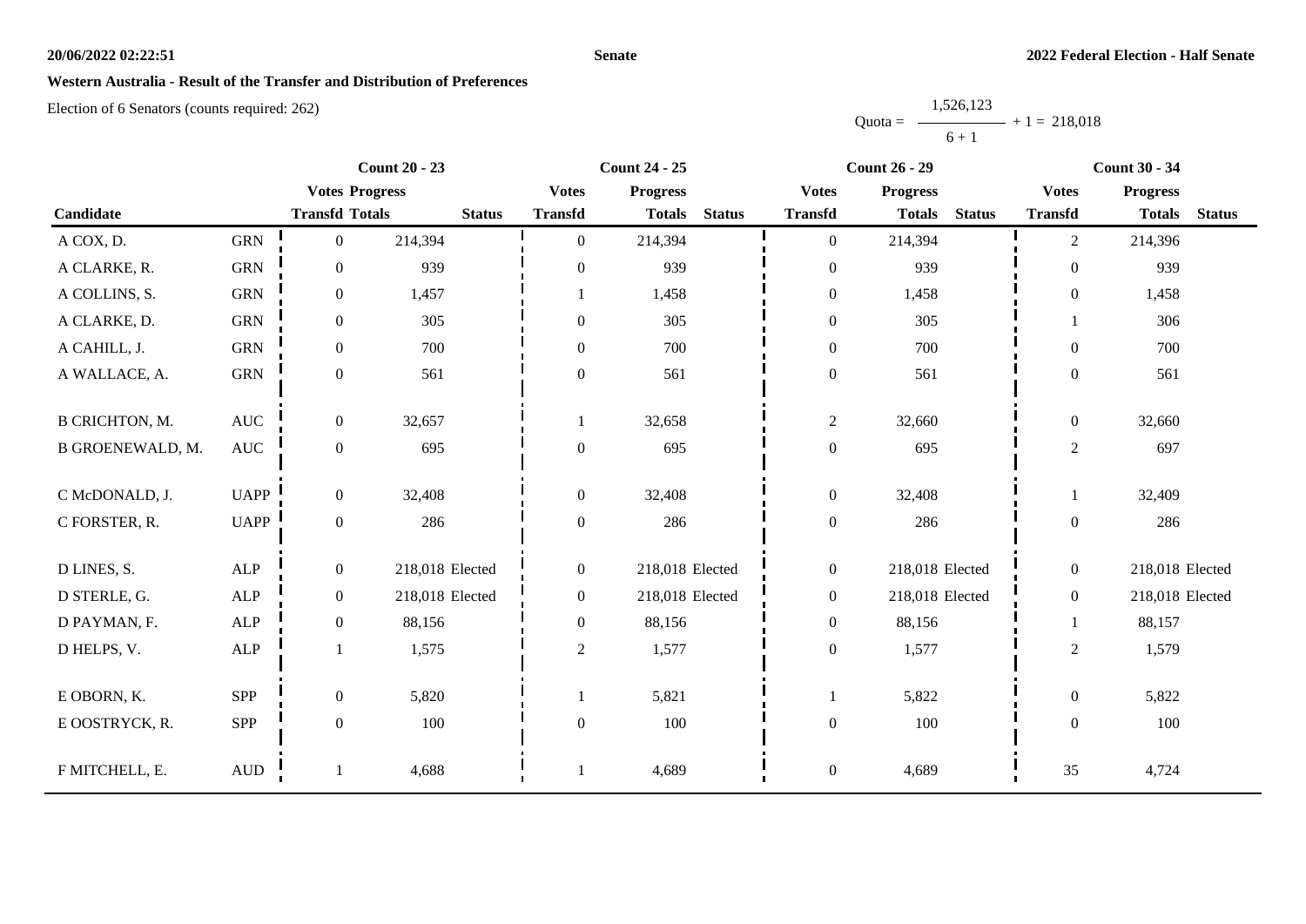## Western Australia - Result of the Transfer and Distribution of Preferences

Election of 6 Senators (counts required: 262)

$$\text{Quota} = \frac{1,526,123}{6 + 1} + 1 = 218,018$$

| Candidate | | Count 20 - 23 | | | Count 24 - 25 | | | Count 26 - 29 | | | Count 30 - 34 | | |
|---|---|---|---|---|---|---|---|---|---|---|---|---|---|
| | | Votes Transfd | Progress Totals | Status | Votes Transfd | Progress Totals | Status | Votes Transfd | Progress Totals | Status | Votes Transfd | Progress Totals | Status |
| A COX, D. | GRN | 0 | 214,394 | | 0 | 214,394 | | 0 | 214,394 | | 2 | 214,396 | |
| A CLARKE, R. | GRN | 0 | 939 | | 0 | 939 | | 0 | 939 | | 0 | 939 | |
| A COLLINS, S. | GRN | 0 | 1,457 | | 1 | 1,458 | | 0 | 1,458 | | 0 | 1,458 | |
| A CLARKE, D. | GRN | 0 | 305 | | 0 | 305 | | 0 | 305 | | 1 | 306 | |
| A CAHILL, J. | GRN | 0 | 700 | | 0 | 700 | | 0 | 700 | | 0 | 700 | |
| A WALLACE, A. | GRN | 0 | 561 | | 0 | 561 | | 0 | 561 | | 0 | 561 | |
| B CRICHTON, M. | AUC | 0 | 32,657 | | 1 | 32,658 | | 2 | 32,660 | | 0 | 32,660 | |
| B GROENEWALD, M. | AUC | 0 | 695 | | 0 | 695 | | 0 | 695 | | 2 | 697 | |
| C McDONALD, J. | UAPP | 0 | 32,408 | | 0 | 32,408 | | 0 | 32,408 | | 1 | 32,409 | |
| C FORSTER, R. | UAPP | 0 | 286 | | 0 | 286 | | 0 | 286 | | 0 | 286 | |
| D LINES, S. | ALP | 0 | 218,018 | Elected | 0 | 218,018 | Elected | 0 | 218,018 | Elected | 0 | 218,018 | Elected |
| D STERLE, G. | ALP | 0 | 218,018 | Elected | 0 | 218,018 | Elected | 0 | 218,018 | Elected | 0 | 218,018 | Elected |
| D PAYMAN, F. | ALP | 0 | 88,156 | | 0 | 88,156 | | 0 | 88,156 | | 1 | 88,157 | |
| D HELPS, V. | ALP | 1 | 1,575 | | 2 | 1,577 | | 0 | 1,577 | | 2 | 1,579 | |
| E OBORN, K. | SPP | 0 | 5,820 | | 1 | 5,821 | | 1 | 5,822 | | 0 | 5,822 | |
| E OOSTRYCK, R. | SPP | 0 | 100 | | 0 | 100 | | 0 | 100 | | 0 | 100 | |
| F MITCHELL, E. | AUD | 1 | 4,688 | | 1 | 4,689 | | 0 | 4,689 | | 35 | 4,724 | |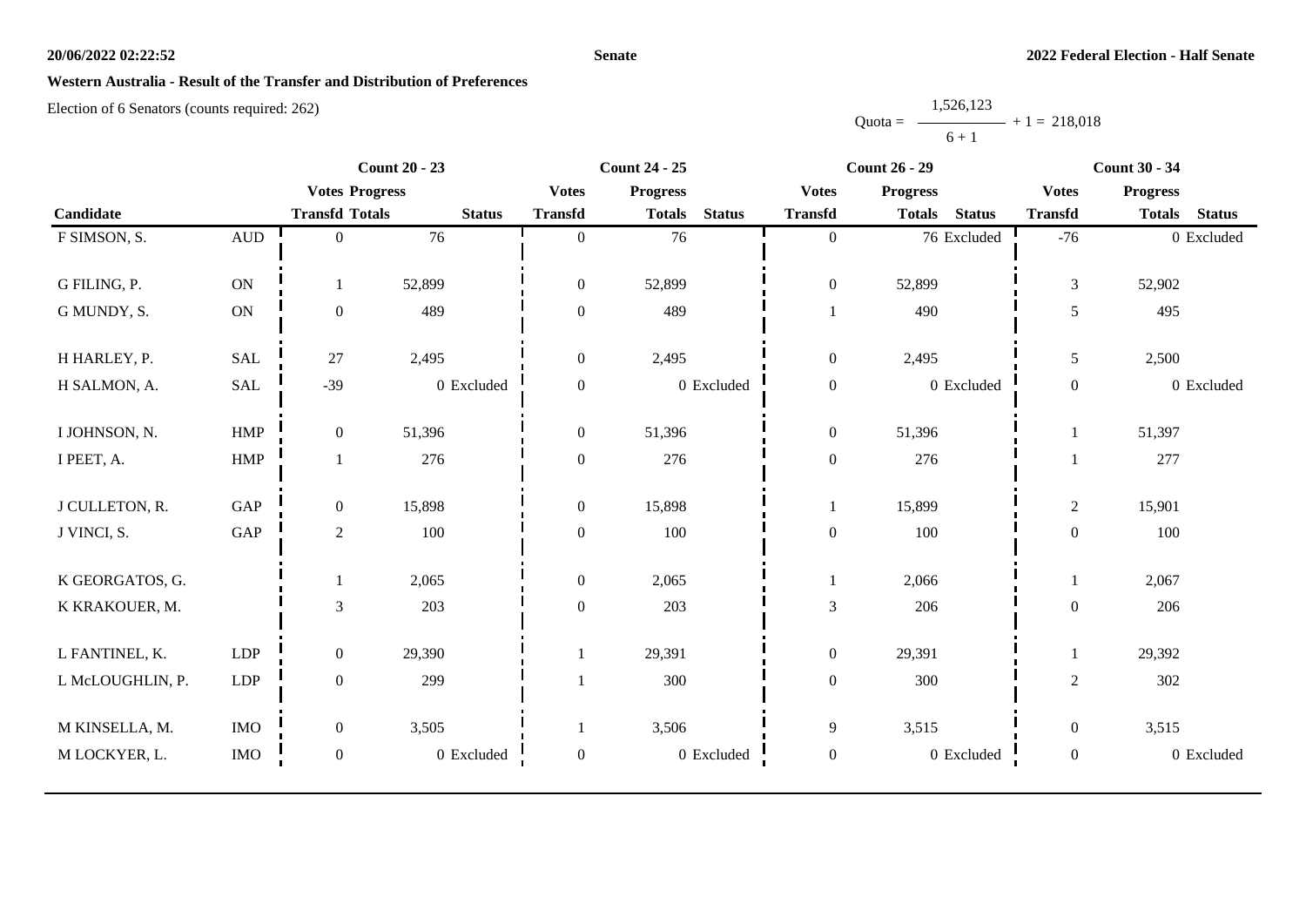**20/06/2022 02:22:52** **Senate** **2022 Federal Election - Half Senate**

## Western Australia - Result of the Transfer and Distribution of Preferences

Election of 6 Senators (counts required: 262)

$$\text{Quota} = \frac{1,526,123}{6+1} + 1 = 218,018$$

| | | Count 20 - 23 | | | Count 24 - 25 | | | Count 26 - 29 | | | Count 30 - 34 | | |
|---|---|---|---|---|---|---|---|---|---|---|---|---|---|
| | | Votes | Progress | | Votes | Progress | | Votes | Progress | | Votes | Progress | |
| Candidate | | Transfd | Totals | Status | Transfd | Totals | Status | Transfd | Totals | Status | Transfd | Totals | Status |
| F SIMSON, S. | AUD | 0 | 76 | | 0 | 76 | | 0 | 76 | Excluded | -76 | 0 | Excluded |
| G FILING, P. | ON | 1 | 52,899 | | 0 | 52,899 | | 0 | 52,899 | | 3 | 52,902 | |
| G MUNDY, S. | ON | 0 | 489 | | 0 | 489 | | 1 | 490 | | 5 | 495 | |
| H HARLEY, P. | SAL | 27 | 2,495 | | 0 | 2,495 | | 0 | 2,495 | | 5 | 2,500 | |
| H SALMON, A. | SAL | -39 | 0 | Excluded | 0 | 0 | Excluded | 0 | 0 | Excluded | 0 | 0 | Excluded |
| I JOHNSON, N. | HMP | 0 | 51,396 | | 0 | 51,396 | | 0 | 51,396 | | 1 | 51,397 | |
| I PEET, A. | HMP | 1 | 276 | | 0 | 276 | | 0 | 276 | | 1 | 277 | |
| J CULLETON, R. | GAP | 0 | 15,898 | | 0 | 15,898 | | 1 | 15,899 | | 2 | 15,901 | |
| J VINCI, S. | GAP | 2 | 100 | | 0 | 100 | | 0 | 100 | | 0 | 100 | |
| K GEORGATOS, G. | | 1 | 2,065 | | 0 | 2,065 | | 1 | 2,066 | | 1 | 2,067 | |
| K KRAKOUER, M. | | 3 | 203 | | 0 | 203 | | 3 | 206 | | 0 | 206 | |
| L FANTINEL, K. | LDP | 0 | 29,390 | | 1 | 29,391 | | 0 | 29,391 | | 1 | 29,392 | |
| L McLOUGHLIN, P. | LDP | 0 | 299 | | 1 | 300 | | 0 | 300 | | 2 | 302 | |
| M KINSELLA, M. | IMO | 0 | 3,505 | | 1 | 3,506 | | 9 | 3,515 | | 0 | 3,515 | |
| M LOCKYER, L. | IMO | 0 | 0 | Excluded | 0 | 0 | Excluded | 0 | 0 | Excluded | 0 | 0 | Excluded |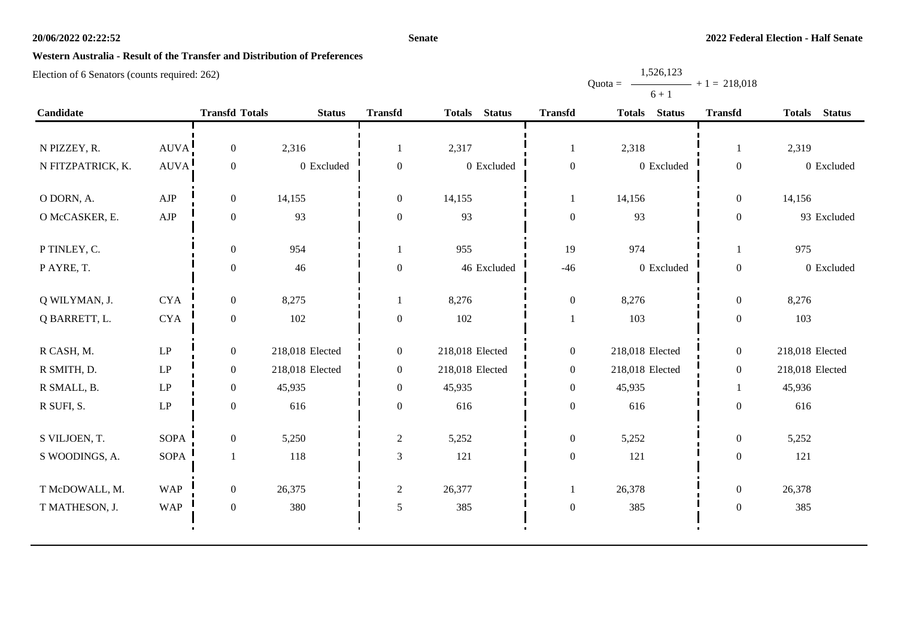**Western Australia - Result of the Transfer and Distribution of Preferences**

Election of 6 Senators (counts required: 262)

$$\text{Quota} = \frac{1{,}526{,}123}{6 + 1} + 1 = 218{,}018$$

| Candidate | | Transfd | Totals | Status | Transfd | Totals | Status | Transfd | Totals | Status | Transfd | Totals | Status |
|---|---|---|---|---|---|---|---|---|---|---|---|---|---|
| N PIZZEY, R. | AUVA | 0 | 2,316 | | 1 | 2,317 | | 1 | 2,318 | | 1 | 2,319 | |
| N FITZPATRICK, K. | AUVA | 0 | 0 | Excluded | 0 | 0 | Excluded | 0 | 0 | Excluded | 0 | 0 | Excluded |
| O DORN, A. | AJP | 0 | 14,155 | | 0 | 14,155 | | 1 | 14,156 | | 0 | 14,156 | |
| O McCASKER, E. | AJP | 0 | 93 | | 0 | 93 | | 0 | 93 | | 0 | 93 | Excluded |
| P TINLEY, C. | | 0 | 954 | | 1 | 955 | | 19 | 974 | | 1 | 975 | |
| P AYRE, T. | | 0 | 46 | | 0 | 46 | Excluded | -46 | 0 | Excluded | 0 | 0 | Excluded |
| Q WILYMAN, J. | CYA | 0 | 8,275 | | 1 | 8,276 | | 0 | 8,276 | | 0 | 8,276 | |
| Q BARRETT, L. | CYA | 0 | 102 | | 0 | 102 | | 1 | 103 | | 0 | 103 | |
| R CASH, M. | LP | 0 | 218,018 | Elected | 0 | 218,018 | Elected | 0 | 218,018 | Elected | 0 | 218,018 | Elected |
| R SMITH, D. | LP | 0 | 218,018 | Elected | 0 | 218,018 | Elected | 0 | 218,018 | Elected | 0 | 218,018 | Elected |
| R SMALL, B. | LP | 0 | 45,935 | | 0 | 45,935 | | 0 | 45,935 | | 1 | 45,936 | |
| R SUFI, S. | LP | 0 | 616 | | 0 | 616 | | 0 | 616 | | 0 | 616 | |
| S VILJOEN, T. | SOPA | 0 | 5,250 | | 2 | 5,252 | | 0 | 5,252 | | 0 | 5,252 | |
| S WOODINGS, A. | SOPA | 1 | 118 | | 3 | 121 | | 0 | 121 | | 0 | 121 | |
| T McDOWALL, M. | WAP | 0 | 26,375 | | 2 | 26,377 | | 1 | 26,378 | | 0 | 26,378 | |
| T MATHESON, J. | WAP | 0 | 380 | | 5 | 385 | | 0 | 385 | | 0 | 385 | |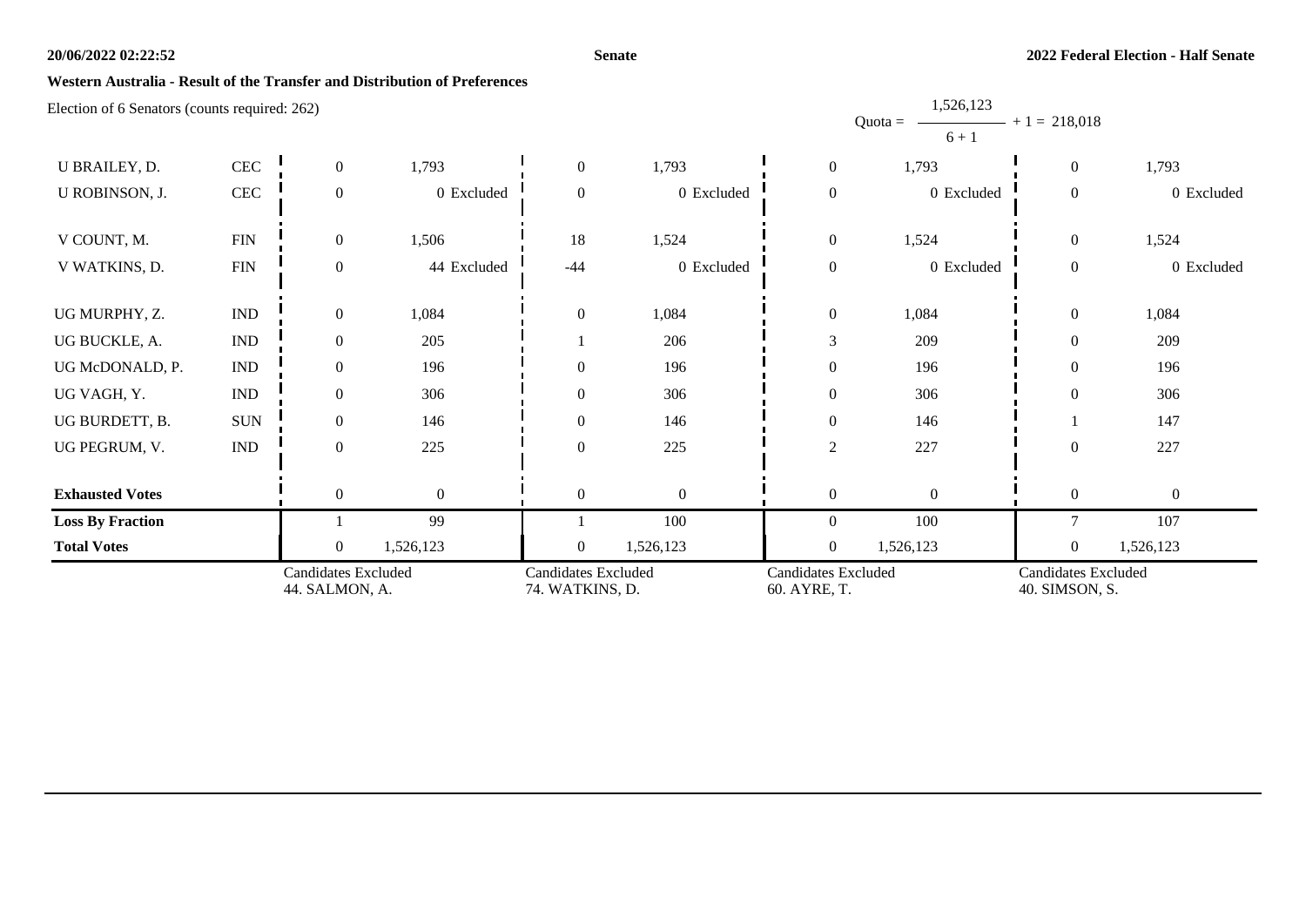## Western Australia - Result of the Transfer and Distribution of Preferences

Election of 6 Senators (counts required: 262)

$$\text{Quota} = \frac{1,526,123}{6 + 1} + 1 = 218,018$$

| Candidate | Party | | | | | | | | |
|---|---|---|---|---|---|---|---|---|---|
| U BRAILEY, D. | CEC | 0 | 1,793 | 0 | 1,793 | 0 | 1,793 | 0 | 1,793 |
| U ROBINSON, J. | CEC | 0 | 0 Excluded | 0 | 0 Excluded | 0 | 0 Excluded | 0 | 0 Excluded |
| V COUNT, M. | FIN | 0 | 1,506 | 18 | 1,524 | 0 | 1,524 | 0 | 1,524 |
| V WATKINS, D. | FIN | 0 | 44 Excluded | -44 | 0 Excluded | 0 | 0 Excluded | 0 | 0 Excluded |
| UG MURPHY, Z. | IND | 0 | 1,084 | 0 | 1,084 | 0 | 1,084 | 0 | 1,084 |
| UG BUCKLE, A. | IND | 0 | 205 | 1 | 206 | 3 | 209 | 0 | 209 |
| UG McDONALD, P. | IND | 0 | 196 | 0 | 196 | 0 | 196 | 0 | 196 |
| UG VAGH, Y. | IND | 0 | 306 | 0 | 306 | 0 | 306 | 0 | 306 |
| UG BURDETT, B. | SUN | 0 | 146 | 0 | 146 | 0 | 146 | 1 | 147 |
| UG PEGRUM, V. | IND | 0 | 225 | 0 | 225 | 2 | 227 | 0 | 227 |
| **Exhausted Votes** | | 0 | 0 | 0 | 0 | 0 | 0 | 0 | 0 |
| **Loss By Fraction** | | 1 | 99 | 1 | 100 | 0 | 100 | 7 | 107 |
| **Total Votes** | | 0 | 1,526,123 | 0 | 1,526,123 | 0 | 1,526,123 | 0 | 1,526,123 |
| | | Candidates Excluded 44. SALMON, A. | | Candidates Excluded 74. WATKINS, D. | | Candidates Excluded 60. AYRE, T. | | Candidates Excluded 40. SIMSON, S. | |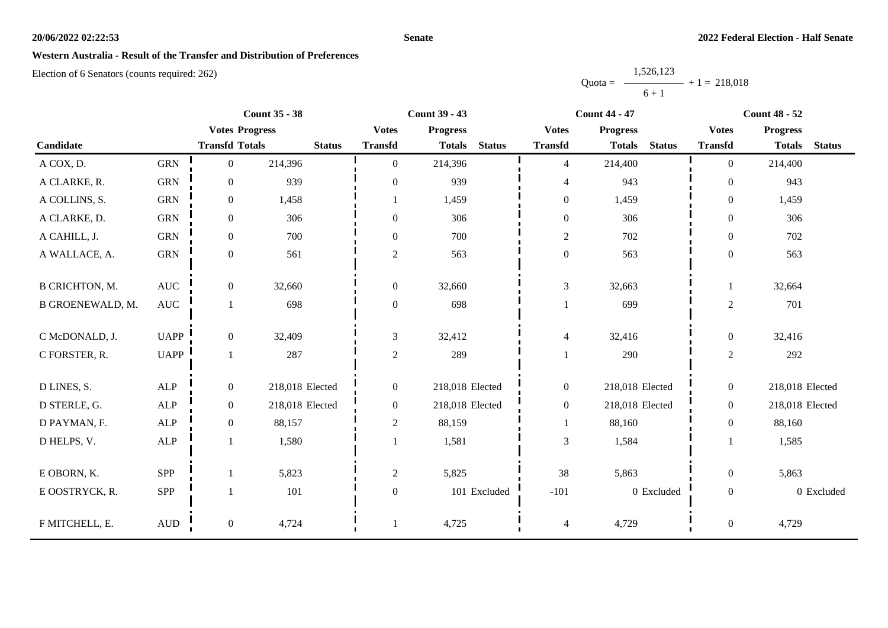**Western Australia - Result of the Transfer and Distribution of Preferences**

Election of 6 Senators (counts required: 262)

$$\text{Quota} = \frac{1,526,123}{6 + 1} + 1 = 218,018$$

| Candidate | | Count 35 - 38 | | | Count 39 - 43 | | | Count 44 - 47 | | | Count 48 - 52 | | |
|---|---|---|---|---|---|---|---|---|---|---|---|---|---|
| | | Votes Transfd | Progress Totals | Status | Votes Transfd | Progress Totals | Status | Votes Transfd | Progress Totals | Status | Votes Transfd | Progress Totals | Status |
| A COX, D. | GRN | 0 | 214,396 | | 0 | 214,396 | | 4 | 214,400 | | 0 | 214,400 | |
| A CLARKE, R. | GRN | 0 | 939 | | 0 | 939 | | 4 | 943 | | 0 | 943 | |
| A COLLINS, S. | GRN | 0 | 1,458 | | 1 | 1,459 | | 0 | 1,459 | | 0 | 1,459 | |
| A CLARKE, D. | GRN | 0 | 306 | | 0 | 306 | | 0 | 306 | | 0 | 306 | |
| A CAHILL, J. | GRN | 0 | 700 | | 0 | 700 | | 2 | 702 | | 0 | 702 | |
| A WALLACE, A. | GRN | 0 | 561 | | 2 | 563 | | 0 | 563 | | 0 | 563 | |
| B CRICHTON, M. | AUC | 0 | 32,660 | | 0 | 32,660 | | 3 | 32,663 | | 1 | 32,664 | |
| B GROENEWALD, M. | AUC | 1 | 698 | | 0 | 698 | | 1 | 699 | | 2 | 701 | |
| C McDONALD, J. | UAPP | 0 | 32,409 | | 3 | 32,412 | | 4 | 32,416 | | 0 | 32,416 | |
| C FORSTER, R. | UAPP | 1 | 287 | | 2 | 289 | | 1 | 290 | | 2 | 292 | |
| D LINES, S. | ALP | 0 | 218,018 | Elected | 0 | 218,018 | Elected | 0 | 218,018 | Elected | 0 | 218,018 | Elected |
| D STERLE, G. | ALP | 0 | 218,018 | Elected | 0 | 218,018 | Elected | 0 | 218,018 | Elected | 0 | 218,018 | Elected |
| D PAYMAN, F. | ALP | 0 | 88,157 | | 2 | 88,159 | | 1 | 88,160 | | 0 | 88,160 | |
| D HELPS, V. | ALP | 1 | 1,580 | | 1 | 1,581 | | 3 | 1,584 | | 1 | 1,585 | |
| E OBORN, K. | SPP | 1 | 5,823 | | 2 | 5,825 | | 38 | 5,863 | | 0 | 5,863 | |
| E OOSTRYCK, R. | SPP | 1 | 101 | | 0 | 101 | Excluded | -101 | 0 | Excluded | 0 | 0 | Excluded |
| F MITCHELL, E. | AUD | 0 | 4,724 | | 1 | 4,725 | | 4 | 4,729 | | 0 | 4,729 | |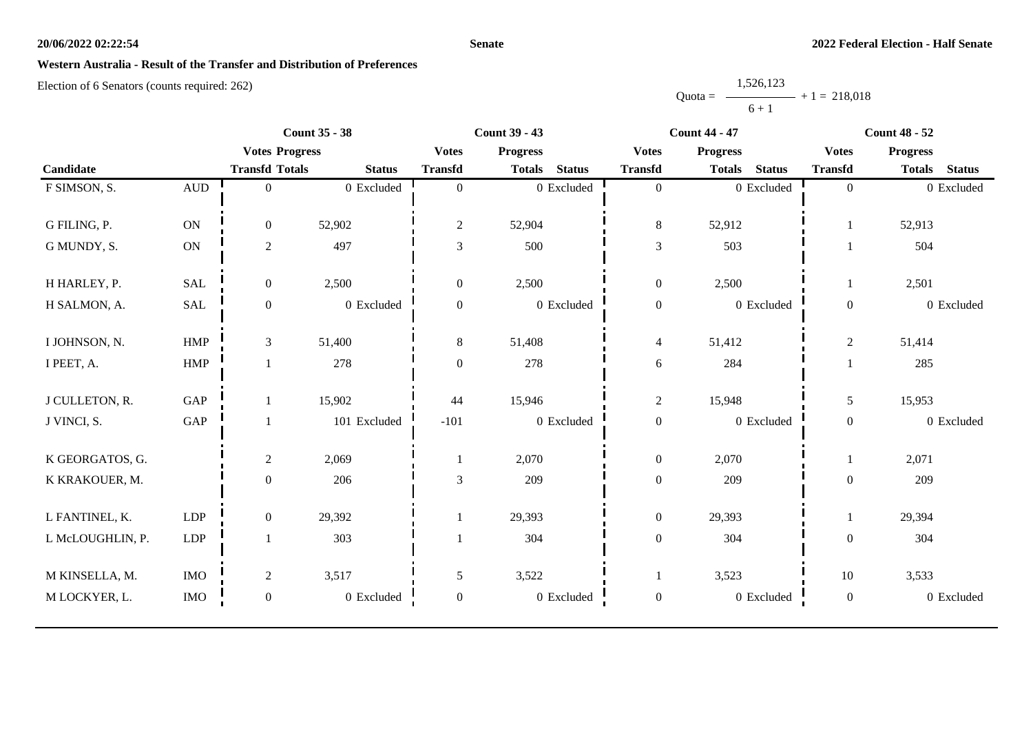**Senate**

**2022 Federal Election - Half Senate**

**Western Australia - Result of the Transfer and Distribution of Preferences**

Election of 6 Senators (counts required: 262)

$$Quota = \frac{1,526,123}{6 + 1} + 1 = 218,018$$

| | | Count 35 - 38 | | | Count 39 - 43 | | | Count 44 - 47 | | | Count 48 - 52 | | |
|---|---|---|---|---|---|---|---|---|---|---|---|---|---|
| | | Votes | Progress | | Votes | Progress | | Votes | Progress | | Votes | Progress | |
| **Candidate** | | **Transfd** | **Totals** | **Status** | **Transfd** | **Totals** | **Status** | **Transfd** | **Totals** | **Status** | **Transfd** | **Totals** | **Status** |
| F SIMSON, S. | AUD | 0 | 0 | Excluded | 0 | 0 | Excluded | 0 | 0 | Excluded | 0 | 0 | Excluded |
| G FILING, P. | ON | 0 | 52,902 | | 2 | 52,904 | | 8 | 52,912 | | 1 | 52,913 | |
| G MUNDY, S. | ON | 2 | 497 | | 3 | 500 | | 3 | 503 | | 1 | 504 | |
| H HARLEY, P. | SAL | 0 | 2,500 | | 0 | 2,500 | | 0 | 2,500 | | 1 | 2,501 | |
| H SALMON, A. | SAL | 0 | 0 | Excluded | 0 | 0 | Excluded | 0 | 0 | Excluded | 0 | 0 | Excluded |
| I JOHNSON, N. | HMP | 3 | 51,400 | | 8 | 51,408 | | 4 | 51,412 | | 2 | 51,414 | |
| I PEET, A. | HMP | 1 | 278 | | 0 | 278 | | 6 | 284 | | 1 | 285 | |
| J CULLETON, R. | GAP | 1 | 15,902 | | 44 | 15,946 | | 2 | 15,948 | | 5 | 15,953 | |
| J VINCI, S. | GAP | 1 | 101 | Excluded | -101 | 0 | Excluded | 0 | 0 | Excluded | 0 | 0 | Excluded |
| K GEORGATOS, G. | | 2 | 2,069 | | 1 | 2,070 | | 0 | 2,070 | | 1 | 2,071 | |
| K KRAKOUER, M. | | 0 | 206 | | 3 | 209 | | 0 | 209 | | 0 | 209 | |
| L FANTINEL, K. | LDP | 0 | 29,392 | | 1 | 29,393 | | 0 | 29,393 | | 1 | 29,394 | |
| L McLOUGHLIN, P. | LDP | 1 | 303 | | 1 | 304 | | 0 | 304 | | 0 | 304 | |
| M KINSELLA, M. | IMO | 2 | 3,517 | | 5 | 3,522 | | 1 | 3,523 | | 10 | 3,533 | |
| M LOCKYER, L. | IMO | 0 | 0 | Excluded | 0 | 0 | Excluded | 0 | 0 | Excluded | 0 | 0 | Excluded |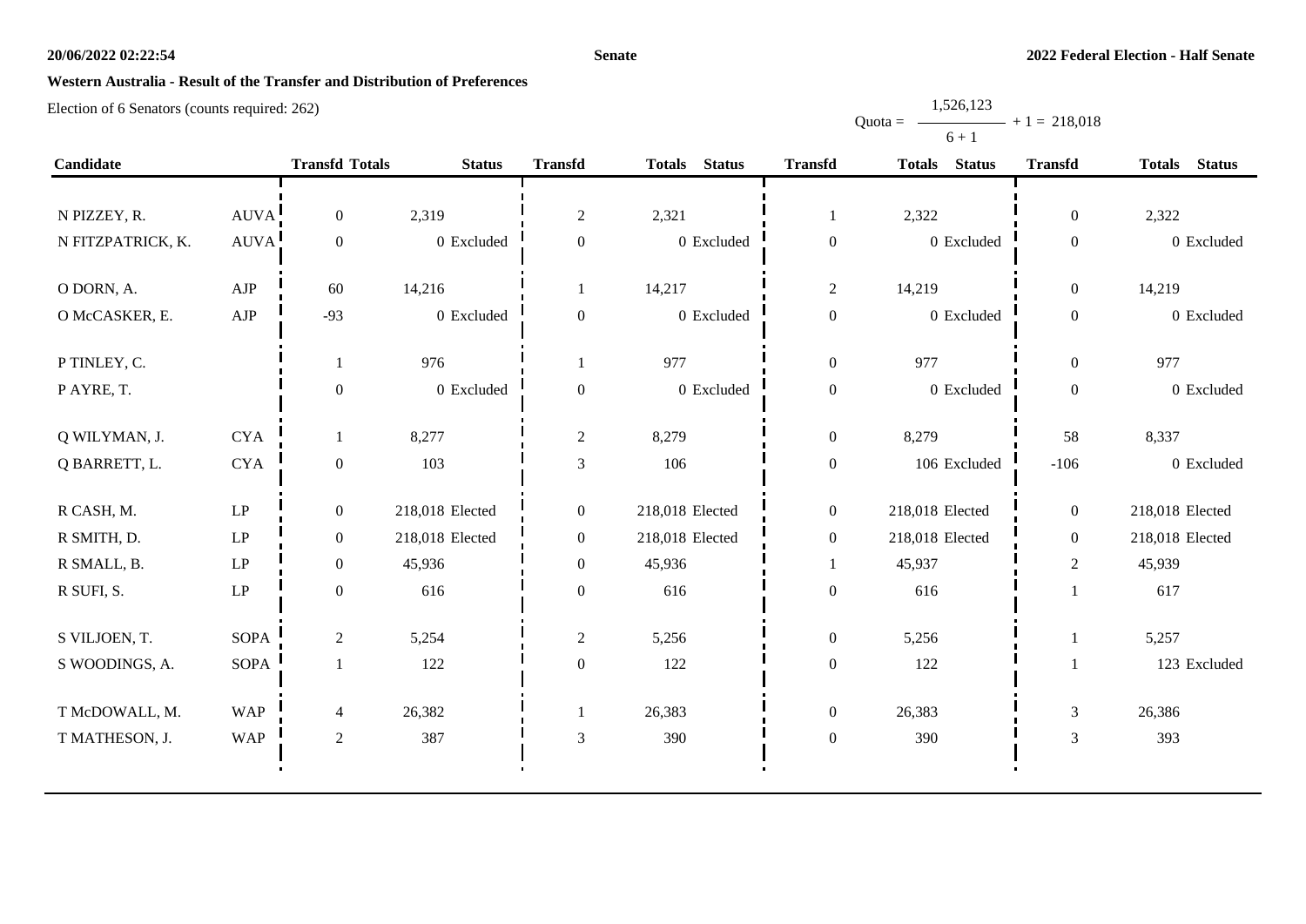**Western Australia - Result of the Transfer and Distribution of Preferences**

Election of 6 Senators (counts required: 262)

$$Quota = \frac{1,526,123}{6 + 1} + 1 = 218,018$$

| Candidate | | Transfd | Totals | Status | Transfd | Totals | Status | Transfd | Totals | Status | Transfd | Totals | Status |
|---|---|---|---|---|---|---|---|---|---|---|---|---|---|
| N PIZZEY, R. | AUVA | 0 | 2,319 | | 2 | 2,321 | | 1 | 2,322 | | 0 | 2,322 | |
| N FITZPATRICK, K. | AUVA | 0 | 0 | Excluded | 0 | 0 | Excluded | 0 | 0 | Excluded | 0 | 0 | Excluded |
| O DORN, A. | AJP | 60 | 14,216 | | 1 | 14,217 | | 2 | 14,219 | | 0 | 14,219 | |
| O McCASKER, E. | AJP | -93 | 0 | Excluded | 0 | 0 | Excluded | 0 | 0 | Excluded | 0 | 0 | Excluded |
| P TINLEY, C. | | 1 | 976 | | 1 | 977 | | 0 | 977 | | 0 | 977 | |
| P AYRE, T. | | 0 | 0 | Excluded | 0 | 0 | Excluded | 0 | 0 | Excluded | 0 | 0 | Excluded |
| Q WILYMAN, J. | CYA | 1 | 8,277 | | 2 | 8,279 | | 0 | 8,279 | | 58 | 8,337 | |
| Q BARRETT, L. | CYA | 0 | 103 | | 3 | 106 | | 0 | 106 | Excluded | -106 | 0 | Excluded |
| R CASH, M. | LP | 0 | 218,018 | Elected | 0 | 218,018 | Elected | 0 | 218,018 | Elected | 0 | 218,018 | Elected |
| R SMITH, D. | LP | 0 | 218,018 | Elected | 0 | 218,018 | Elected | 0 | 218,018 | Elected | 0 | 218,018 | Elected |
| R SMALL, B. | LP | 0 | 45,936 | | 0 | 45,936 | | 1 | 45,937 | | 2 | 45,939 | |
| R SUFI, S. | LP | 0 | 616 | | 0 | 616 | | 0 | 616 | | 1 | 617 | |
| S VILJOEN, T. | SOPA | 2 | 5,254 | | 2 | 5,256 | | 0 | 5,256 | | 1 | 5,257 | |
| S WOODINGS, A. | SOPA | 1 | 122 | | 0 | 122 | | 0 | 122 | | 1 | 123 | Excluded |
| T McDOWALL, M. | WAP | 4 | 26,382 | | 1 | 26,383 | | 0 | 26,383 | | 3 | 26,386 | |
| T MATHESON, J. | WAP | 2 | 387 | | 3 | 390 | | 0 | 390 | | 3 | 393 | |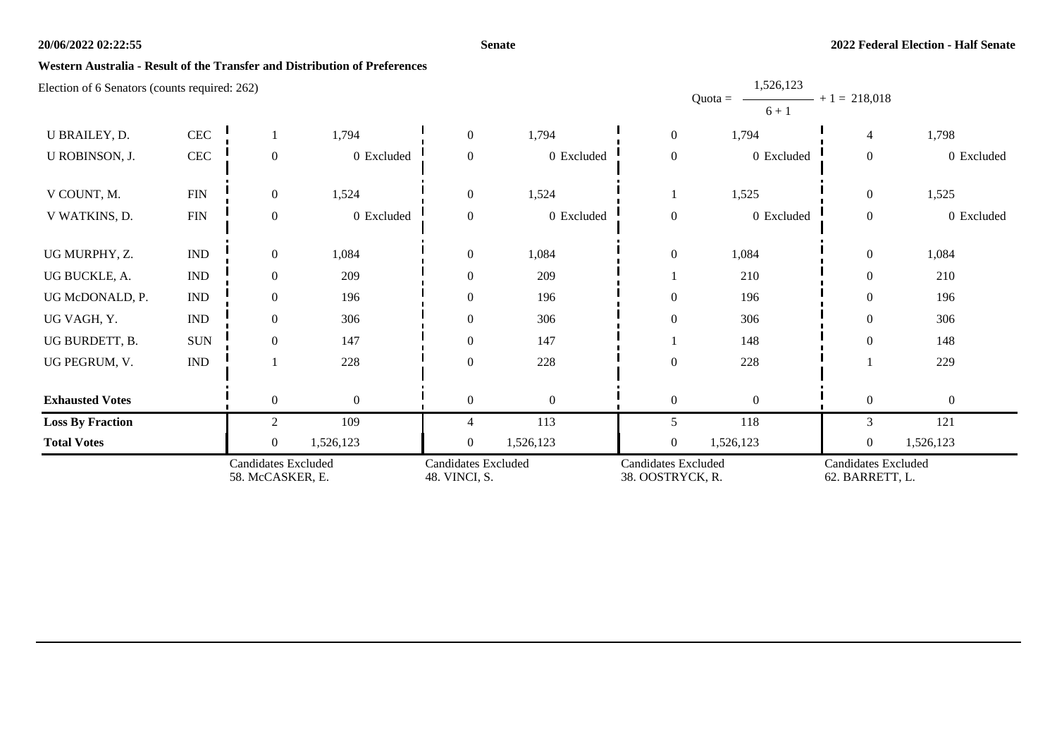**20/06/2022 02:22:55** **Senate** **2022 Federal Election - Half Senate**

**Western Australia - Result of the Transfer and Distribution of Preferences**

Election of 6 Senators (counts required: 262)

$$\text{Quota} = \frac{1,526,123}{6 + 1} + 1 = 218,018$$

| Candidate | Party | | | | | | | | |
|---|---|---|---|---|---|---|---|---|---|
| U BRAILEY, D. | CEC | 1 | 1,794 | 0 | 1,794 | 0 | 1,794 | 4 | 1,798 |
| U ROBINSON, J. | CEC | 0 | 0 Excluded | 0 | 0 Excluded | 0 | 0 Excluded | 0 | 0 Excluded |
| V COUNT, M. | FIN | 0 | 1,524 | 0 | 1,524 | 1 | 1,525 | 0 | 1,525 |
| V WATKINS, D. | FIN | 0 | 0 Excluded | 0 | 0 Excluded | 0 | 0 Excluded | 0 | 0 Excluded |
| UG MURPHY, Z. | IND | 0 | 1,084 | 0 | 1,084 | 0 | 1,084 | 0 | 1,084 |
| UG BUCKLE, A. | IND | 0 | 209 | 0 | 209 | 1 | 210 | 0 | 210 |
| UG McDONALD, P. | IND | 0 | 196 | 0 | 196 | 0 | 196 | 0 | 196 |
| UG VAGH, Y. | IND | 0 | 306 | 0 | 306 | 0 | 306 | 0 | 306 |
| UG BURDETT, B. | SUN | 0 | 147 | 0 | 147 | 1 | 148 | 0 | 148 |
| UG PEGRUM, V. | IND | 1 | 228 | 0 | 228 | 0 | 228 | 1 | 229 |
| **Exhausted Votes** | | 0 | 0 | 0 | 0 | 0 | 0 | 0 | 0 |
| **Loss By Fraction** | | 2 | 109 | 4 | 113 | 5 | 118 | 3 | 121 |
| **Total Votes** | | 0 | 1,526,123 | 0 | 1,526,123 | 0 | 1,526,123 | 0 | 1,526,123 |
| | | Candidates Excluded 58. McCASKER, E. | | Candidates Excluded 48. VINCI, S. | | Candidates Excluded 38. OOSTRYCK, R. | | Candidates Excluded 62. BARRETT, L. | |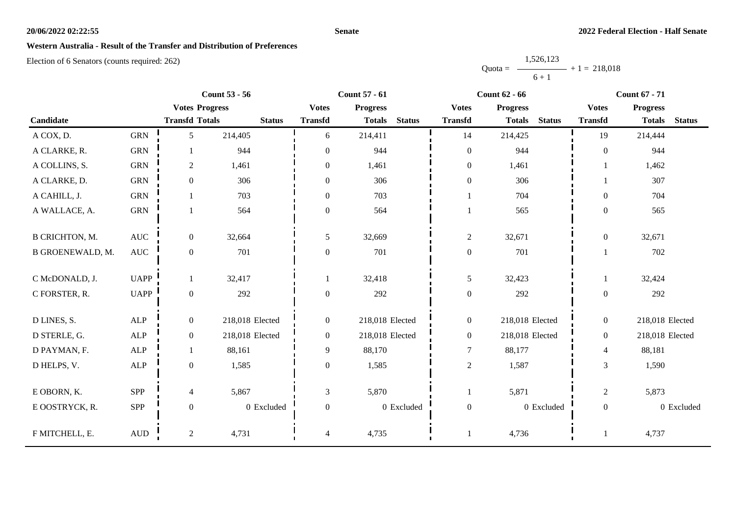**Western Australia - Result of the Transfer and Distribution of Preferences**

Election of 6 Senators (counts required: 262)

$$\text{Quota} = \frac{1,526,123}{6 + 1} + 1 = 218,018$$

| Candidate | | Count 53 - 56 | | | Count 57 - 61 | | | Count 62 - 66 | | | Count 67 - 71 | | |
|---|---|---|---|---|---|---|---|---|---|---|---|---|---|
| | | Votes Transfd | Progress Totals | Status | Votes Transfd | Progress Totals | Status | Votes Transfd | Progress Totals | Status | Votes Transfd | Progress Totals | Status |
| A COX, D. | GRN | 5 | 214,405 | | 6 | 214,411 | | 14 | 214,425 | | 19 | 214,444 | |
| A CLARKE, R. | GRN | 1 | 944 | | 0 | 944 | | 0 | 944 | | 0 | 944 | |
| A COLLINS, S. | GRN | 2 | 1,461 | | 0 | 1,461 | | 0 | 1,461 | | 1 | 1,462 | |
| A CLARKE, D. | GRN | 0 | 306 | | 0 | 306 | | 0 | 306 | | 1 | 307 | |
| A CAHILL, J. | GRN | 1 | 703 | | 0 | 703 | | 1 | 704 | | 0 | 704 | |
| A WALLACE, A. | GRN | 1 | 564 | | 0 | 564 | | 1 | 565 | | 0 | 565 | |
| B CRICHTON, M. | AUC | 0 | 32,664 | | 5 | 32,669 | | 2 | 32,671 | | 0 | 32,671 | |
| B GROENEWALD, M. | AUC | 0 | 701 | | 0 | 701 | | 0 | 701 | | 1 | 702 | |
| C McDONALD, J. | UAPP | 1 | 32,417 | | 1 | 32,418 | | 5 | 32,423 | | 1 | 32,424 | |
| C FORSTER, R. | UAPP | 0 | 292 | | 0 | 292 | | 0 | 292 | | 0 | 292 | |
| D LINES, S. | ALP | 0 | 218,018 | Elected | 0 | 218,018 | Elected | 0 | 218,018 | Elected | 0 | 218,018 | Elected |
| D STERLE, G. | ALP | 0 | 218,018 | Elected | 0 | 218,018 | Elected | 0 | 218,018 | Elected | 0 | 218,018 | Elected |
| D PAYMAN, F. | ALP | 1 | 88,161 | | 9 | 88,170 | | 7 | 88,177 | | 4 | 88,181 | |
| D HELPS, V. | ALP | 0 | 1,585 | | 0 | 1,585 | | 2 | 1,587 | | 3 | 1,590 | |
| E OBORN, K. | SPP | 4 | 5,867 | | 3 | 5,870 | | 1 | 5,871 | | 2 | 5,873 | |
| E OOSTRYCK, R. | SPP | 0 | 0 | Excluded | 0 | 0 | Excluded | 0 | 0 | Excluded | 0 | 0 | Excluded |
| F MITCHELL, E. | AUD | 2 | 4,731 | | 4 | 4,735 | | 1 | 4,736 | | 1 | 4,737 | |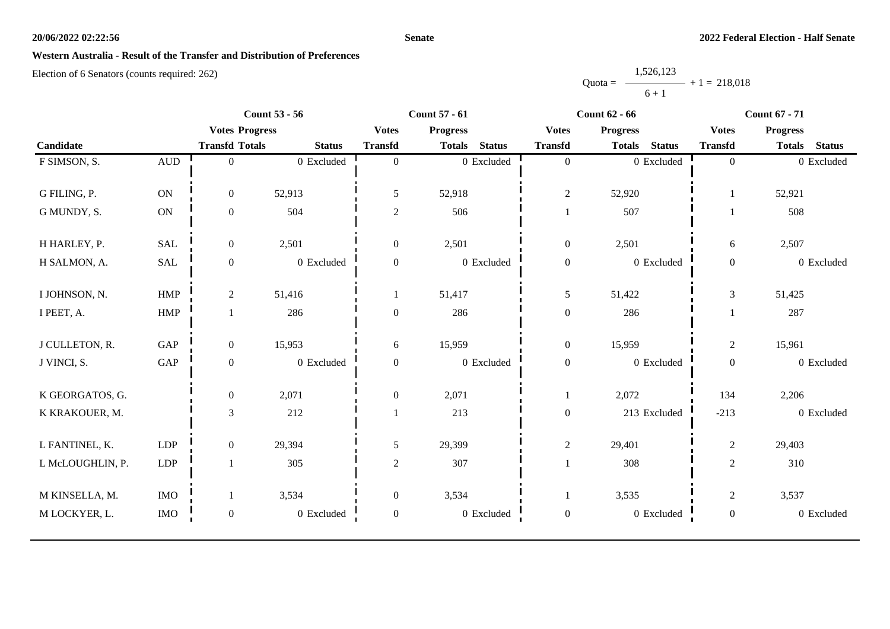**Senate**

**2022 Federal Election - Half Senate**

**Western Australia - Result of the Transfer and Distribution of Preferences**

Election of 6 Senators (counts required: 262)

$$\text{Quota} = \frac{1,526,123}{6 + 1} + 1 = 218,018$$

| Candidate | | Count 53 - 56 | | | Count 57 - 61 | | | Count 62 - 66 | | | Count 67 - 71 | | |
|---|---|---|---|---|---|---|---|---|---|---|---|---|---|
| | | Votes Transfd | Progress Totals | Status | Votes Transfd | Progress Totals | Status | Votes Transfd | Progress Totals | Status | Votes Transfd | Progress Totals | Status |
| F SIMSON, S. | AUD | 0 | 0 | Excluded | 0 | 0 | Excluded | 0 | 0 | Excluded | 0 | 0 | Excluded |
| G FILING, P. | ON | 0 | 52,913 | | 5 | 52,918 | | 2 | 52,920 | | 1 | 52,921 | |
| G MUNDY, S. | ON | 0 | 504 | | 2 | 506 | | 1 | 507 | | 1 | 508 | |
| H HARLEY, P. | SAL | 0 | 2,501 | | 0 | 2,501 | | 0 | 2,501 | | 6 | 2,507 | |
| H SALMON, A. | SAL | 0 | 0 | Excluded | 0 | 0 | Excluded | 0 | 0 | Excluded | 0 | 0 | Excluded |
| I JOHNSON, N. | HMP | 2 | 51,416 | | 1 | 51,417 | | 5 | 51,422 | | 3 | 51,425 | |
| I PEET, A. | HMP | 1 | 286 | | 0 | 286 | | 0 | 286 | | 1 | 287 | |
| J CULLETON, R. | GAP | 0 | 15,953 | | 6 | 15,959 | | 0 | 15,959 | | 2 | 15,961 | |
| J VINCI, S. | GAP | 0 | 0 | Excluded | 0 | 0 | Excluded | 0 | 0 | Excluded | 0 | 0 | Excluded |
| K GEORGATOS, G. | | 0 | 2,071 | | 0 | 2,071 | | 1 | 2,072 | | 134 | 2,206 | |
| K KRAKOUER, M. | | 3 | 212 | | 1 | 213 | | 0 | 213 | Excluded | -213 | 0 | Excluded |
| L FANTINEL, K. | LDP | 0 | 29,394 | | 5 | 29,399 | | 2 | 29,401 | | 2 | 29,403 | |
| L McLOUGHLIN, P. | LDP | 1 | 305 | | 2 | 307 | | 1 | 308 | | 2 | 310 | |
| M KINSELLA, M. | IMO | 1 | 3,534 | | 0 | 3,534 | | 1 | 3,535 | | 2 | 3,537 | |
| M LOCKYER, L. | IMO | 0 | 0 | Excluded | 0 | 0 | Excluded | 0 | 0 | Excluded | 0 | 0 | Excluded |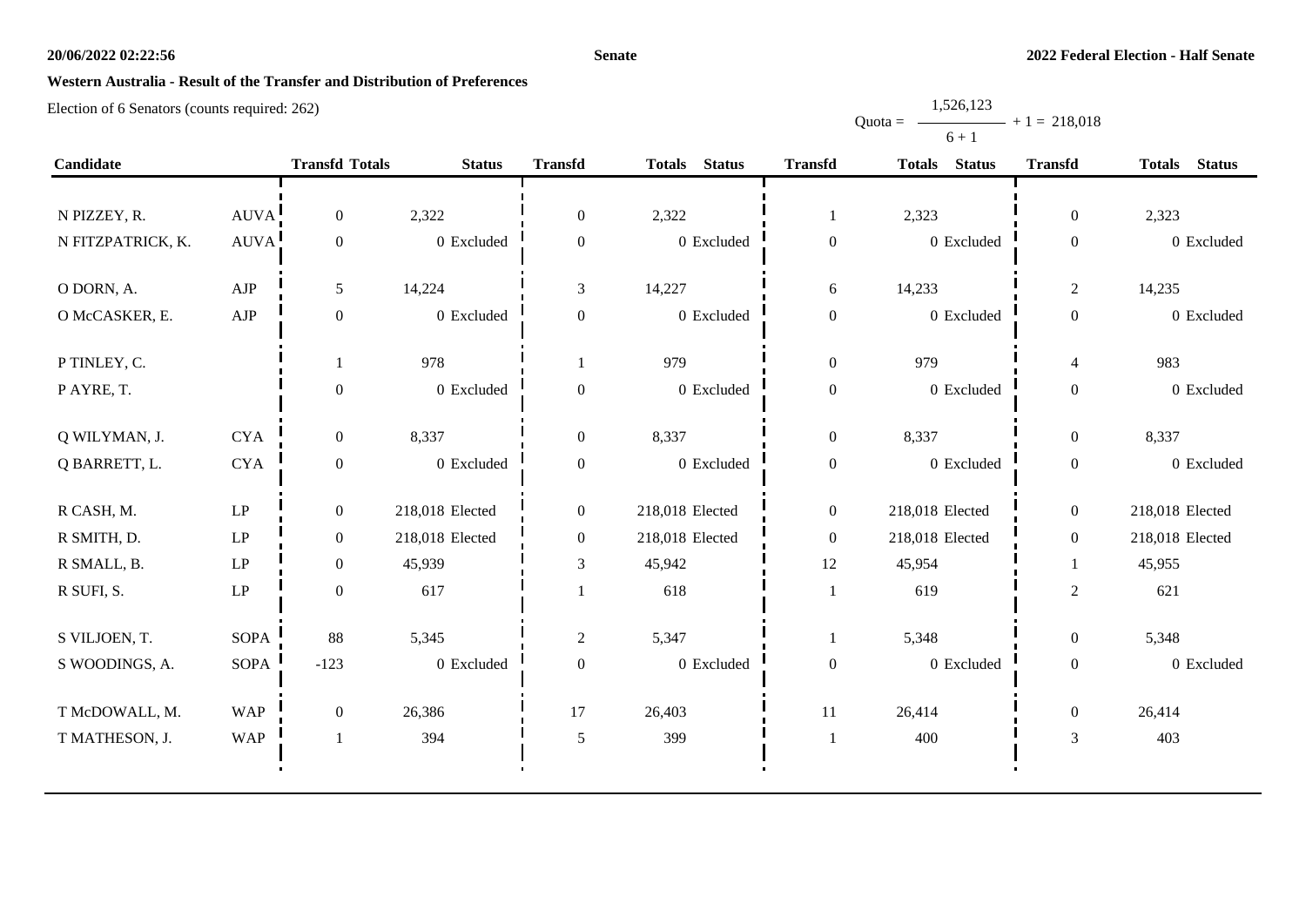**Western Australia - Result of the Transfer and Distribution of Preferences**

Election of 6 Senators (counts required: 262)

$$\text{Quota} = \frac{1{,}526{,}123}{6 + 1} + 1 = 218{,}018$$

| Candidate | | Transfd | Totals | Status | Transfd | Totals | Status | Transfd | Totals | Status | Transfd | Totals | Status |
|---|---|---|---|---|---|---|---|---|---|---|---|---|---|
| N PIZZEY, R. | AUVA | 0 | 2,322 | | 0 | 2,322 | | 1 | 2,323 | | 0 | 2,323 | |
| N FITZPATRICK, K. | AUVA | 0 | 0 | Excluded | 0 | 0 | Excluded | 0 | 0 | Excluded | 0 | 0 | Excluded |
| O DORN, A. | AJP | 5 | 14,224 | | 3 | 14,227 | | 6 | 14,233 | | 2 | 14,235 | |
| O McCASKER, E. | AJP | 0 | 0 | Excluded | 0 | 0 | Excluded | 0 | 0 | Excluded | 0 | 0 | Excluded |
| P TINLEY, C. | | 1 | 978 | | 1 | 979 | | 0 | 979 | | 4 | 983 | |
| P AYRE, T. | | 0 | 0 | Excluded | 0 | 0 | Excluded | 0 | 0 | Excluded | 0 | 0 | Excluded |
| Q WILYMAN, J. | CYA | 0 | 8,337 | | 0 | 8,337 | | 0 | 8,337 | | 0 | 8,337 | |
| Q BARRETT, L. | CYA | 0 | 0 | Excluded | 0 | 0 | Excluded | 0 | 0 | Excluded | 0 | 0 | Excluded |
| R CASH, M. | LP | 0 | 218,018 | Elected | 0 | 218,018 | Elected | 0 | 218,018 | Elected | 0 | 218,018 | Elected |
| R SMITH, D. | LP | 0 | 218,018 | Elected | 0 | 218,018 | Elected | 0 | 218,018 | Elected | 0 | 218,018 | Elected |
| R SMALL, B. | LP | 0 | 45,939 | | 3 | 45,942 | | 12 | 45,954 | | 1 | 45,955 | |
| R SUFI, S. | LP | 0 | 617 | | 1 | 618 | | 1 | 619 | | 2 | 621 | |
| S VILJOEN, T. | SOPA | 88 | 5,345 | | 2 | 5,347 | | 1 | 5,348 | | 0 | 5,348 | |
| S WOODINGS, A. | SOPA | -123 | 0 | Excluded | 0 | 0 | Excluded | 0 | 0 | Excluded | 0 | 0 | Excluded |
| T McDOWALL, M. | WAP | 0 | 26,386 | | 17 | 26,403 | | 11 | 26,414 | | 0 | 26,414 | |
| T MATHESON, J. | WAP | 1 | 394 | | 5 | 399 | | 1 | 400 | | 3 | 403 | |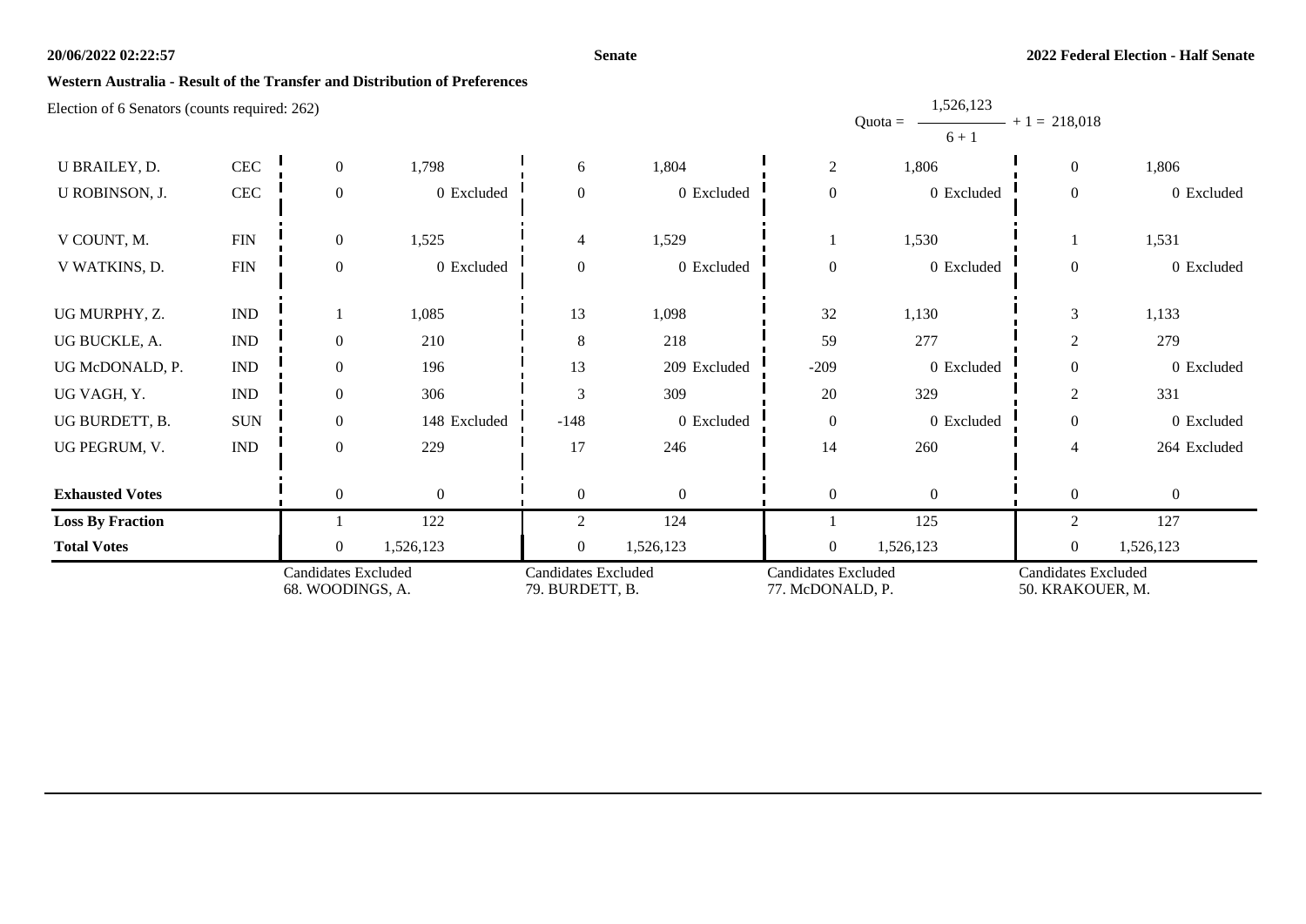# Western Australia - Result of the Transfer and Distribution of Preferences

Election of 6 Senators (counts required: 262)

Quota = $\frac{1,526,123}{6 + 1} + 1 = 218,018$

| | | | | | | | | | |
|---|---|---|---|---|---|---|---|---|---|
| U BRAILEY, D. | CEC | 0 | 1,798 | 6 | 1,804 | 2 | 1,806 | 0 | 1,806 |
| U ROBINSON, J. | CEC | 0 | 0 Excluded | 0 | 0 Excluded | 0 | 0 Excluded | 0 | 0 Excluded |
| V COUNT, M. | FIN | 0 | 1,525 | 4 | 1,529 | 1 | 1,530 | 1 | 1,531 |
| V WATKINS, D. | FIN | 0 | 0 Excluded | 0 | 0 Excluded | 0 | 0 Excluded | 0 | 0 Excluded |
| UG MURPHY, Z. | IND | 1 | 1,085 | 13 | 1,098 | 32 | 1,130 | 3 | 1,133 |
| UG BUCKLE, A. | IND | 0 | 210 | 8 | 218 | 59 | 277 | 2 | 279 |
| UG McDONALD, P. | IND | 0 | 196 | 13 | 209 Excluded | -209 | 0 Excluded | 0 | 0 Excluded |
| UG VAGH, Y. | IND | 0 | 306 | 3 | 309 | 20 | 329 | 2 | 331 |
| UG BURDETT, B. | SUN | 0 | 148 Excluded | -148 | 0 Excluded | 0 | 0 Excluded | 0 | 0 Excluded |
| UG PEGRUM, V. | IND | 0 | 229 | 17 | 246 | 14 | 260 | 4 | 264 Excluded |
| **Exhausted Votes** | | 0 | 0 | 0 | 0 | 0 | 0 | 0 | 0 |
| **Loss By Fraction** | | 1 | 122 | 2 | 124 | 1 | 125 | 2 | 127 |
| **Total Votes** | | 0 | 1,526,123 | 0 | 1,526,123 | 0 | 1,526,123 | 0 | 1,526,123 |
| | | Candidates Excluded 68. WOODINGS, A. | | Candidates Excluded 79. BURDETT, B. | | Candidates Excluded 77. McDONALD, P. | | Candidates Excluded 50. KRAKOUER, M. | |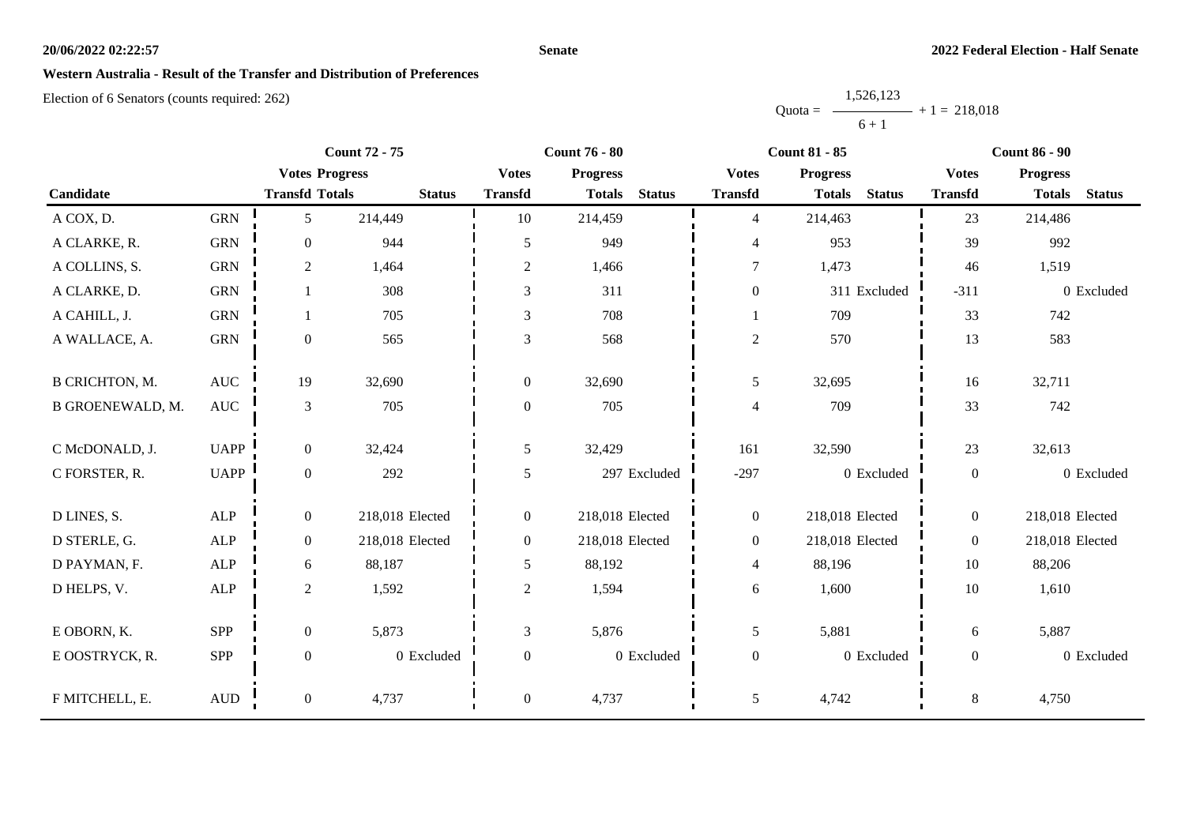# Western Australia - Result of the Transfer and Distribution of Preferences

Election of 6 Senators (counts required: 262)

Quota = $\frac{1,526,123}{6 + 1} + 1 = 218,018$

| Candidate | | Count 72 - 75 | | | Count 76 - 80 | | | Count 81 - 85 | | | Count 86 - 90 | | |
|---|---|---|---|---|---|---|---|---|---|---|---|---|---|
| | | Votes Transfd | Progress Totals | Status | Votes Transfd | Progress Totals | Status | Votes Transfd | Progress Totals | Status | Votes Transfd | Progress Totals | Status |
| A COX, D. | GRN | 5 | 214,449 | | 10 | 214,459 | | 4 | 214,463 | | 23 | 214,486 | |
| A CLARKE, R. | GRN | 0 | 944 | | 5 | 949 | | 4 | 953 | | 39 | 992 | |
| A COLLINS, S. | GRN | 2 | 1,464 | | 2 | 1,466 | | 7 | 1,473 | | 46 | 1,519 | |
| A CLARKE, D. | GRN | 1 | 308 | | 3 | 311 | | 0 | 311 | Excluded | -311 | 0 | Excluded |
| A CAHILL, J. | GRN | 1 | 705 | | 3 | 708 | | 1 | 709 | | 33 | 742 | |
| A WALLACE, A. | GRN | 0 | 565 | | 3 | 568 | | 2 | 570 | | 13 | 583 | |
| B CRICHTON, M. | AUC | 19 | 32,690 | | 0 | 32,690 | | 5 | 32,695 | | 16 | 32,711 | |
| B GROENEWALD, M. | AUC | 3 | 705 | | 0 | 705 | | 4 | 709 | | 33 | 742 | |
| C McDONALD, J. | UAPP | 0 | 32,424 | | 5 | 32,429 | | 161 | 32,590 | | 23 | 32,613 | |
| C FORSTER, R. | UAPP | 0 | 292 | | 5 | 297 | Excluded | -297 | 0 | Excluded | 0 | 0 | Excluded |
| D LINES, S. | ALP | 0 | 218,018 | Elected | 0 | 218,018 | Elected | 0 | 218,018 | Elected | 0 | 218,018 | Elected |
| D STERLE, G. | ALP | 0 | 218,018 | Elected | 0 | 218,018 | Elected | 0 | 218,018 | Elected | 0 | 218,018 | Elected |
| D PAYMAN, F. | ALP | 6 | 88,187 | | 5 | 88,192 | | 4 | 88,196 | | 10 | 88,206 | |
| D HELPS, V. | ALP | 2 | 1,592 | | 2 | 1,594 | | 6 | 1,600 | | 10 | 1,610 | |
| E OBORN, K. | SPP | 0 | 5,873 | | 3 | 5,876 | | 5 | 5,881 | | 6 | 5,887 | |
| E OOSTRYCK, R. | SPP | 0 | 0 | Excluded | 0 | 0 | Excluded | 0 | 0 | Excluded | 0 | 0 | Excluded |
| F MITCHELL, E. | AUD | 0 | 4,737 | | 0 | 4,737 | | 5 | 4,742 | | 8 | 4,750 | |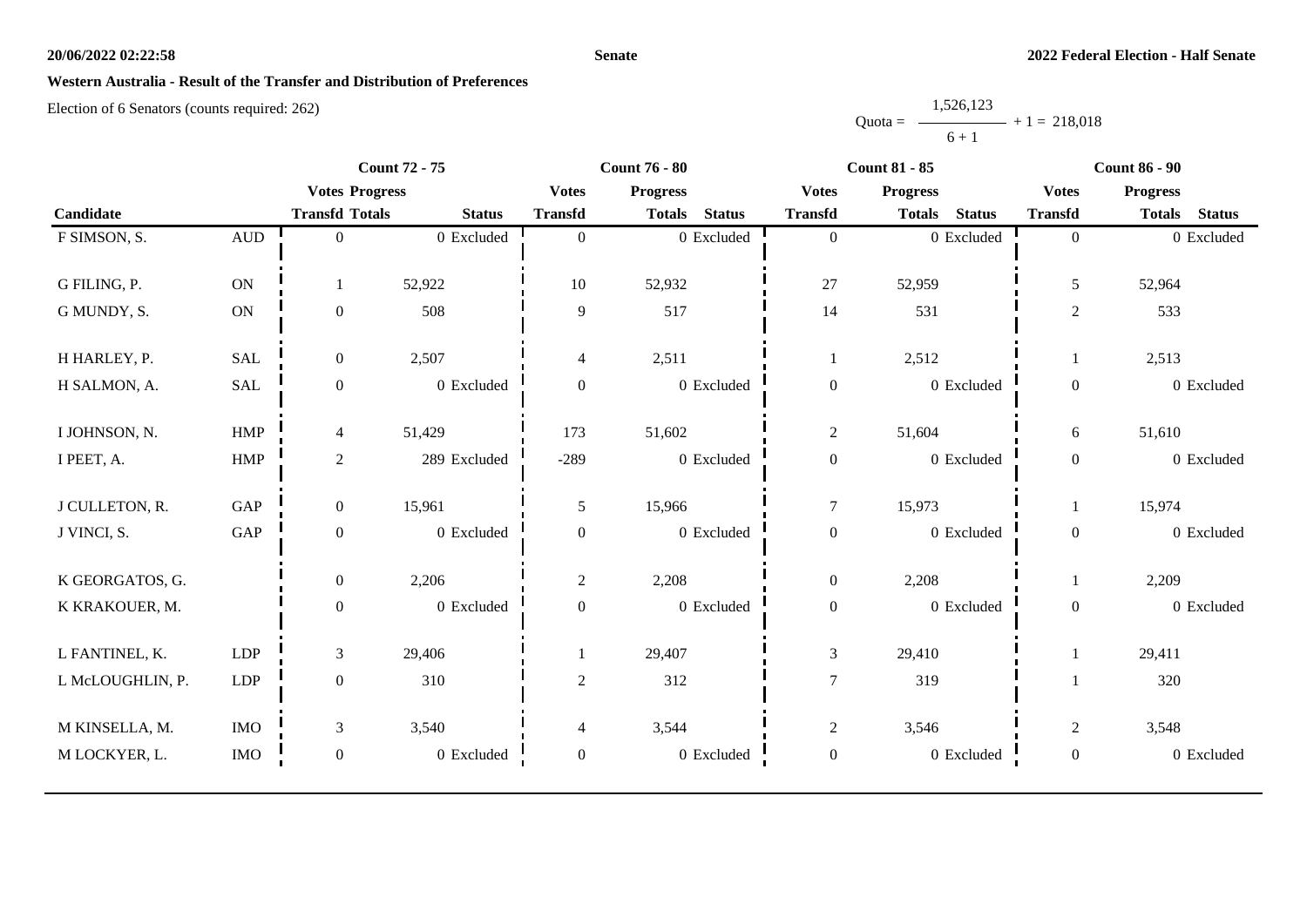**Senate**

**2022 Federal Election - Half Senate**

**Western Australia - Result of the Transfer and Distribution of Preferences**

Election of 6 Senators (counts required: 262)

$$Quota = \frac{1,526,123}{6 + 1} + 1 = 218,018$$

| Candidate | | Count 72 - 75 | | | Count 76 - 80 | | | Count 81 - 85 | | | Count 86 - 90 | | |
|---|---|---|---|---|---|---|---|---|---|---|---|---|---|
| | | Votes Transfd | Progress Totals | Status | Votes Transfd | Progress Totals | Status | Votes Transfd | Progress Totals | Status | Votes Transfd | Progress Totals | Status |
| F SIMSON, S. | AUD | 0 | 0 | Excluded | 0 | 0 | Excluded | 0 | 0 | Excluded | 0 | 0 | Excluded |
| G FILING, P. | ON | 1 | 52,922 | | 10 | 52,932 | | 27 | 52,959 | | 5 | 52,964 | |
| G MUNDY, S. | ON | 0 | 508 | | 9 | 517 | | 14 | 531 | | 2 | 533 | |
| H HARLEY, P. | SAL | 0 | 2,507 | | 4 | 2,511 | | 1 | 2,512 | | 1 | 2,513 | |
| H SALMON, A. | SAL | 0 | 0 | Excluded | 0 | 0 | Excluded | 0 | 0 | Excluded | 0 | 0 | Excluded |
| I JOHNSON, N. | HMP | 4 | 51,429 | | 173 | 51,602 | | 2 | 51,604 | | 6 | 51,610 | |
| I PEET, A. | HMP | 2 | 289 | Excluded | -289 | 0 | Excluded | 0 | 0 | Excluded | 0 | 0 | Excluded |
| J CULLETON, R. | GAP | 0 | 15,961 | | 5 | 15,966 | | 7 | 15,973 | | 1 | 15,974 | |
| J VINCI, S. | GAP | 0 | 0 | Excluded | 0 | 0 | Excluded | 0 | 0 | Excluded | 0 | 0 | Excluded |
| K GEORGATOS, G. | | 0 | 2,206 | | 2 | 2,208 | | 0 | 2,208 | | 1 | 2,209 | |
| K KRAKOUER, M. | | 0 | 0 | Excluded | 0 | 0 | Excluded | 0 | 0 | Excluded | 0 | 0 | Excluded |
| L FANTINEL, K. | LDP | 3 | 29,406 | | 1 | 29,407 | | 3 | 29,410 | | 1 | 29,411 | |
| L McLOUGHLIN, P. | LDP | 0 | 310 | | 2 | 312 | | 7 | 319 | | 1 | 320 | |
| M KINSELLA, M. | IMO | 3 | 3,540 | | 4 | 3,544 | | 2 | 3,546 | | 2 | 3,548 | |
| M LOCKYER, L. | IMO | 0 | 0 | Excluded | 0 | 0 | Excluded | 0 | 0 | Excluded | 0 | 0 | Excluded |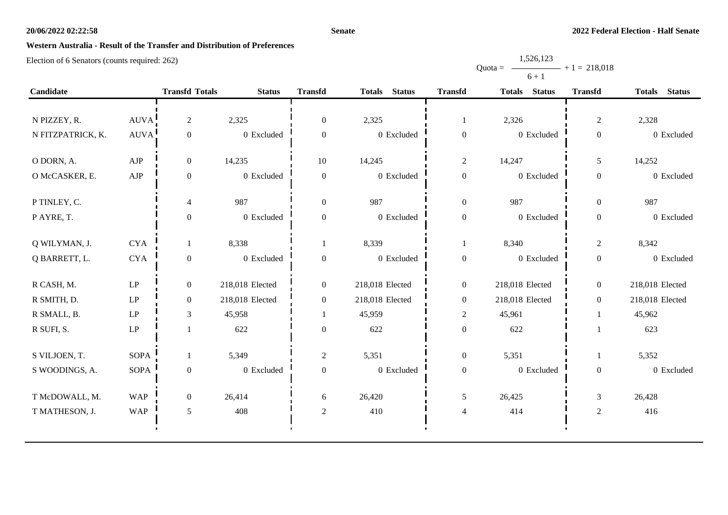**Western Australia - Result of the Transfer and Distribution of Preferences**

Election of 6 Senators (counts required: 262)

$$\text{Quota} = \frac{1,526,123}{6+1} + 1 = 218,018$$

| Candidate | | Transfd | Totals | Status | Transfd | Totals | Status | Transfd | Totals | Status | Transfd | Totals | Status |
|---|---|---|---|---|---|---|---|---|---|---|---|---|---|
| N PIZZEY, R. | AUVA | 2 | 2,325 | | 0 | 2,325 | | 1 | 2,326 | | 2 | 2,328 | |
| N FITZPATRICK, K. | AUVA | 0 | 0 | Excluded | 0 | 0 | Excluded | 0 | 0 | Excluded | 0 | 0 | Excluded |
| O DORN, A. | AJP | 0 | 14,235 | | 10 | 14,245 | | 2 | 14,247 | | 5 | 14,252 | |
| O McCASKER, E. | AJP | 0 | 0 | Excluded | 0 | 0 | Excluded | 0 | 0 | Excluded | 0 | 0 | Excluded |
| P TINLEY, C. | | 4 | 987 | | 0 | 987 | | 0 | 987 | | 0 | 987 | |
| P AYRE, T. | | 0 | 0 | Excluded | 0 | 0 | Excluded | 0 | 0 | Excluded | 0 | 0 | Excluded |
| Q WILYMAN, J. | CYA | 1 | 8,338 | | 1 | 8,339 | | 1 | 8,340 | | 2 | 8,342 | |
| Q BARRETT, L. | CYA | 0 | 0 | Excluded | 0 | 0 | Excluded | 0 | 0 | Excluded | 0 | 0 | Excluded |
| R CASH, M. | LP | 0 | 218,018 | Elected | 0 | 218,018 | Elected | 0 | 218,018 | Elected | 0 | 218,018 | Elected |
| R SMITH, D. | LP | 0 | 218,018 | Elected | 0 | 218,018 | Elected | 0 | 218,018 | Elected | 0 | 218,018 | Elected |
| R SMALL, B. | LP | 3 | 45,958 | | 1 | 45,959 | | 2 | 45,961 | | 1 | 45,962 | |
| R SUFI, S. | LP | 1 | 622 | | 0 | 622 | | 0 | 622 | | 1 | 623 | |
| S VILJOEN, T. | SOPA | 1 | 5,349 | | 2 | 5,351 | | 0 | 5,351 | | 1 | 5,352 | |
| S WOODINGS, A. | SOPA | 0 | 0 | Excluded | 0 | 0 | Excluded | 0 | 0 | Excluded | 0 | 0 | Excluded |
| T McDOWALL, M. | WAP | 0 | 26,414 | | 6 | 26,420 | | 5 | 26,425 | | 3 | 26,428 | |
| T MATHESON, J. | WAP | 5 | 408 | | 2 | 410 | | 4 | 414 | | 2 | 416 | |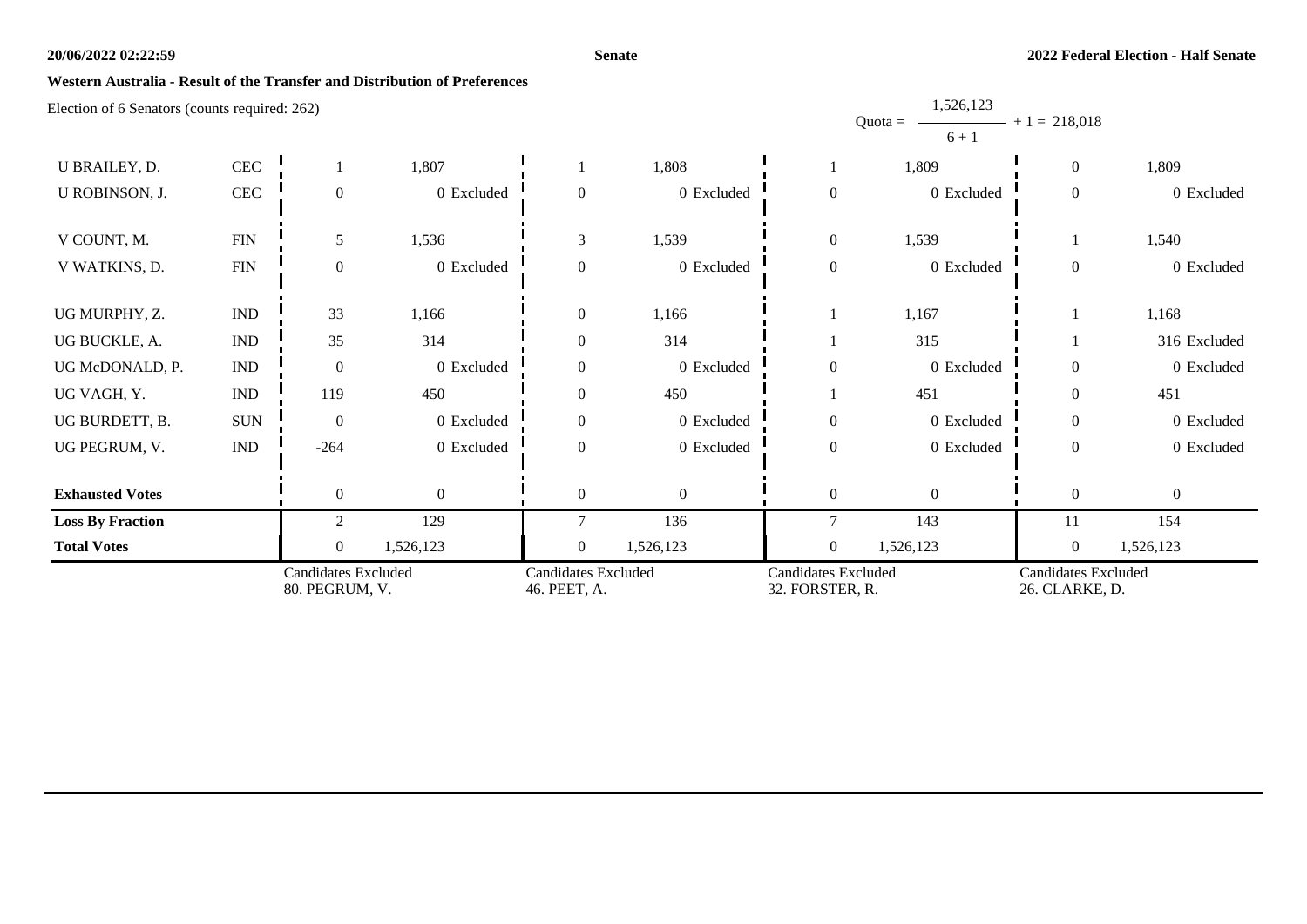## Western Australia - Result of the Transfer and Distribution of Preferences

Election of 6 Senators (counts required: 262)

$$\text{Quota} = \frac{1{,}526{,}123}{6 + 1} + 1 = 218{,}018$$

| Candidate | Party | Transfer | Total | Transfer | Total | Transfer | Total | Transfer | Total |
|---|---|---|---|---|---|---|---|---|---|
| U BRAILEY, D. | CEC | 1 | 1,807 | 1 | 1,808 | 1 | 1,809 | 0 | 1,809 |
| U ROBINSON, J. | CEC | 0 | 0 Excluded | 0 | 0 Excluded | 0 | 0 Excluded | 0 | 0 Excluded |
| V COUNT, M. | FIN | 5 | 1,536 | 3 | 1,539 | 0 | 1,539 | 1 | 1,540 |
| V WATKINS, D. | FIN | 0 | 0 Excluded | 0 | 0 Excluded | 0 | 0 Excluded | 0 | 0 Excluded |
| UG MURPHY, Z. | IND | 33 | 1,166 | 0 | 1,166 | 1 | 1,167 | 1 | 1,168 |
| UG BUCKLE, A. | IND | 35 | 314 | 0 | 314 | 1 | 315 | 1 | 316 Excluded |
| UG McDONALD, P. | IND | 0 | 0 Excluded | 0 | 0 Excluded | 0 | 0 Excluded | 0 | 0 Excluded |
| UG VAGH, Y. | IND | 119 | 450 | 0 | 450 | 1 | 451 | 0 | 451 |
| UG BURDETT, B. | SUN | 0 | 0 Excluded | 0 | 0 Excluded | 0 | 0 Excluded | 0 | 0 Excluded |
| UG PEGRUM, V. | IND | -264 | 0 Excluded | 0 | 0 Excluded | 0 | 0 Excluded | 0 | 0 Excluded |
| **Exhausted Votes** | | 0 | 0 | 0 | 0 | 0 | 0 | 0 | 0 |
| **Loss By Fraction** | | 2 | 129 | 7 | 136 | 7 | 143 | 11 | 154 |
| **Total Votes** | | 0 | 1,526,123 | 0 | 1,526,123 | 0 | 1,526,123 | 0 | 1,526,123 |
| | | Candidates Excluded 80. PEGRUM, V. | | Candidates Excluded 46. PEET, A. | | Candidates Excluded 32. FORSTER, R. | | Candidates Excluded 26. CLARKE, D. | |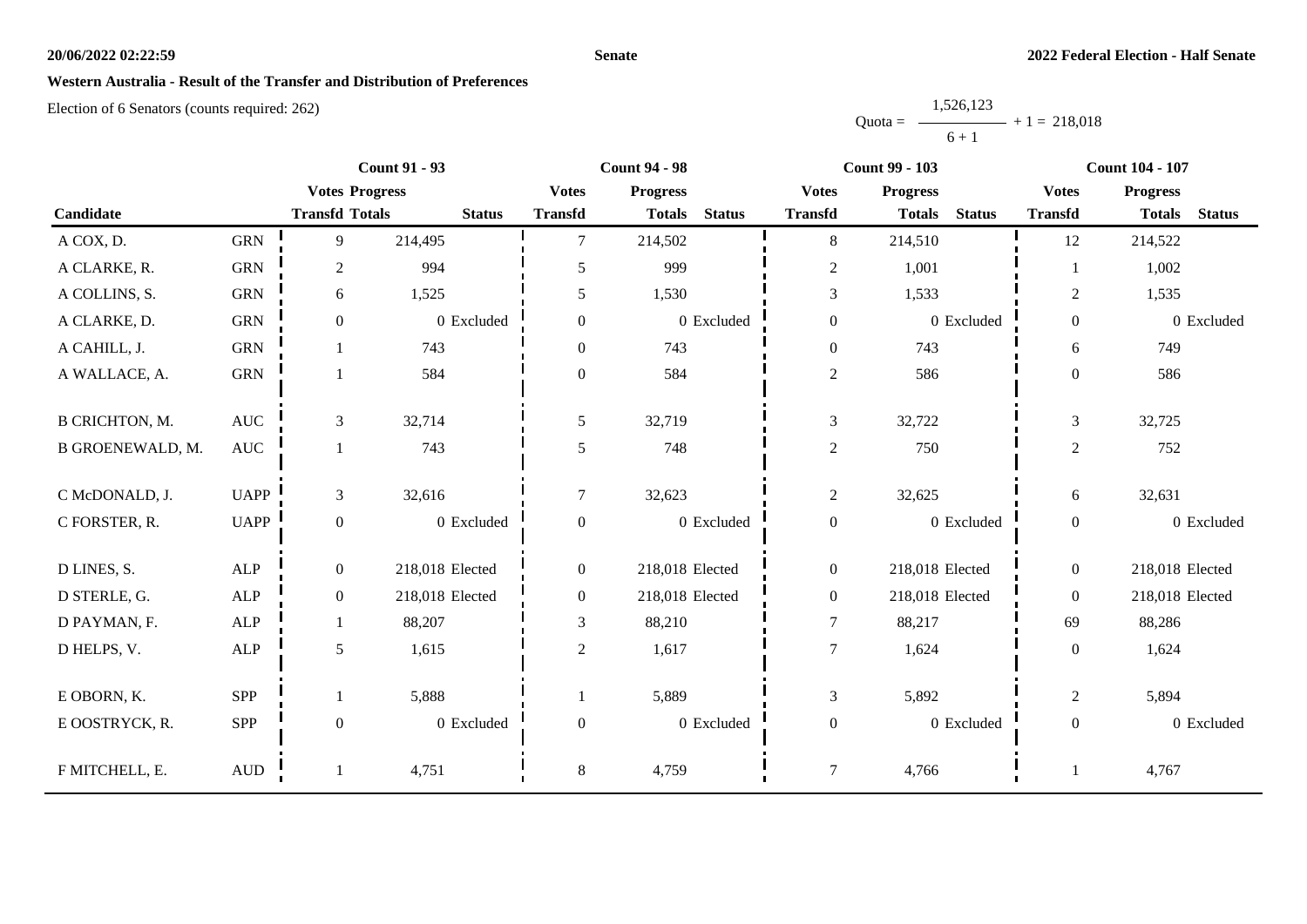# Western Australia - Result of the Transfer and Distribution of Preferences

Election of 6 Senators (counts required: 262)

$$\text{Quota} = \frac{1,526,123}{6 + 1} + 1 = 218,018$$

| Candidate | | Count 91 - 93 | | | Count 94 - 98 | | | Count 99 - 103 | | | Count 104 - 107 | | |
|---|---|---|---|---|---|---|---|---|---|---|---|---|---|
| | | Votes Transfd | Progress Totals | Status | Votes Transfd | Progress Totals | Status | Votes Transfd | Progress Totals | Status | Votes Transfd | Progress Totals | Status |
| A COX, D. | GRN | 9 | 214,495 | | 7 | 214,502 | | 8 | 214,510 | | 12 | 214,522 | |
| A CLARKE, R. | GRN | 2 | 994 | | 5 | 999 | | 2 | 1,001 | | 1 | 1,002 | |
| A COLLINS, S. | GRN | 6 | 1,525 | | 5 | 1,530 | | 3 | 1,533 | | 2 | 1,535 | |
| A CLARKE, D. | GRN | 0 | 0 | Excluded | 0 | 0 | Excluded | 0 | 0 | Excluded | 0 | 0 | Excluded |
| A CAHILL, J. | GRN | 1 | 743 | | 0 | 743 | | 0 | 743 | | 6 | 749 | |
| A WALLACE, A. | GRN | 1 | 584 | | 0 | 584 | | 2 | 586 | | 0 | 586 | |
| B CRICHTON, M. | AUC | 3 | 32,714 | | 5 | 32,719 | | 3 | 32,722 | | 3 | 32,725 | |
| B GROENEWALD, M. | AUC | 1 | 743 | | 5 | 748 | | 2 | 750 | | 2 | 752 | |
| C McDONALD, J. | UAPP | 3 | 32,616 | | 7 | 32,623 | | 2 | 32,625 | | 6 | 32,631 | |
| C FORSTER, R. | UAPP | 0 | 0 | Excluded | 0 | 0 | Excluded | 0 | 0 | Excluded | 0 | 0 | Excluded |
| D LINES, S. | ALP | 0 | 218,018 | Elected | 0 | 218,018 | Elected | 0 | 218,018 | Elected | 0 | 218,018 | Elected |
| D STERLE, G. | ALP | 0 | 218,018 | Elected | 0 | 218,018 | Elected | 0 | 218,018 | Elected | 0 | 218,018 | Elected |
| D PAYMAN, F. | ALP | 1 | 88,207 | | 3 | 88,210 | | 7 | 88,217 | | 69 | 88,286 | |
| D HELPS, V. | ALP | 5 | 1,615 | | 2 | 1,617 | | 7 | 1,624 | | 0 | 1,624 | |
| E OBORN, K. | SPP | 1 | 5,888 | | 1 | 5,889 | | 3 | 5,892 | | 2 | 5,894 | |
| E OOSTRYCK, R. | SPP | 0 | 0 | Excluded | 0 | 0 | Excluded | 0 | 0 | Excluded | 0 | 0 | Excluded |
| F MITCHELL, E. | AUD | 1 | 4,751 | | 8 | 4,759 | | 7 | 4,766 | | 1 | 4,767 | |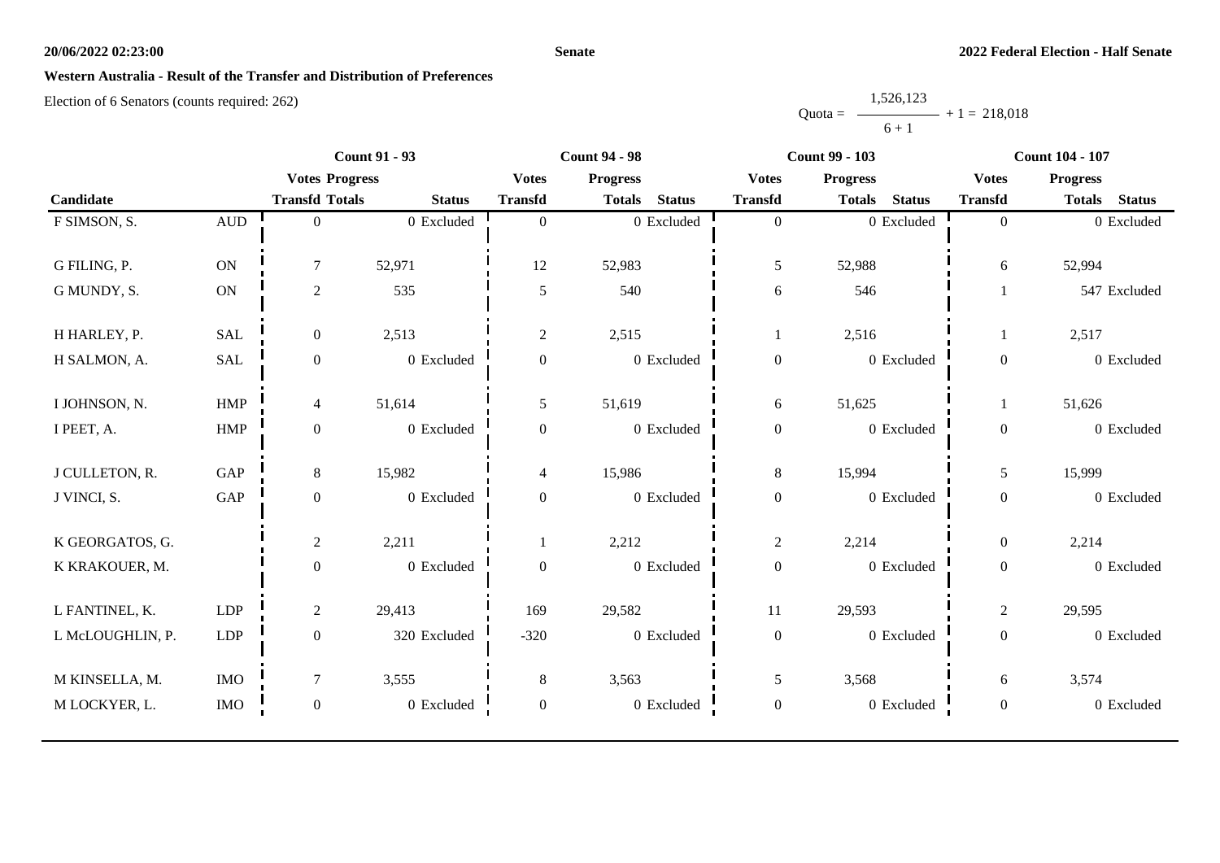**Western Australia - Result of the Transfer and Distribution of Preferences**

Election of 6 Senators (counts required: 262)

$$\text{Quota} = \frac{1,526,123}{6 + 1} + 1 = 218,018$$

| Candidate | | Count 91 - 93 | | | Count 94 - 98 | | | Count 99 - 103 | | | Count 104 - 107 | | |
|---|---|---|---|---|---|---|---|---|---|---|---|---|---|
| | | Votes Transfd | Progress Totals | Status | Votes Transfd | Progress Totals | Status | Votes Transfd | Progress Totals | Status | Votes Transfd | Progress Totals | Status |
| F SIMSON, S. | AUD | 0 | 0 | Excluded | 0 | 0 | Excluded | 0 | 0 | Excluded | 0 | 0 | Excluded |
| G FILING, P. | ON | 7 | 52,971 | | 12 | 52,983 | | 5 | 52,988 | | 6 | 52,994 | |
| G MUNDY, S. | ON | 2 | 535 | | 5 | 540 | | 6 | 546 | | 1 | 547 | Excluded |
| H HARLEY, P. | SAL | 0 | 2,513 | | 2 | 2,515 | | 1 | 2,516 | | 1 | 2,517 | |
| H SALMON, A. | SAL | 0 | 0 | Excluded | 0 | 0 | Excluded | 0 | 0 | Excluded | 0 | 0 | Excluded |
| I JOHNSON, N. | HMP | 4 | 51,614 | | 5 | 51,619 | | 6 | 51,625 | | 1 | 51,626 | |
| I PEET, A. | HMP | 0 | 0 | Excluded | 0 | 0 | Excluded | 0 | 0 | Excluded | 0 | 0 | Excluded |
| J CULLETON, R. | GAP | 8 | 15,982 | | 4 | 15,986 | | 8 | 15,994 | | 5 | 15,999 | |
| J VINCI, S. | GAP | 0 | 0 | Excluded | 0 | 0 | Excluded | 0 | 0 | Excluded | 0 | 0 | Excluded |
| K GEORGATOS, G. | | 2 | 2,211 | | 1 | 2,212 | | 2 | 2,214 | | 0 | 2,214 | |
| K KRAKOUER, M. | | 0 | 0 | Excluded | 0 | 0 | Excluded | 0 | 0 | Excluded | 0 | 0 | Excluded |
| L FANTINEL, K. | LDP | 2 | 29,413 | | 169 | 29,582 | | 11 | 29,593 | | 2 | 29,595 | |
| L McLOUGHLIN, P. | LDP | 0 | 320 | Excluded | -320 | 0 | Excluded | 0 | 0 | Excluded | 0 | 0 | Excluded |
| M KINSELLA, M. | IMO | 7 | 3,555 | | 8 | 3,563 | | 5 | 3,568 | | 6 | 3,574 | |
| M LOCKYER, L. | IMO | 0 | 0 | Excluded | 0 | 0 | Excluded | 0 | 0 | Excluded | 0 | 0 | Excluded |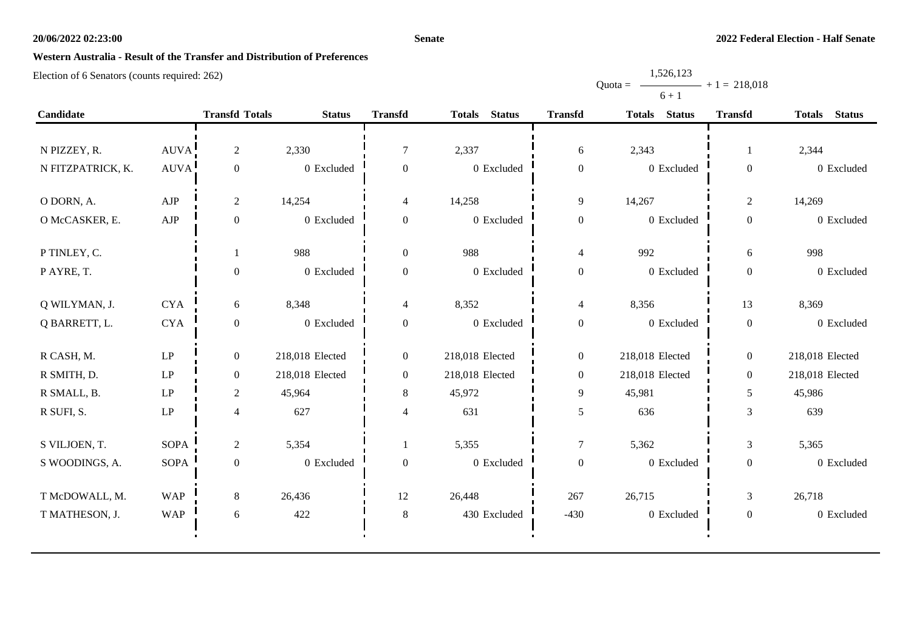**Senate**

**2022 Federal Election - Half Senate**

**Western Australia - Result of the Transfer and Distribution of Preferences**

Election of 6 Senators (counts required: 262)

$$\text{Quota} = \frac{1,526,123}{6+1} + 1 = 218,018$$

| Candidate | | Transfd | Totals | Status | Transfd | Totals | Status | Transfd | Totals | Status | Transfd | Totals | Status |
|---|---|---|---|---|---|---|---|---|---|---|---|---|---|
| N PIZZEY, R. | AUVA | 2 | 2,330 | | 7 | 2,337 | | 6 | 2,343 | | 1 | 2,344 | |
| N FITZPATRICK, K. | AUVA | 0 | 0 | Excluded | 0 | 0 | Excluded | 0 | 0 | Excluded | 0 | 0 | Excluded |
| O DORN, A. | AJP | 2 | 14,254 | | 4 | 14,258 | | 9 | 14,267 | | 2 | 14,269 | |
| O McCASKER, E. | AJP | 0 | 0 | Excluded | 0 | 0 | Excluded | 0 | 0 | Excluded | 0 | 0 | Excluded |
| P TINLEY, C. | | 1 | 988 | | 0 | 988 | | 4 | 992 | | 6 | 998 | |
| P AYRE, T. | | 0 | 0 | Excluded | 0 | 0 | Excluded | 0 | 0 | Excluded | 0 | 0 | Excluded |
| Q WILYMAN, J. | CYA | 6 | 8,348 | | 4 | 8,352 | | 4 | 8,356 | | 13 | 8,369 | |
| Q BARRETT, L. | CYA | 0 | 0 | Excluded | 0 | 0 | Excluded | 0 | 0 | Excluded | 0 | 0 | Excluded |
| R CASH, M. | LP | 0 | 218,018 | Elected | 0 | 218,018 | Elected | 0 | 218,018 | Elected | 0 | 218,018 | Elected |
| R SMITH, D. | LP | 0 | 218,018 | Elected | 0 | 218,018 | Elected | 0 | 218,018 | Elected | 0 | 218,018 | Elected |
| R SMALL, B. | LP | 2 | 45,964 | | 8 | 45,972 | | 9 | 45,981 | | 5 | 45,986 | |
| R SUFI, S. | LP | 4 | 627 | | 4 | 631 | | 5 | 636 | | 3 | 639 | |
| S VILJOEN, T. | SOPA | 2 | 5,354 | | 1 | 5,355 | | 7 | 5,362 | | 3 | 5,365 | |
| S WOODINGS, A. | SOPA | 0 | 0 | Excluded | 0 | 0 | Excluded | 0 | 0 | Excluded | 0 | 0 | Excluded |
| T McDOWALL, M. | WAP | 8 | 26,436 | | 12 | 26,448 | | 267 | 26,715 | | 3 | 26,718 | |
| T MATHESON, J. | WAP | 6 | 422 | | 8 | 430 | Excluded | -430 | 0 | Excluded | 0 | 0 | Excluded |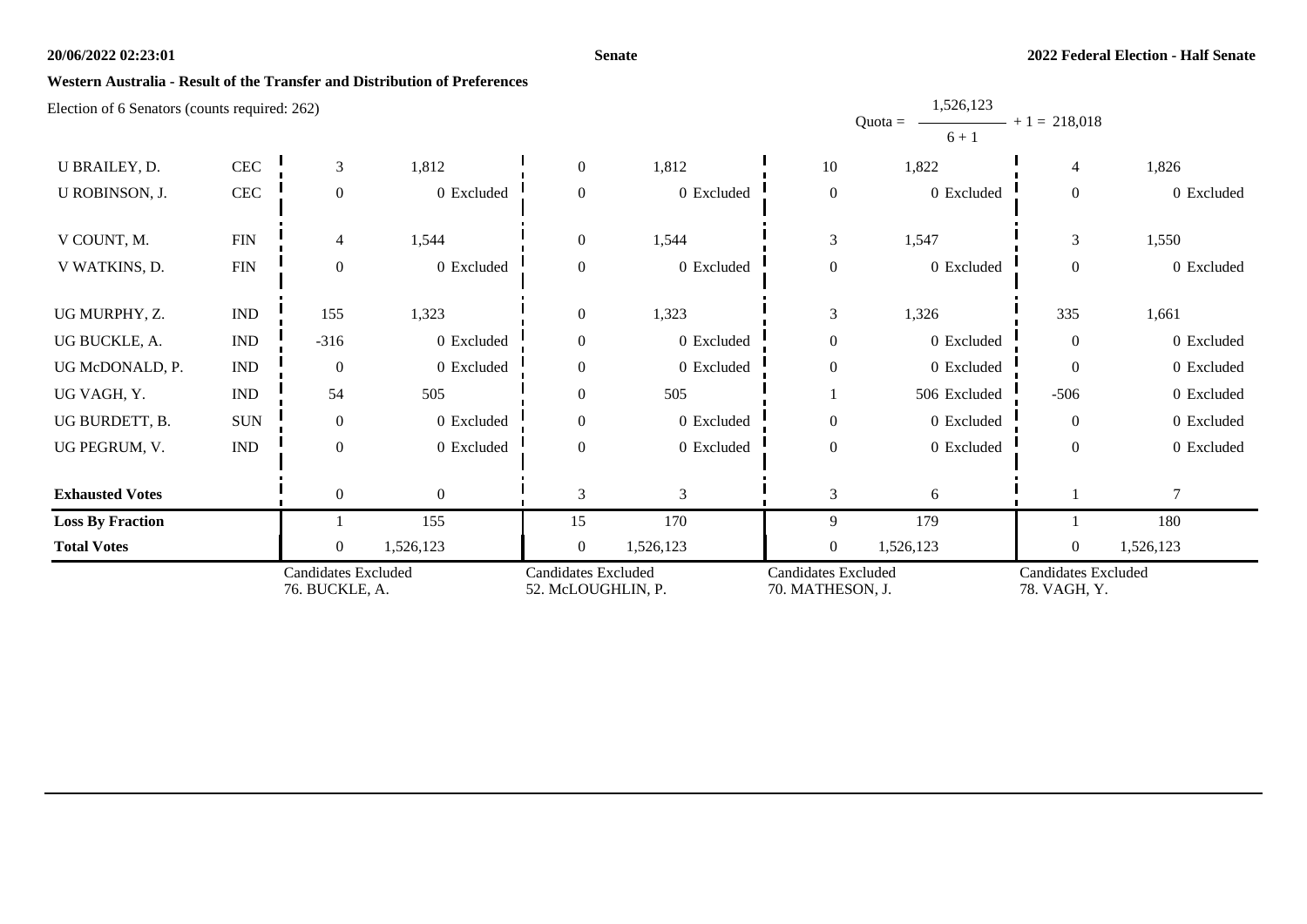**Western Australia - Result of the Transfer and Distribution of Preferences**

Election of 6 Senators (counts required: 262)

$$\text{Quota} = \frac{1{,}526{,}123}{6 + 1} + 1 = 218{,}018$$

| | | | | | | | | | |
|---|---|---|---|---|---|---|---|---|---|
| U BRAILEY, D. | CEC | 3 | 1,812 | 0 | 1,812 | 10 | 1,822 | 4 | 1,826 |
| U ROBINSON, J. | CEC | 0 | 0 Excluded | 0 | 0 Excluded | 0 | 0 Excluded | 0 | 0 Excluded |
| V COUNT, M. | FIN | 4 | 1,544 | 0 | 1,544 | 3 | 1,547 | 3 | 1,550 |
| V WATKINS, D. | FIN | 0 | 0 Excluded | 0 | 0 Excluded | 0 | 0 Excluded | 0 | 0 Excluded |
| UG MURPHY, Z. | IND | 155 | 1,323 | 0 | 1,323 | 3 | 1,326 | 335 | 1,661 |
| UG BUCKLE, A. | IND | -316 | 0 Excluded | 0 | 0 Excluded | 0 | 0 Excluded | 0 | 0 Excluded |
| UG McDONALD, P. | IND | 0 | 0 Excluded | 0 | 0 Excluded | 0 | 0 Excluded | 0 | 0 Excluded |
| UG VAGH, Y. | IND | 54 | 505 | 0 | 505 | 1 | 506 Excluded | -506 | 0 Excluded |
| UG BURDETT, B. | SUN | 0 | 0 Excluded | 0 | 0 Excluded | 0 | 0 Excluded | 0 | 0 Excluded |
| UG PEGRUM, V. | IND | 0 | 0 Excluded | 0 | 0 Excluded | 0 | 0 Excluded | 0 | 0 Excluded |
| **Exhausted Votes** | | 0 | 0 | 3 | 3 | 3 | 6 | 1 | 7 |
| **Loss By Fraction** | | 1 | 155 | 15 | 170 | 9 | 179 | 1 | 180 |
| **Total Votes** | | 0 | 1,526,123 | 0 | 1,526,123 | 0 | 1,526,123 | 0 | 1,526,123 |
| | | Candidates Excluded 76. BUCKLE, A. | | Candidates Excluded 52. McLOUGHLIN, P. | | Candidates Excluded 70. MATHESON, J. | | Candidates Excluded 78. VAGH, Y. | |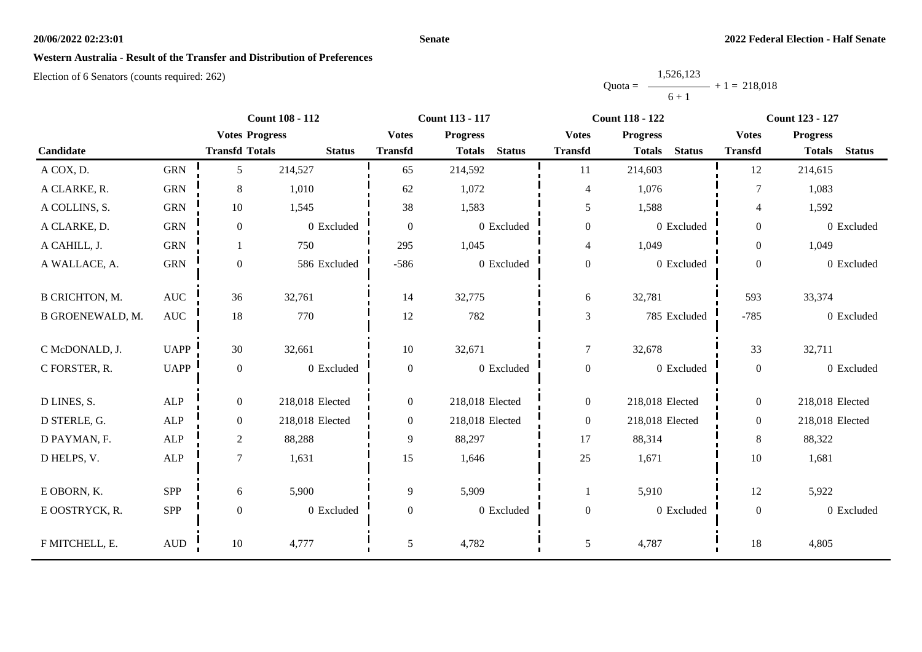# Western Australia - Result of the Transfer and Distribution of Preferences

Election of 6 Senators (counts required: 262)

Quota = $\frac{1,526,123}{6 + 1} + 1 = 218,018$

| Candidate | | Count 108 - 112 | | | Count 113 - 117 | | | Count 118 - 122 | | | Count 123 - 127 | | |
|---|---|---|---|---|---|---|---|---|---|---|---|---|---|
| | | Votes Transfd | Progress Totals | Status | Votes Transfd | Progress Totals | Status | Votes Transfd | Progress Totals | Status | Votes Transfd | Progress Totals | Status |
| A COX, D. | GRN | 5 | 214,527 | | 65 | 214,592 | | 11 | 214,603 | | 12 | 214,615 | |
| A CLARKE, R. | GRN | 8 | 1,010 | | 62 | 1,072 | | 4 | 1,076 | | 7 | 1,083 | |
| A COLLINS, S. | GRN | 10 | 1,545 | | 38 | 1,583 | | 5 | 1,588 | | 4 | 1,592 | |
| A CLARKE, D. | GRN | 0 | 0 | Excluded | 0 | 0 | Excluded | 0 | 0 | Excluded | 0 | 0 | Excluded |
| A CAHILL, J. | GRN | 1 | 750 | | 295 | 1,045 | | 4 | 1,049 | | 0 | 1,049 | |
| A WALLACE, A. | GRN | 0 | 586 | Excluded | -586 | 0 | Excluded | 0 | 0 | Excluded | 0 | 0 | Excluded |
| B CRICHTON, M. | AUC | 36 | 32,761 | | 14 | 32,775 | | 6 | 32,781 | | 593 | 33,374 | |
| B GROENEWALD, M. | AUC | 18 | 770 | | 12 | 782 | | 3 | 785 | Excluded | -785 | 0 | Excluded |
| C McDONALD, J. | UAPP | 30 | 32,661 | | 10 | 32,671 | | 7 | 32,678 | | 33 | 32,711 | |
| C FORSTER, R. | UAPP | 0 | 0 | Excluded | 0 | 0 | Excluded | 0 | 0 | Excluded | 0 | 0 | Excluded |
| D LINES, S. | ALP | 0 | 218,018 | Elected | 0 | 218,018 | Elected | 0 | 218,018 | Elected | 0 | 218,018 | Elected |
| D STERLE, G. | ALP | 0 | 218,018 | Elected | 0 | 218,018 | Elected | 0 | 218,018 | Elected | 0 | 218,018 | Elected |
| D PAYMAN, F. | ALP | 2 | 88,288 | | 9 | 88,297 | | 17 | 88,314 | | 8 | 88,322 | |
| D HELPS, V. | ALP | 7 | 1,631 | | 15 | 1,646 | | 25 | 1,671 | | 10 | 1,681 | |
| E OBORN, K. | SPP | 6 | 5,900 | | 9 | 5,909 | | 1 | 5,910 | | 12 | 5,922 | |
| E OOSTRYCK, R. | SPP | 0 | 0 | Excluded | 0 | 0 | Excluded | 0 | 0 | Excluded | 0 | 0 | Excluded |
| F MITCHELL, E. | AUD | 10 | 4,777 | | 5 | 4,782 | | 5 | 4,787 | | 18 | 4,805 | |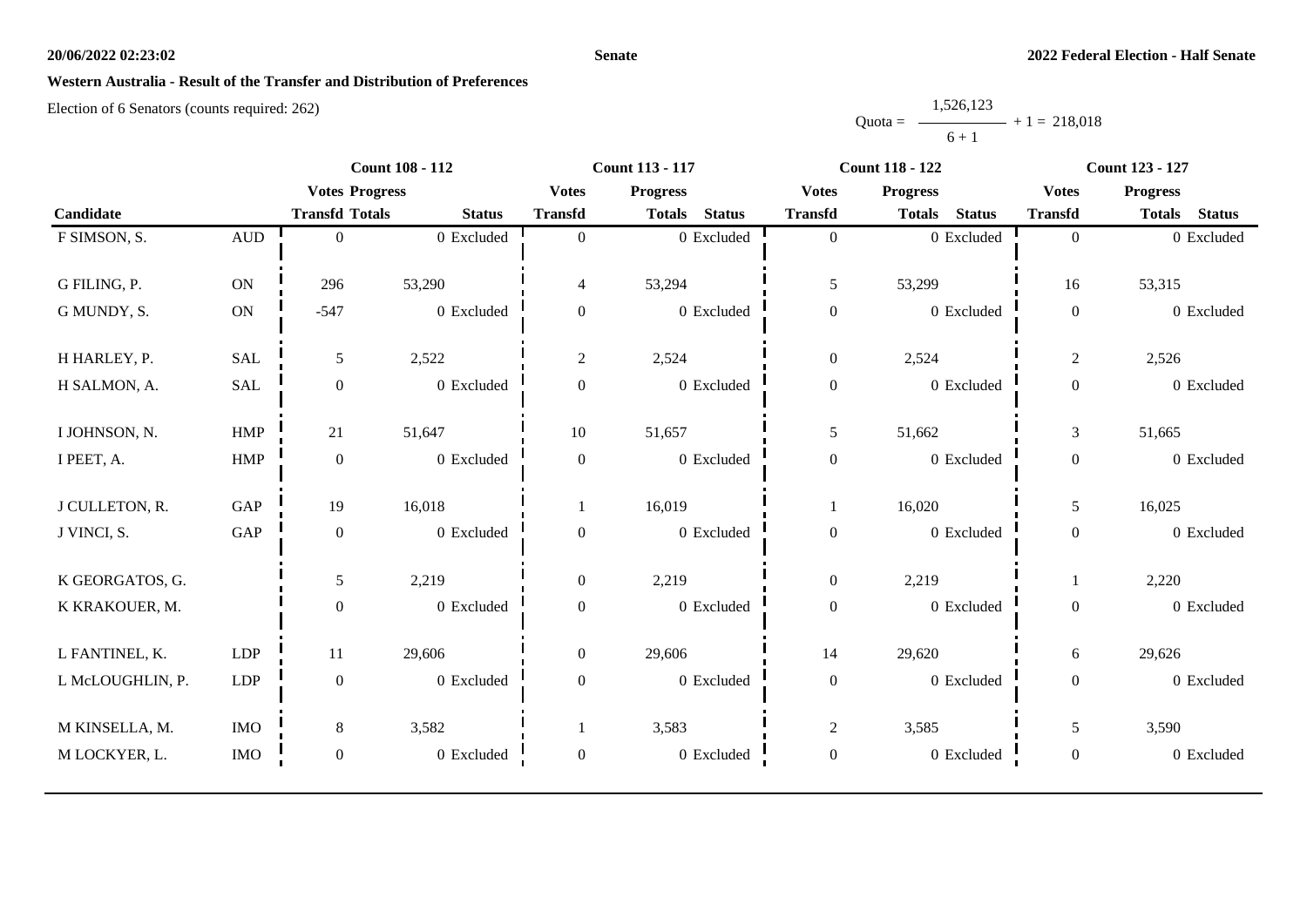**Senate**

**2022 Federal Election - Half Senate**

**Western Australia - Result of the Transfer and Distribution of Preferences**

Election of 6 Senators (counts required: 262)

$$\text{Quota} = \frac{1,526,123}{6 + 1} + 1 = 218,018$$

| Candidate | | Count 108 - 112 | | | Count 113 - 117 | | | Count 118 - 122 | | | Count 123 - 127 | | |
|---|---|---|---|---|---|---|---|---|---|---|---|---|---|
| | | Votes Transfd | Progress Totals | Status | Votes Transfd | Progress Totals | Status | Votes Transfd | Progress Totals | Status | Votes Transfd | Progress Totals | Status |
| F SIMSON, S. | AUD | 0 | 0 | Excluded | 0 | 0 | Excluded | 0 | 0 | Excluded | 0 | 0 | Excluded |
| G FILING, P. | ON | 296 | 53,290 | | 4 | 53,294 | | 5 | 53,299 | | 16 | 53,315 | |
| G MUNDY, S. | ON | -547 | 0 | Excluded | 0 | 0 | Excluded | 0 | 0 | Excluded | 0 | 0 | Excluded |
| H HARLEY, P. | SAL | 5 | 2,522 | | 2 | 2,524 | | 0 | 2,524 | | 2 | 2,526 | |
| H SALMON, A. | SAL | 0 | 0 | Excluded | 0 | 0 | Excluded | 0 | 0 | Excluded | 0 | 0 | Excluded |
| I JOHNSON, N. | HMP | 21 | 51,647 | | 10 | 51,657 | | 5 | 51,662 | | 3 | 51,665 | |
| I PEET, A. | HMP | 0 | 0 | Excluded | 0 | 0 | Excluded | 0 | 0 | Excluded | 0 | 0 | Excluded |
| J CULLETON, R. | GAP | 19 | 16,018 | | 1 | 16,019 | | 1 | 16,020 | | 5 | 16,025 | |
| J VINCI, S. | GAP | 0 | 0 | Excluded | 0 | 0 | Excluded | 0 | 0 | Excluded | 0 | 0 | Excluded |
| K GEORGATOS, G. | | 5 | 2,219 | | 0 | 2,219 | | 0 | 2,219 | | 1 | 2,220 | |
| K KRAKOUER, M. | | 0 | 0 | Excluded | 0 | 0 | Excluded | 0 | 0 | Excluded | 0 | 0 | Excluded |
| L FANTINEL, K. | LDP | 11 | 29,606 | | 0 | 29,606 | | 14 | 29,620 | | 6 | 29,626 | |
| L McLOUGHLIN, P. | LDP | 0 | 0 | Excluded | 0 | 0 | Excluded | 0 | 0 | Excluded | 0 | 0 | Excluded |
| M KINSELLA, M. | IMO | 8 | 3,582 | | 1 | 3,583 | | 2 | 3,585 | | 5 | 3,590 | |
| M LOCKYER, L. | IMO | 0 | 0 | Excluded | 0 | 0 | Excluded | 0 | 0 | Excluded | 0 | 0 | Excluded |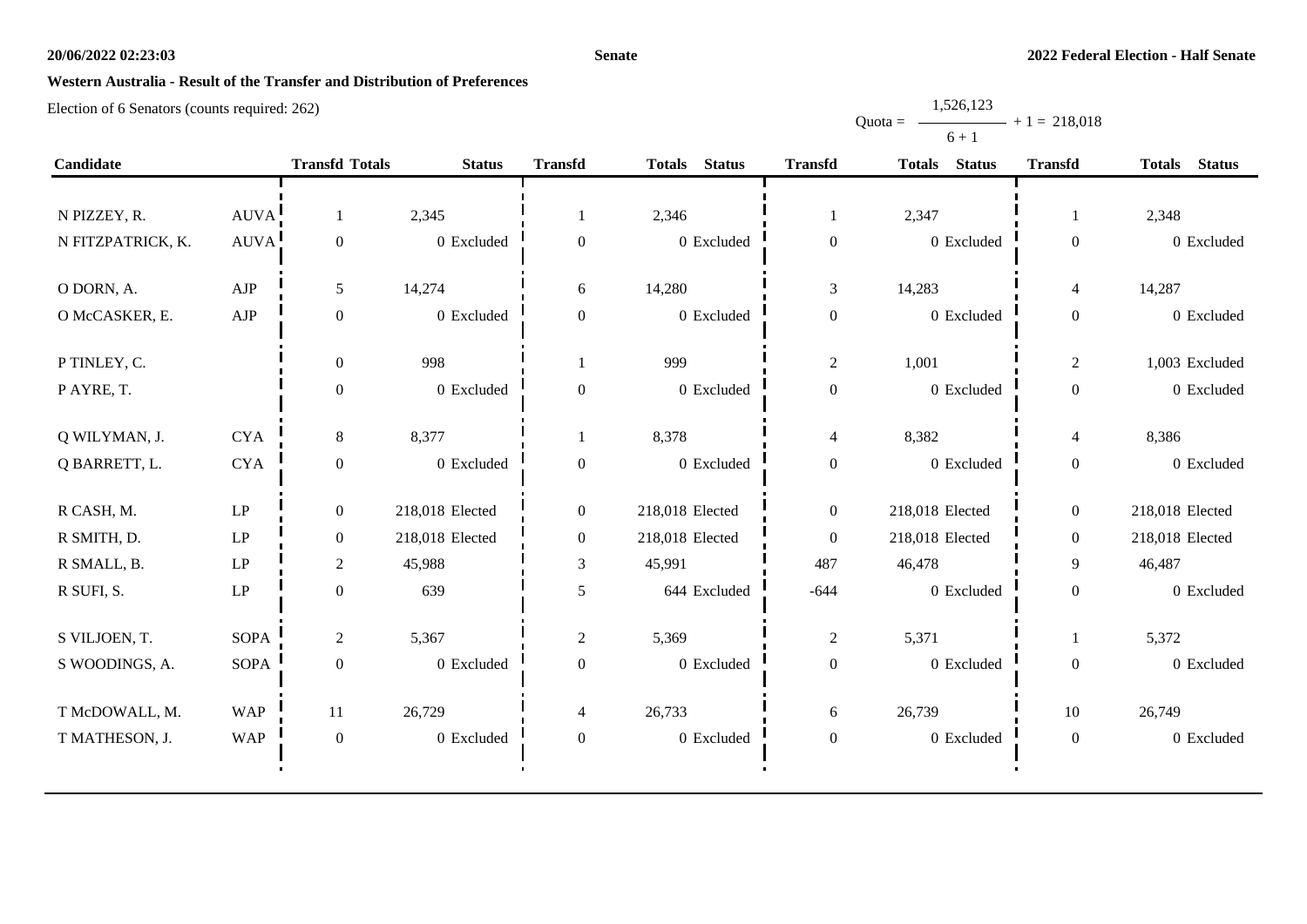**Senate**

**2022 Federal Election - Half Senate**

**Western Australia - Result of the Transfer and Distribution of Preferences**

Election of 6 Senators (counts required: 262)

$$\text{Quota} = \frac{1,526,123}{6+1} + 1 = 218,018$$

| Candidate | | Transfd | Totals | Status | Transfd | Totals | Status | Transfd | Totals | Status | Transfd | Totals | Status |
|---|---|---|---|---|---|---|---|---|---|---|---|---|---|
| N PIZZEY, R. | AUVA | 1 | 2,345 | | 1 | 2,346 | | 1 | 2,347 | | 1 | 2,348 | |
| N FITZPATRICK, K. | AUVA | 0 | 0 | Excluded | 0 | 0 | Excluded | 0 | 0 | Excluded | 0 | 0 | Excluded |
| O DORN, A. | AJP | 5 | 14,274 | | 6 | 14,280 | | 3 | 14,283 | | 4 | 14,287 | |
| O McCASKER, E. | AJP | 0 | 0 | Excluded | 0 | 0 | Excluded | 0 | 0 | Excluded | 0 | 0 | Excluded |
| P TINLEY, C. | | 0 | 998 | | 1 | 999 | | 2 | 1,001 | | 2 | 1,003 | Excluded |
| P AYRE, T. | | 0 | 0 | Excluded | 0 | 0 | Excluded | 0 | 0 | Excluded | 0 | 0 | Excluded |
| Q WILYMAN, J. | CYA | 8 | 8,377 | | 1 | 8,378 | | 4 | 8,382 | | 4 | 8,386 | |
| Q BARRETT, L. | CYA | 0 | 0 | Excluded | 0 | 0 | Excluded | 0 | 0 | Excluded | 0 | 0 | Excluded |
| R CASH, M. | LP | 0 | 218,018 | Elected | 0 | 218,018 | Elected | 0 | 218,018 | Elected | 0 | 218,018 | Elected |
| R SMITH, D. | LP | 0 | 218,018 | Elected | 0 | 218,018 | Elected | 0 | 218,018 | Elected | 0 | 218,018 | Elected |
| R SMALL, B. | LP | 2 | 45,988 | | 3 | 45,991 | | 487 | 46,478 | | 9 | 46,487 | |
| R SUFI, S. | LP | 0 | 639 | | 5 | 644 | Excluded | -644 | 0 | Excluded | 0 | 0 | Excluded |
| S VILJOEN, T. | SOPA | 2 | 5,367 | | 2 | 5,369 | | 2 | 5,371 | | 1 | 5,372 | |
| S WOODINGS, A. | SOPA | 0 | 0 | Excluded | 0 | 0 | Excluded | 0 | 0 | Excluded | 0 | 0 | Excluded |
| T McDOWALL, M. | WAP | 11 | 26,729 | | 4 | 26,733 | | 6 | 26,739 | | 10 | 26,749 | |
| T MATHESON, J. | WAP | 0 | 0 | Excluded | 0 | 0 | Excluded | 0 | 0 | Excluded | 0 | 0 | Excluded |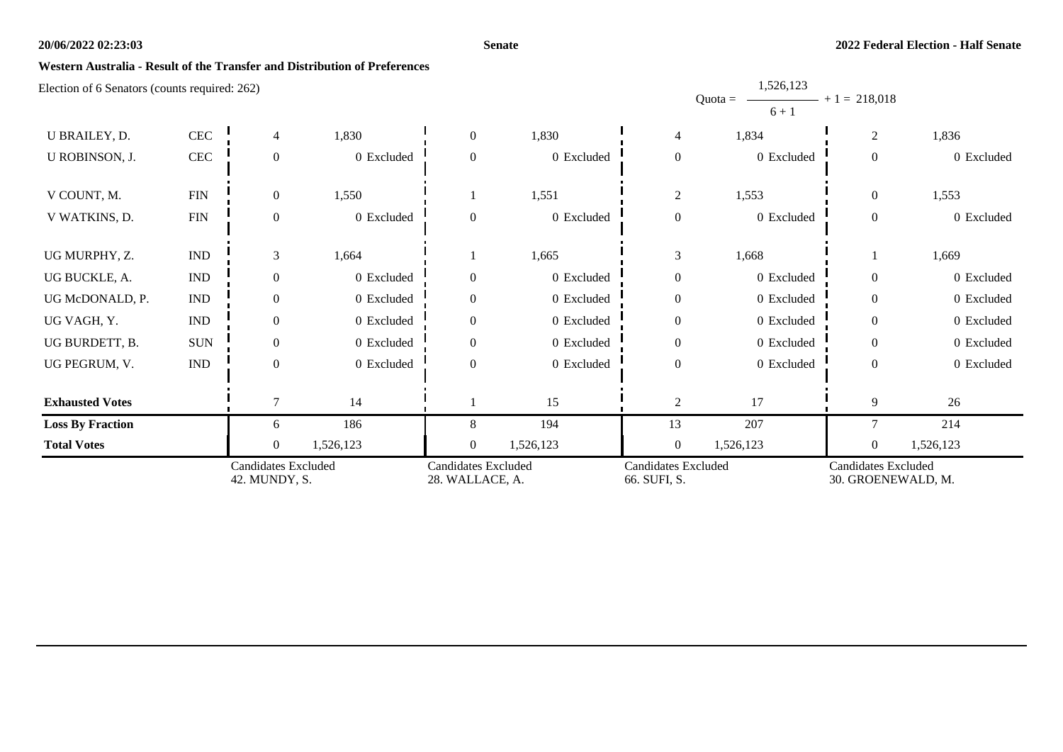**Western Australia - Result of the Transfer and Distribution of Preferences**

Election of 6 Senators (counts required: 262)

$$\text{Quota} = \frac{1,526,123}{6+1} + 1 = 218,018$$

| Candidate | Party | | | | | | | | |
|---|---|---|---|---|---|---|---|---|---|
| U BRAILEY, D. | CEC | 4 | 1,830 | 0 | 1,830 | 4 | 1,834 | 2 | 1,836 |
| U ROBINSON, J. | CEC | 0 | 0 Excluded | 0 | 0 Excluded | 0 | 0 Excluded | 0 | 0 Excluded |
| V COUNT, M. | FIN | 0 | 1,550 | 1 | 1,551 | 2 | 1,553 | 0 | 1,553 |
| V WATKINS, D. | FIN | 0 | 0 Excluded | 0 | 0 Excluded | 0 | 0 Excluded | 0 | 0 Excluded |
| UG MURPHY, Z. | IND | 3 | 1,664 | 1 | 1,665 | 3 | 1,668 | 1 | 1,669 |
| UG BUCKLE, A. | IND | 0 | 0 Excluded | 0 | 0 Excluded | 0 | 0 Excluded | 0 | 0 Excluded |
| UG McDONALD, P. | IND | 0 | 0 Excluded | 0 | 0 Excluded | 0 | 0 Excluded | 0 | 0 Excluded |
| UG VAGH, Y. | IND | 0 | 0 Excluded | 0 | 0 Excluded | 0 | 0 Excluded | 0 | 0 Excluded |
| UG BURDETT, B. | SUN | 0 | 0 Excluded | 0 | 0 Excluded | 0 | 0 Excluded | 0 | 0 Excluded |
| UG PEGRUM, V. | IND | 0 | 0 Excluded | 0 | 0 Excluded | 0 | 0 Excluded | 0 | 0 Excluded |
| **Exhausted Votes** | | 7 | 14 | 1 | 15 | 2 | 17 | 9 | 26 |
| **Loss By Fraction** | | 6 | 186 | 8 | 194 | 13 | 207 | 7 | 214 |
| **Total Votes** | | 0 | 1,526,123 | 0 | 1,526,123 | 0 | 1,526,123 | 0 | 1,526,123 |
| | | Candidates Excluded 42. MUNDY, S. | | Candidates Excluded 28. WALLACE, A. | | Candidates Excluded 66. SUFI, S. | | Candidates Excluded 30. GROENEWALD, M. | |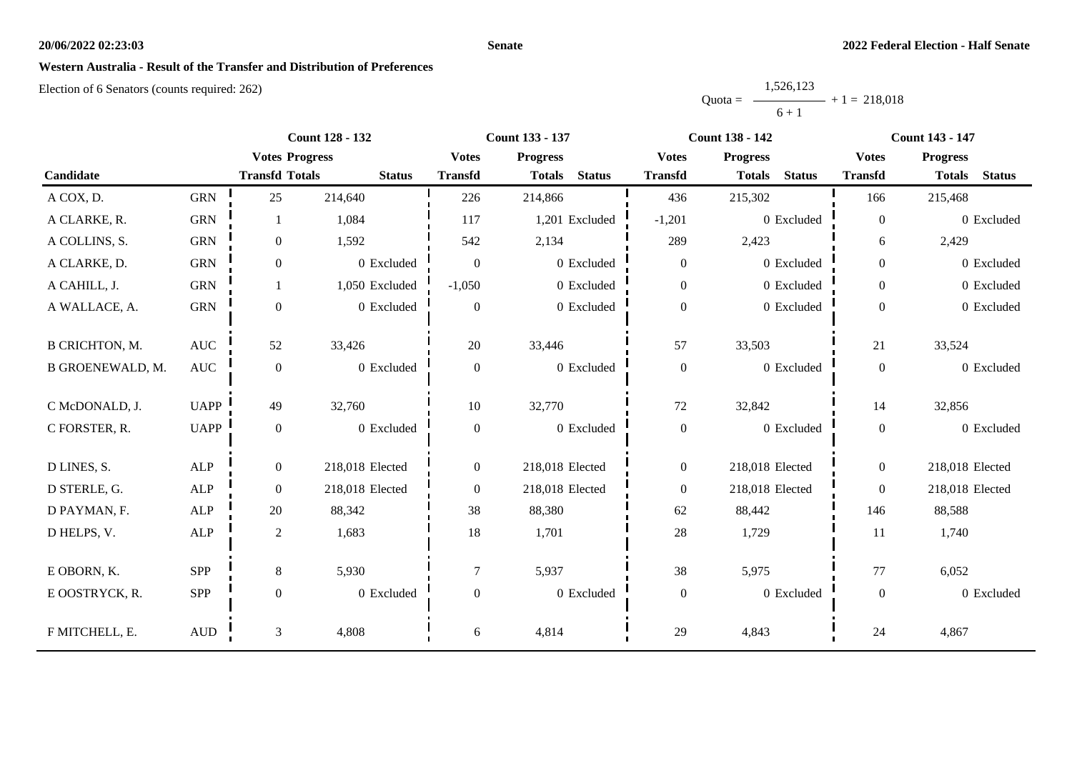# Western Australia - Result of the Transfer and Distribution of Preferences

Election of 6 Senators (counts required: 262)

$$\text{Quota} = \frac{1,526,123}{6+1} + 1 = 218,018$$

| Candidate | | Count 128 - 132 | | | Count 133 - 137 | | | Count 138 - 142 | | | Count 143 - 147 | | |
|---|---|---|---|---|---|---|---|---|---|---|---|---|---|
| | | Votes Transfd | Progress Totals | Status | Votes Transfd | Progress Totals | Status | Votes Transfd | Progress Totals | Status | Votes Transfd | Progress Totals | Status |
| A COX, D. | GRN | 25 | 214,640 | | 226 | 214,866 | | 436 | 215,302 | | 166 | 215,468 | |
| A CLARKE, R. | GRN | 1 | 1,084 | | 117 | 1,201 | Excluded | -1,201 | 0 | Excluded | 0 | 0 | Excluded |
| A COLLINS, S. | GRN | 0 | 1,592 | | 542 | 2,134 | | 289 | 2,423 | | 6 | 2,429 | |
| A CLARKE, D. | GRN | 0 | 0 | Excluded | 0 | 0 | Excluded | 0 | 0 | Excluded | 0 | 0 | Excluded |
| A CAHILL, J. | GRN | 1 | 1,050 | Excluded | -1,050 | 0 | Excluded | 0 | 0 | Excluded | 0 | 0 | Excluded |
| A WALLACE, A. | GRN | 0 | 0 | Excluded | 0 | 0 | Excluded | 0 | 0 | Excluded | 0 | 0 | Excluded |
| B CRICHTON, M. | AUC | 52 | 33,426 | | 20 | 33,446 | | 57 | 33,503 | | 21 | 33,524 | |
| B GROENEWALD, M. | AUC | 0 | 0 | Excluded | 0 | 0 | Excluded | 0 | 0 | Excluded | 0 | 0 | Excluded |
| C McDONALD, J. | UAPP | 49 | 32,760 | | 10 | 32,770 | | 72 | 32,842 | | 14 | 32,856 | |
| C FORSTER, R. | UAPP | 0 | 0 | Excluded | 0 | 0 | Excluded | 0 | 0 | Excluded | 0 | 0 | Excluded |
| D LINES, S. | ALP | 0 | 218,018 | Elected | 0 | 218,018 | Elected | 0 | 218,018 | Elected | 0 | 218,018 | Elected |
| D STERLE, G. | ALP | 0 | 218,018 | Elected | 0 | 218,018 | Elected | 0 | 218,018 | Elected | 0 | 218,018 | Elected |
| D PAYMAN, F. | ALP | 20 | 88,342 | | 38 | 88,380 | | 62 | 88,442 | | 146 | 88,588 | |
| D HELPS, V. | ALP | 2 | 1,683 | | 18 | 1,701 | | 28 | 1,729 | | 11 | 1,740 | |
| E OBORN, K. | SPP | 8 | 5,930 | | 7 | 5,937 | | 38 | 5,975 | | 77 | 6,052 | |
| E OOSTRYCK, R. | SPP | 0 | 0 | Excluded | 0 | 0 | Excluded | 0 | 0 | Excluded | 0 | 0 | Excluded |
| F MITCHELL, E. | AUD | 3 | 4,808 | | 6 | 4,814 | | 29 | 4,843 | | 24 | 4,867 | |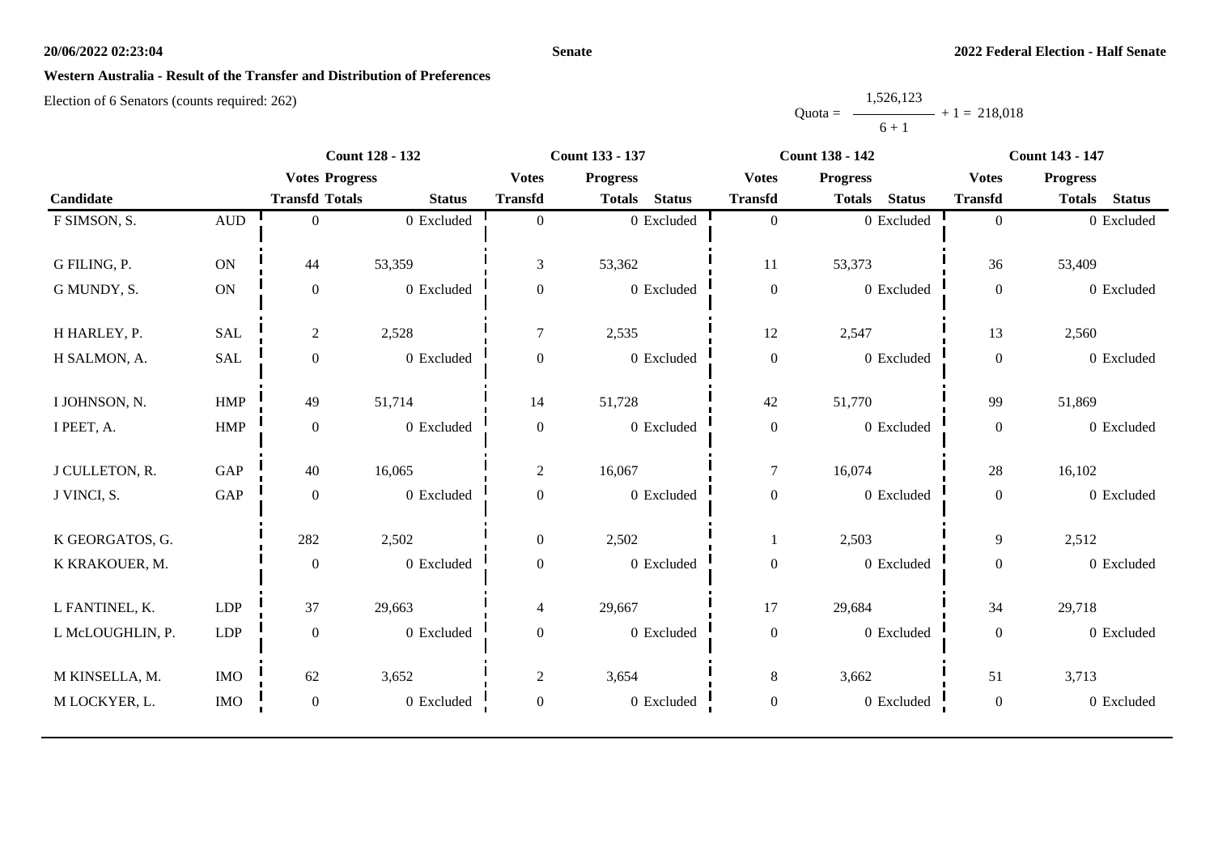## Western Australia - Result of the Transfer and Distribution of Preferences

Election of 6 Senators (counts required: 262)

Quota = $\frac{1,526,123}{6 + 1} + 1 = 218,018$

| | | Count 128 - 132 | | | Count 133 - 137 | | | Count 138 - 142 | | | Count 143 - 147 | | |
|---|---|---|---|---|---|---|---|---|---|---|---|---|---|
| | | Votes | Progress | | Votes | Progress | | Votes | Progress | | Votes | Progress | |
| Candidate | | Transfd | Totals | Status | Transfd | Totals | Status | Transfd | Totals | Status | Transfd | Totals | Status |
| F SIMSON, S. | AUD | 0 | 0 | Excluded | 0 | 0 | Excluded | 0 | 0 | Excluded | 0 | 0 | Excluded |
| G FILING, P. | ON | 44 | 53,359 | | 3 | 53,362 | | 11 | 53,373 | | 36 | 53,409 | |
| G MUNDY, S. | ON | 0 | 0 | Excluded | 0 | 0 | Excluded | 0 | 0 | Excluded | 0 | 0 | Excluded |
| H HARLEY, P. | SAL | 2 | 2,528 | | 7 | 2,535 | | 12 | 2,547 | | 13 | 2,560 | |
| H SALMON, A. | SAL | 0 | 0 | Excluded | 0 | 0 | Excluded | 0 | 0 | Excluded | 0 | 0 | Excluded |
| I JOHNSON, N. | HMP | 49 | 51,714 | | 14 | 51,728 | | 42 | 51,770 | | 99 | 51,869 | |
| I PEET, A. | HMP | 0 | 0 | Excluded | 0 | 0 | Excluded | 0 | 0 | Excluded | 0 | 0 | Excluded |
| J CULLETON, R. | GAP | 40 | 16,065 | | 2 | 16,067 | | 7 | 16,074 | | 28 | 16,102 | |
| J VINCI, S. | GAP | 0 | 0 | Excluded | 0 | 0 | Excluded | 0 | 0 | Excluded | 0 | 0 | Excluded |
| K GEORGATOS, G. | | 282 | 2,502 | | 0 | 2,502 | | 1 | 2,503 | | 9 | 2,512 | |
| K KRAKOUER, M. | | 0 | 0 | Excluded | 0 | 0 | Excluded | 0 | 0 | Excluded | 0 | 0 | Excluded |
| L FANTINEL, K. | LDP | 37 | 29,663 | | 4 | 29,667 | | 17 | 29,684 | | 34 | 29,718 | |
| L McLOUGHLIN, P. | LDP | 0 | 0 | Excluded | 0 | 0 | Excluded | 0 | 0 | Excluded | 0 | 0 | Excluded |
| M KINSELLA, M. | IMO | 62 | 3,652 | | 2 | 3,654 | | 8 | 3,662 | | 51 | 3,713 | |
| M LOCKYER, L. | IMO | 0 | 0 | Excluded | 0 | 0 | Excluded | 0 | 0 | Excluded | 0 | 0 | Excluded |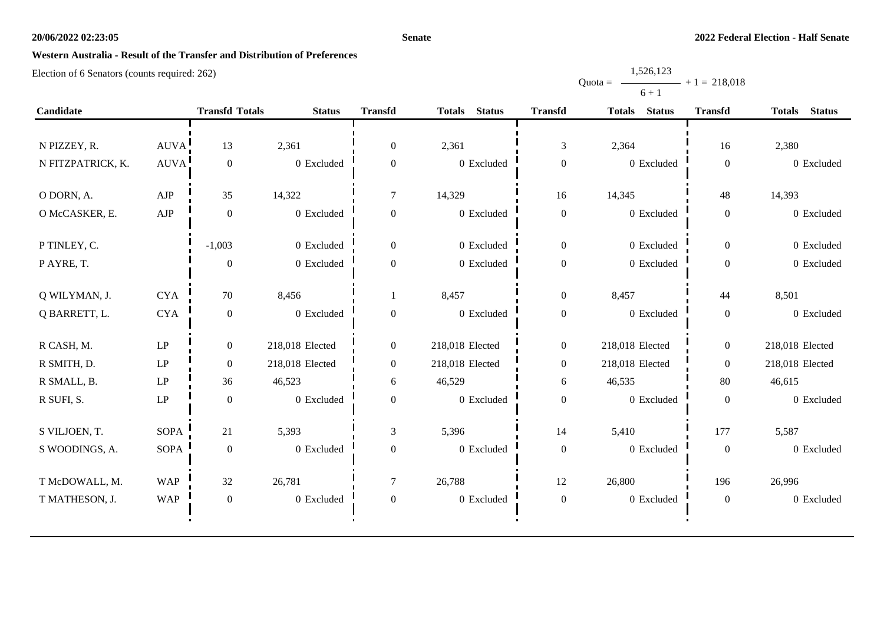**Senate**

**2022 Federal Election - Half Senate**

**Western Australia - Result of the Transfer and Distribution of Preferences**

Election of 6 Senators (counts required: 262)

$$\text{Quota} = \frac{1{,}526{,}123}{6 + 1} + 1 = 218{,}018$$

| Candidate | | Transfd | Totals | Status | Transfd | Totals | Status | Transfd | Totals | Status | Transfd | Totals | Status |
|---|---|---|---|---|---|---|---|---|---|---|---|---|---|
| N PIZZEY, R. | AUVA | 13 | 2,361 | | 0 | 2,361 | | 3 | 2,364 | | 16 | 2,380 | |
| N FITZPATRICK, K. | AUVA | 0 | 0 | Excluded | 0 | 0 | Excluded | 0 | 0 | Excluded | 0 | 0 | Excluded |
| O DORN, A. | AJP | 35 | 14,322 | | 7 | 14,329 | | 16 | 14,345 | | 48 | 14,393 | |
| O McCASKER, E. | AJP | 0 | 0 | Excluded | 0 | 0 | Excluded | 0 | 0 | Excluded | 0 | 0 | Excluded |
| P TINLEY, C. | | -1,003 | 0 | Excluded | 0 | 0 | Excluded | 0 | 0 | Excluded | 0 | 0 | Excluded |
| P AYRE, T. | | 0 | 0 | Excluded | 0 | 0 | Excluded | 0 | 0 | Excluded | 0 | 0 | Excluded |
| Q WILYMAN, J. | CYA | 70 | 8,456 | | 1 | 8,457 | | 0 | 8,457 | | 44 | 8,501 | |
| Q BARRETT, L. | CYA | 0 | 0 | Excluded | 0 | 0 | Excluded | 0 | 0 | Excluded | 0 | 0 | Excluded |
| R CASH, M. | LP | 0 | 218,018 | Elected | 0 | 218,018 | Elected | 0 | 218,018 | Elected | 0 | 218,018 | Elected |
| R SMITH, D. | LP | 0 | 218,018 | Elected | 0 | 218,018 | Elected | 0 | 218,018 | Elected | 0 | 218,018 | Elected |
| R SMALL, B. | LP | 36 | 46,523 | | 6 | 46,529 | | 6 | 46,535 | | 80 | 46,615 | |
| R SUFI, S. | LP | 0 | 0 | Excluded | 0 | 0 | Excluded | 0 | 0 | Excluded | 0 | 0 | Excluded |
| S VILJOEN, T. | SOPA | 21 | 5,393 | | 3 | 5,396 | | 14 | 5,410 | | 177 | 5,587 | |
| S WOODINGS, A. | SOPA | 0 | 0 | Excluded | 0 | 0 | Excluded | 0 | 0 | Excluded | 0 | 0 | Excluded |
| T McDOWALL, M. | WAP | 32 | 26,781 | | 7 | 26,788 | | 12 | 26,800 | | 196 | 26,996 | |
| T MATHESON, J. | WAP | 0 | 0 | Excluded | 0 | 0 | Excluded | 0 | 0 | Excluded | 0 | 0 | Excluded |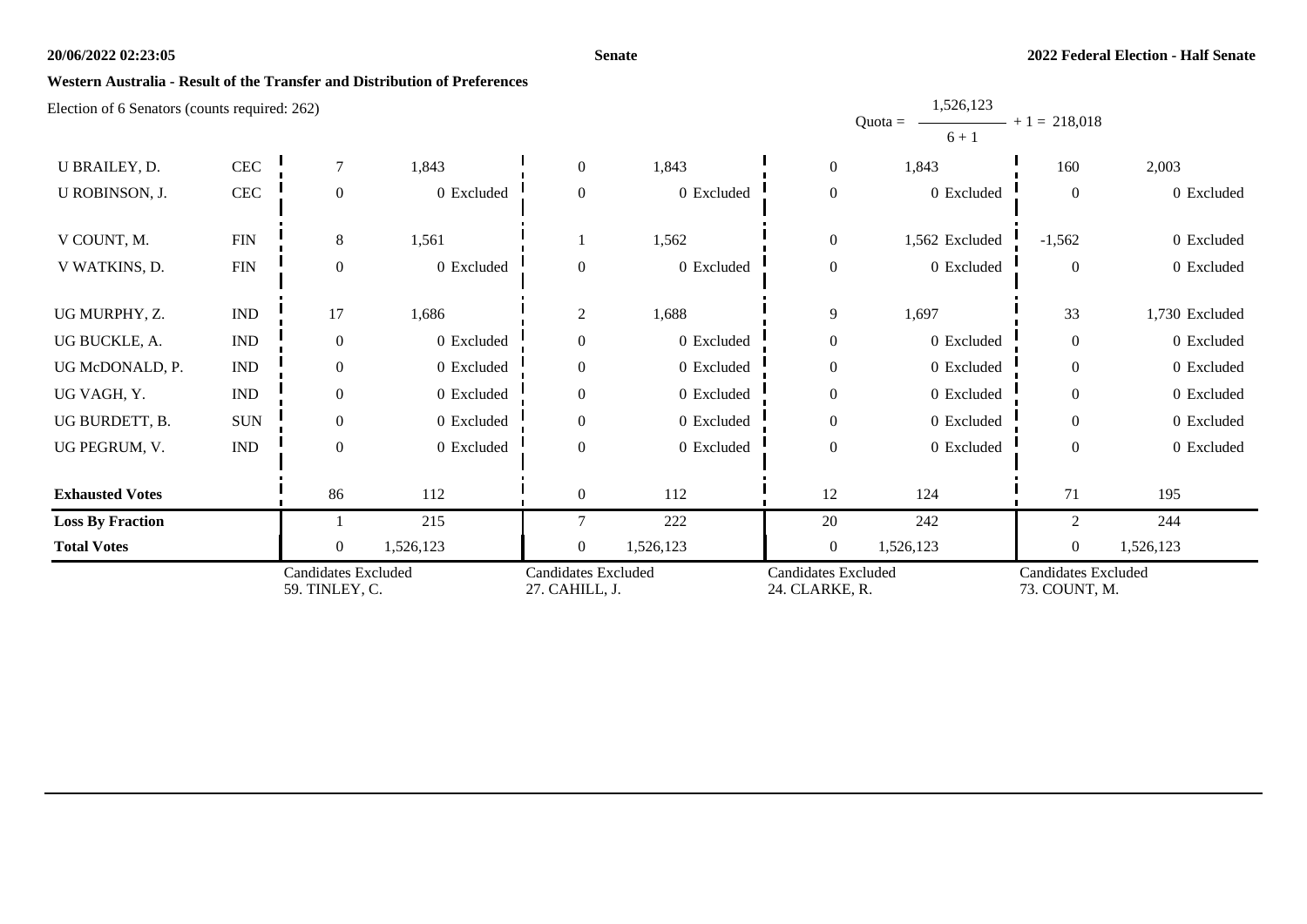**Western Australia - Result of the Transfer and Distribution of Preferences**

Election of 6 Senators (counts required: 262)

$$\text{Quota} = \frac{1,526,123}{6+1} + 1 = 218,018$$

| Candidate | Party | Transfer | Progressive Total | Transfer | Progressive Total | Transfer | Progressive Total | Transfer | Progressive Total |
|---|---|---|---|---|---|---|---|---|---|
| U BRAILEY, D. | CEC | 7 | 1,843 | 0 | 1,843 | 0 | 1,843 | 160 | 2,003 |
| U ROBINSON, J. | CEC | 0 | 0 Excluded | 0 | 0 Excluded | 0 | 0 Excluded | 0 | 0 Excluded |
| V COUNT, M. | FIN | 8 | 1,561 | 1 | 1,562 | 0 | 1,562 Excluded | -1,562 | 0 Excluded |
| V WATKINS, D. | FIN | 0 | 0 Excluded | 0 | 0 Excluded | 0 | 0 Excluded | 0 | 0 Excluded |
| UG MURPHY, Z. | IND | 17 | 1,686 | 2 | 1,688 | 9 | 1,697 | 33 | 1,730 Excluded |
| UG BUCKLE, A. | IND | 0 | 0 Excluded | 0 | 0 Excluded | 0 | 0 Excluded | 0 | 0 Excluded |
| UG McDONALD, P. | IND | 0 | 0 Excluded | 0 | 0 Excluded | 0 | 0 Excluded | 0 | 0 Excluded |
| UG VAGH, Y. | IND | 0 | 0 Excluded | 0 | 0 Excluded | 0 | 0 Excluded | 0 | 0 Excluded |
| UG BURDETT, B. | SUN | 0 | 0 Excluded | 0 | 0 Excluded | 0 | 0 Excluded | 0 | 0 Excluded |
| UG PEGRUM, V. | IND | 0 | 0 Excluded | 0 | 0 Excluded | 0 | 0 Excluded | 0 | 0 Excluded |
| **Exhausted Votes** | | 86 | 112 | 0 | 112 | 12 | 124 | 71 | 195 |
| **Loss By Fraction** | | 1 | 215 | 7 | 222 | 20 | 242 | 2 | 244 |
| **Total Votes** | | 0 | 1,526,123 | 0 | 1,526,123 | 0 | 1,526,123 | 0 | 1,526,123 |
| | | Candidates Excluded 59. TINLEY, C. | | Candidates Excluded 27. CAHILL, J. | | Candidates Excluded 24. CLARKE, R. | | Candidates Excluded 73. COUNT, M. | |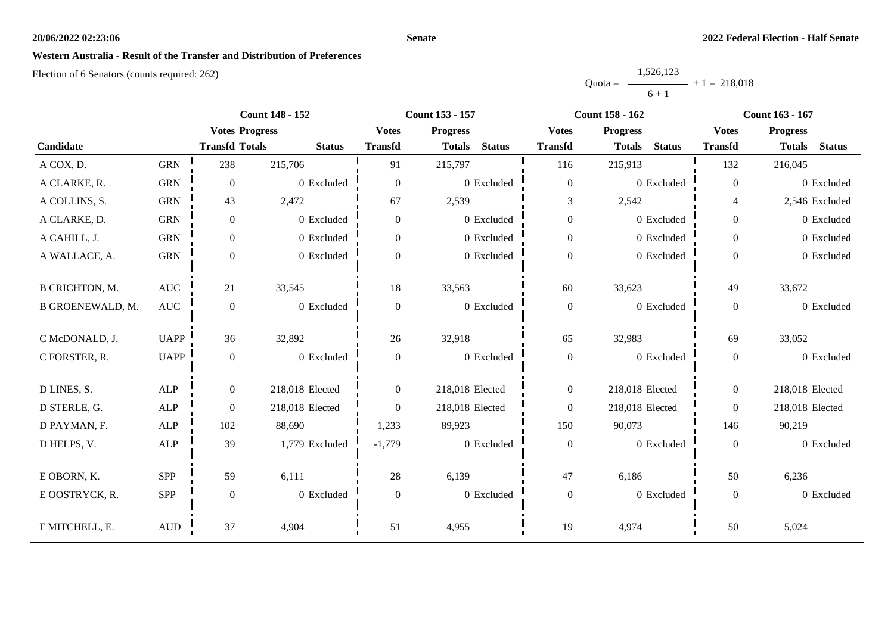# Western Australia - Result of the Transfer and Distribution of Preferences

Election of 6 Senators (counts required: 262)

$$\text{Quota} = \frac{1{,}526{,}123}{6 + 1} + 1 = 218{,}018$$

| Candidate | | Count 148 - 152 | | | Count 153 - 157 | | | Count 158 - 162 | | | Count 163 - 167 | | |
|---|---|---|---|---|---|---|---|---|---|---|---|---|---|
| | | Votes Transfd | Progress Totals | Status | Votes Transfd | Progress Totals | Status | Votes Transfd | Progress Totals | Status | Votes Transfd | Progress Totals | Status |
| A COX, D. | GRN | 238 | 215,706 | | 91 | 215,797 | | 116 | 215,913 | | 132 | 216,045 | |
| A CLARKE, R. | GRN | 0 | 0 | Excluded | 0 | 0 | Excluded | 0 | 0 | Excluded | 0 | 0 | Excluded |
| A COLLINS, S. | GRN | 43 | 2,472 | | 67 | 2,539 | | 3 | 2,542 | | 4 | 2,546 | Excluded |
| A CLARKE, D. | GRN | 0 | 0 | Excluded | 0 | 0 | Excluded | 0 | 0 | Excluded | 0 | 0 | Excluded |
| A CAHILL, J. | GRN | 0 | 0 | Excluded | 0 | 0 | Excluded | 0 | 0 | Excluded | 0 | 0 | Excluded |
| A WALLACE, A. | GRN | 0 | 0 | Excluded | 0 | 0 | Excluded | 0 | 0 | Excluded | 0 | 0 | Excluded |
| B CRICHTON, M. | AUC | 21 | 33,545 | | 18 | 33,563 | | 60 | 33,623 | | 49 | 33,672 | |
| B GROENEWALD, M. | AUC | 0 | 0 | Excluded | 0 | 0 | Excluded | 0 | 0 | Excluded | 0 | 0 | Excluded |
| C McDONALD, J. | UAPP | 36 | 32,892 | | 26 | 32,918 | | 65 | 32,983 | | 69 | 33,052 | |
| C FORSTER, R. | UAPP | 0 | 0 | Excluded | 0 | 0 | Excluded | 0 | 0 | Excluded | 0 | 0 | Excluded |
| D LINES, S. | ALP | 0 | 218,018 | Elected | 0 | 218,018 | Elected | 0 | 218,018 | Elected | 0 | 218,018 | Elected |
| D STERLE, G. | ALP | 0 | 218,018 | Elected | 0 | 218,018 | Elected | 0 | 218,018 | Elected | 0 | 218,018 | Elected |
| D PAYMAN, F. | ALP | 102 | 88,690 | | 1,233 | 89,923 | | 150 | 90,073 | | 146 | 90,219 | |
| D HELPS, V. | ALP | 39 | 1,779 | Excluded | -1,779 | 0 | Excluded | 0 | 0 | Excluded | 0 | 0 | Excluded |
| E OBORN, K. | SPP | 59 | 6,111 | | 28 | 6,139 | | 47 | 6,186 | | 50 | 6,236 | |
| E OOSTRYCK, R. | SPP | 0 | 0 | Excluded | 0 | 0 | Excluded | 0 | 0 | Excluded | 0 | 0 | Excluded |
| F MITCHELL, E. | AUD | 37 | 4,904 | | 51 | 4,955 | | 19 | 4,974 | | 50 | 5,024 | |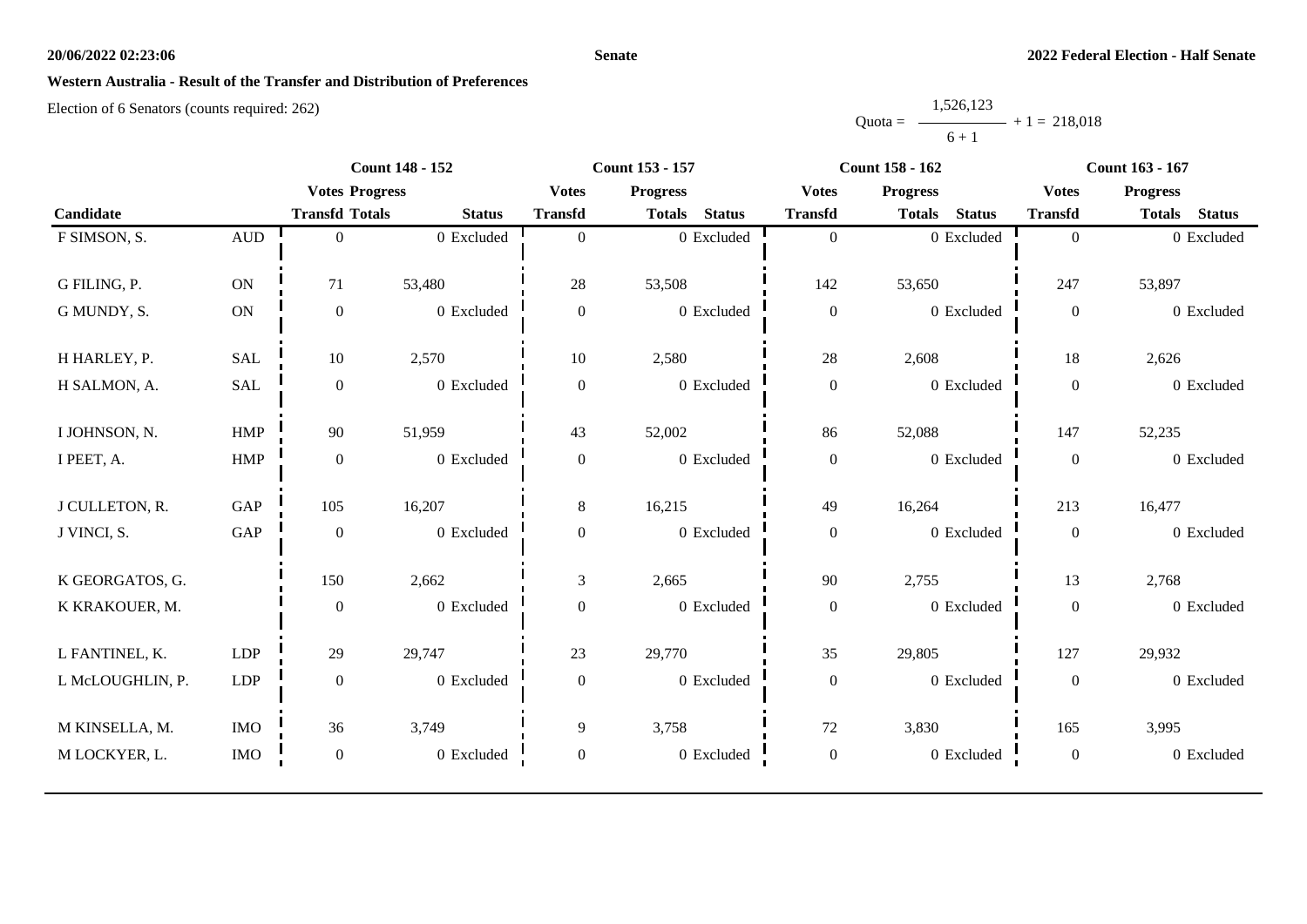**Western Australia - Result of the Transfer and Distribution of Preferences**

Election of 6 Senators (counts required: 262)

$$\text{Quota} = \frac{1,526,123}{6 + 1} + 1 = 218,018$$

| Candidate | | Count 148 - 152 | | | Count 153 - 157 | | | Count 158 - 162 | | | Count 163 - 167 | | |
|---|---|---|---|---|---|---|---|---|---|---|---|---|---|
| | | Votes Transfd | Progress Totals | Status | Votes Transfd | Progress Totals | Status | Votes Transfd | Progress Totals | Status | Votes Transfd | Progress Totals | Status |
| F SIMSON, S. | AUD | 0 | 0 | Excluded | 0 | 0 | Excluded | 0 | 0 | Excluded | 0 | 0 | Excluded |
| G FILING, P. | ON | 71 | 53,480 | | 28 | 53,508 | | 142 | 53,650 | | 247 | 53,897 | |
| G MUNDY, S. | ON | 0 | 0 | Excluded | 0 | 0 | Excluded | 0 | 0 | Excluded | 0 | 0 | Excluded |
| H HARLEY, P. | SAL | 10 | 2,570 | | 10 | 2,580 | | 28 | 2,608 | | 18 | 2,626 | |
| H SALMON, A. | SAL | 0 | 0 | Excluded | 0 | 0 | Excluded | 0 | 0 | Excluded | 0 | 0 | Excluded |
| I JOHNSON, N. | HMP | 90 | 51,959 | | 43 | 52,002 | | 86 | 52,088 | | 147 | 52,235 | |
| I PEET, A. | HMP | 0 | 0 | Excluded | 0 | 0 | Excluded | 0 | 0 | Excluded | 0 | 0 | Excluded |
| J CULLETON, R. | GAP | 105 | 16,207 | | 8 | 16,215 | | 49 | 16,264 | | 213 | 16,477 | |
| J VINCI, S. | GAP | 0 | 0 | Excluded | 0 | 0 | Excluded | 0 | 0 | Excluded | 0 | 0 | Excluded |
| K GEORGATOS, G. | | 150 | 2,662 | | 3 | 2,665 | | 90 | 2,755 | | 13 | 2,768 | |
| K KRAKOUER, M. | | 0 | 0 | Excluded | 0 | 0 | Excluded | 0 | 0 | Excluded | 0 | 0 | Excluded |
| L FANTINEL, K. | LDP | 29 | 29,747 | | 23 | 29,770 | | 35 | 29,805 | | 127 | 29,932 | |
| L McLOUGHLIN, P. | LDP | 0 | 0 | Excluded | 0 | 0 | Excluded | 0 | 0 | Excluded | 0 | 0 | Excluded |
| M KINSELLA, M. | IMO | 36 | 3,749 | | 9 | 3,758 | | 72 | 3,830 | | 165 | 3,995 | |
| M LOCKYER, L. | IMO | 0 | 0 | Excluded | 0 | 0 | Excluded | 0 | 0 | Excluded | 0 | 0 | Excluded |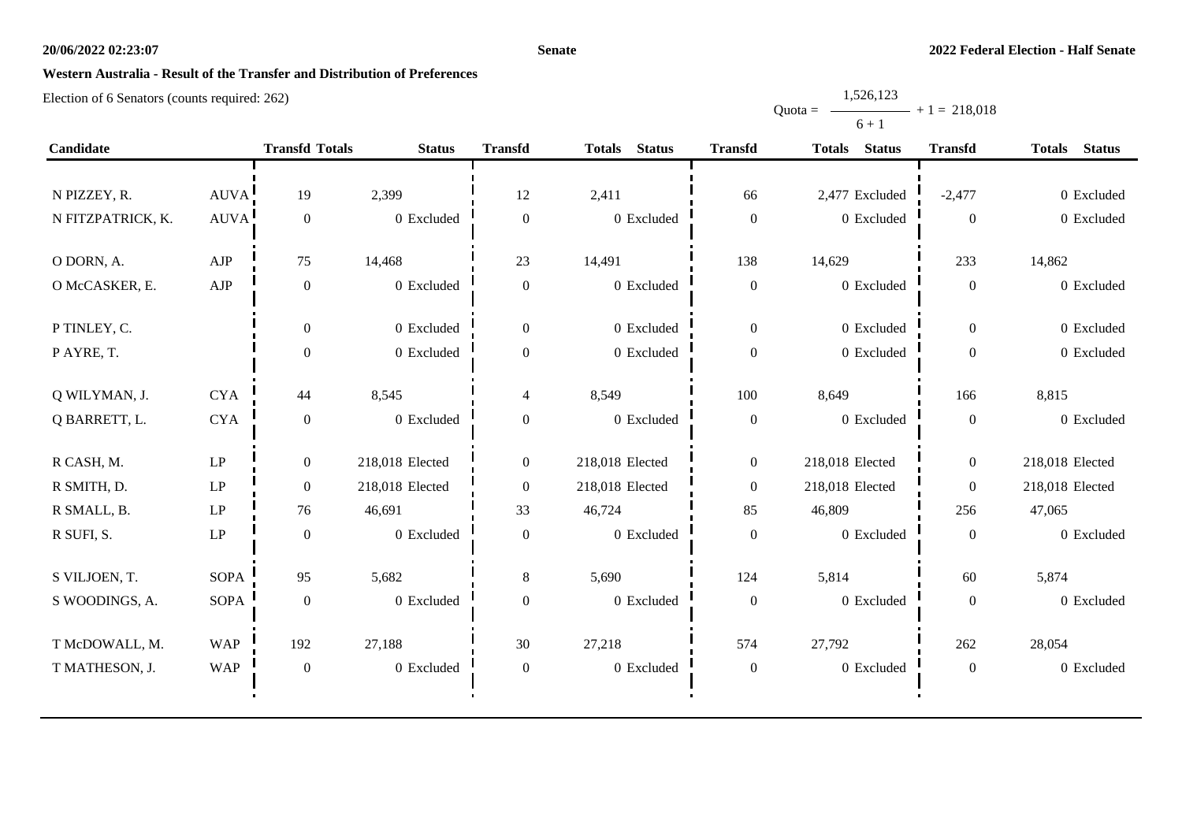## Western Australia - Result of the Transfer and Distribution of Preferences

Election of 6 Senators (counts required: 262)

$$\text{Quota} = \frac{1,526,123}{6 + 1} + 1 = 218,018$$

| Candidate | | Transfd | Totals | Status | Transfd | Totals | Status | Transfd | Totals | Status | Transfd | Totals | Status |
|---|---|---|---|---|---|---|---|---|---|---|---|---|---|
| N PIZZEY, R. | AUVA | 19 | 2,399 | | 12 | 2,411 | | 66 | 2,477 | Excluded | -2,477 | 0 | Excluded |
| N FITZPATRICK, K. | AUVA | 0 | 0 | Excluded | 0 | 0 | Excluded | 0 | 0 | Excluded | 0 | 0 | Excluded |
| O DORN, A. | AJP | 75 | 14,468 | | 23 | 14,491 | | 138 | 14,629 | | 233 | 14,862 | |
| O McCASKER, E. | AJP | 0 | 0 | Excluded | 0 | 0 | Excluded | 0 | 0 | Excluded | 0 | 0 | Excluded |
| P TINLEY, C. | | 0 | 0 | Excluded | 0 | 0 | Excluded | 0 | 0 | Excluded | 0 | 0 | Excluded |
| P AYRE, T. | | 0 | 0 | Excluded | 0 | 0 | Excluded | 0 | 0 | Excluded | 0 | 0 | Excluded |
| Q WILYMAN, J. | CYA | 44 | 8,545 | | 4 | 8,549 | | 100 | 8,649 | | 166 | 8,815 | |
| Q BARRETT, L. | CYA | 0 | 0 | Excluded | 0 | 0 | Excluded | 0 | 0 | Excluded | 0 | 0 | Excluded |
| R CASH, M. | LP | 0 | 218,018 | Elected | 0 | 218,018 | Elected | 0 | 218,018 | Elected | 0 | 218,018 | Elected |
| R SMITH, D. | LP | 0 | 218,018 | Elected | 0 | 218,018 | Elected | 0 | 218,018 | Elected | 0 | 218,018 | Elected |
| R SMALL, B. | LP | 76 | 46,691 | | 33 | 46,724 | | 85 | 46,809 | | 256 | 47,065 | |
| R SUFI, S. | LP | 0 | 0 | Excluded | 0 | 0 | Excluded | 0 | 0 | Excluded | 0 | 0 | Excluded |
| S VILJOEN, T. | SOPA | 95 | 5,682 | | 8 | 5,690 | | 124 | 5,814 | | 60 | 5,874 | |
| S WOODINGS, A. | SOPA | 0 | 0 | Excluded | 0 | 0 | Excluded | 0 | 0 | Excluded | 0 | 0 | Excluded |
| T McDOWALL, M. | WAP | 192 | 27,188 | | 30 | 27,218 | | 574 | 27,792 | | 262 | 28,054 | |
| T MATHESON, J. | WAP | 0 | 0 | Excluded | 0 | 0 | Excluded | 0 | 0 | Excluded | 0 | 0 | Excluded |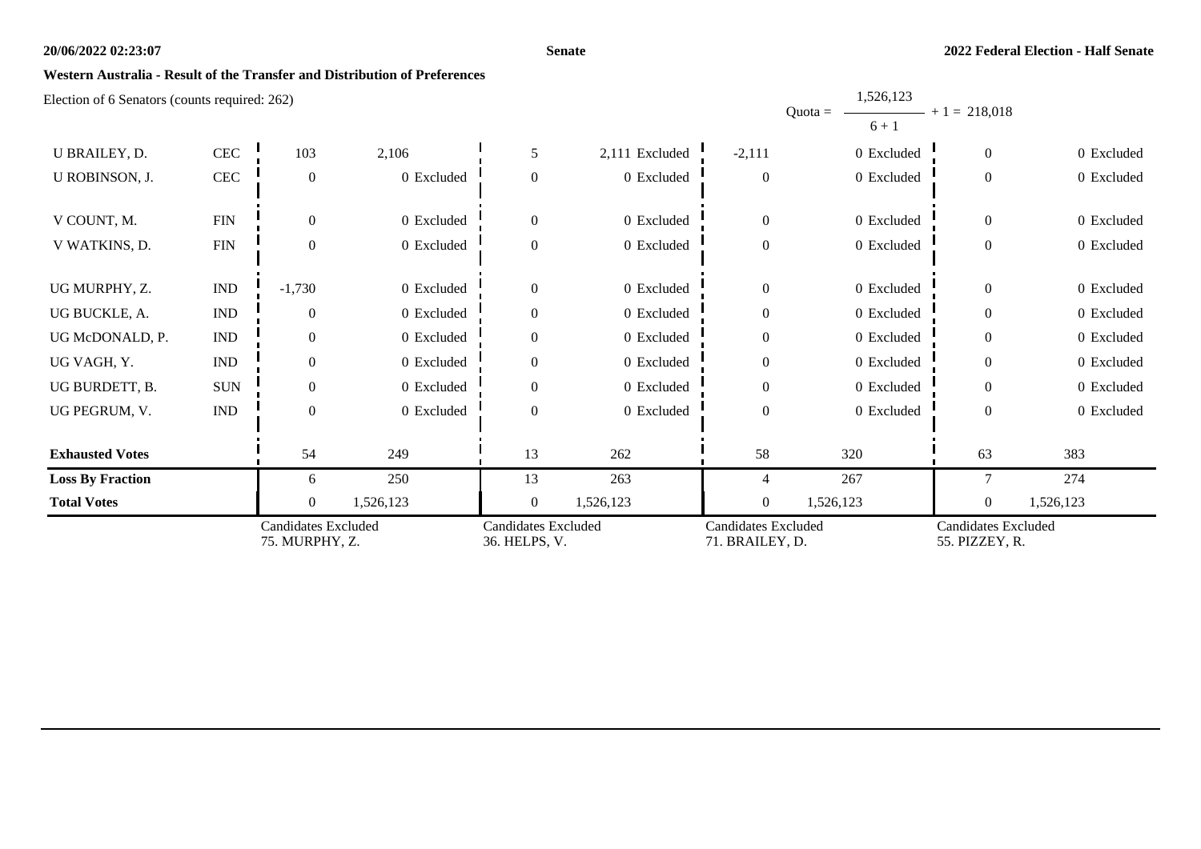**Senate**

**2022 Federal Election - Half Senate**

**Western Australia - Result of the Transfer and Distribution of Preferences**

Election of 6 Senators (counts required: 262)

Quota = $\frac{1,526,123}{6+1} + 1 = 218,018$

| | | | | | | | | | |
|---|---|---|---|---|---|---|---|---|---|
| U BRAILEY, D. | CEC | 103 | 2,106 | 5 | 2,111 Excluded | -2,111 | 0 Excluded | 0 | 0 Excluded |
| U ROBINSON, J. | CEC | 0 | 0 Excluded | 0 | 0 Excluded | 0 | 0 Excluded | 0 | 0 Excluded |
| V COUNT, M. | FIN | 0 | 0 Excluded | 0 | 0 Excluded | 0 | 0 Excluded | 0 | 0 Excluded |
| V WATKINS, D. | FIN | 0 | 0 Excluded | 0 | 0 Excluded | 0 | 0 Excluded | 0 | 0 Excluded |
| UG MURPHY, Z. | IND | -1,730 | 0 Excluded | 0 | 0 Excluded | 0 | 0 Excluded | 0 | 0 Excluded |
| UG BUCKLE, A. | IND | 0 | 0 Excluded | 0 | 0 Excluded | 0 | 0 Excluded | 0 | 0 Excluded |
| UG McDONALD, P. | IND | 0 | 0 Excluded | 0 | 0 Excluded | 0 | 0 Excluded | 0 | 0 Excluded |
| UG VAGH, Y. | IND | 0 | 0 Excluded | 0 | 0 Excluded | 0 | 0 Excluded | 0 | 0 Excluded |
| UG BURDETT, B. | SUN | 0 | 0 Excluded | 0 | 0 Excluded | 0 | 0 Excluded | 0 | 0 Excluded |
| UG PEGRUM, V. | IND | 0 | 0 Excluded | 0 | 0 Excluded | 0 | 0 Excluded | 0 | 0 Excluded |
| **Exhausted Votes** | | 54 | 249 | 13 | 262 | 58 | 320 | 63 | 383 |
| **Loss By Fraction** | | 6 | 250 | 13 | 263 | 4 | 267 | 7 | 274 |
| **Total Votes** | | 0 | 1,526,123 | 0 | 1,526,123 | 0 | 1,526,123 | 0 | 1,526,123 |
| | | Candidates Excluded 75. MURPHY, Z. | | Candidates Excluded 36. HELPS, V. | | Candidates Excluded 71. BRAILEY, D. | | Candidates Excluded 55. PIZZEY, R. | |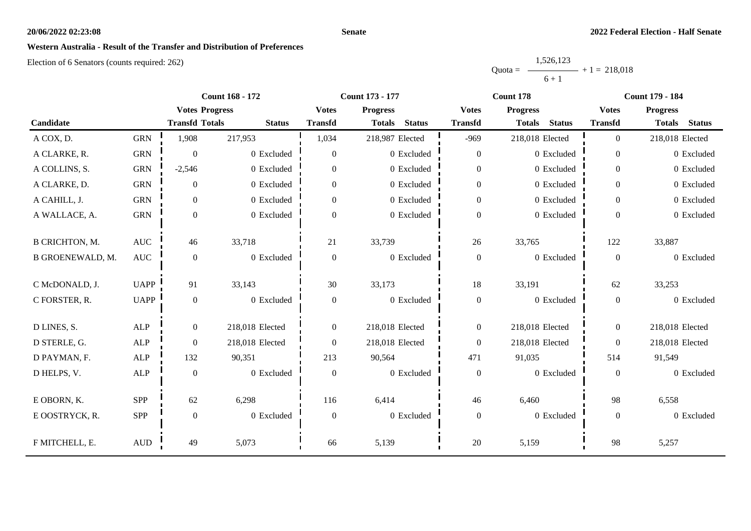**Western Australia - Result of the Transfer and Distribution of Preferences**

Election of 6 Senators (counts required: 262)

$$\text{Quota} = \frac{1,526,123}{6 + 1} + 1 = 218,018$$

| Candidate | | Count 168 - 172 | | | Count 173 - 177 | | | Count 178 | | | Count 179 - 184 | | |
|---|---|---|---|---|---|---|---|---|---|---|---|---|---|
| | | Votes Transfd | Progress Totals | Status | Votes Transfd | Progress Totals | Status | Votes Transfd | Progress Totals | Status | Votes Transfd | Progress Totals | Status |
| A COX, D. | GRN | 1,908 | 217,953 | | 1,034 | 218,987 | Elected | -969 | 218,018 | Elected | 0 | 218,018 | Elected |
| A CLARKE, R. | GRN | 0 | 0 | Excluded | 0 | 0 | Excluded | 0 | 0 | Excluded | 0 | 0 | Excluded |
| A COLLINS, S. | GRN | -2,546 | 0 | Excluded | 0 | 0 | Excluded | 0 | 0 | Excluded | 0 | 0 | Excluded |
| A CLARKE, D. | GRN | 0 | 0 | Excluded | 0 | 0 | Excluded | 0 | 0 | Excluded | 0 | 0 | Excluded |
| A CAHILL, J. | GRN | 0 | 0 | Excluded | 0 | 0 | Excluded | 0 | 0 | Excluded | 0 | 0 | Excluded |
| A WALLACE, A. | GRN | 0 | 0 | Excluded | 0 | 0 | Excluded | 0 | 0 | Excluded | 0 | 0 | Excluded |
| B CRICHTON, M. | AUC | 46 | 33,718 | | 21 | 33,739 | | 26 | 33,765 | | 122 | 33,887 | |
| B GROENEWALD, M. | AUC | 0 | 0 | Excluded | 0 | 0 | Excluded | 0 | 0 | Excluded | 0 | 0 | Excluded |
| C McDONALD, J. | UAPP | 91 | 33,143 | | 30 | 33,173 | | 18 | 33,191 | | 62 | 33,253 | |
| C FORSTER, R. | UAPP | 0 | 0 | Excluded | 0 | 0 | Excluded | 0 | 0 | Excluded | 0 | 0 | Excluded |
| D LINES, S. | ALP | 0 | 218,018 | Elected | 0 | 218,018 | Elected | 0 | 218,018 | Elected | 0 | 218,018 | Elected |
| D STERLE, G. | ALP | 0 | 218,018 | Elected | 0 | 218,018 | Elected | 0 | 218,018 | Elected | 0 | 218,018 | Elected |
| D PAYMAN, F. | ALP | 132 | 90,351 | | 213 | 90,564 | | 471 | 91,035 | | 514 | 91,549 | |
| D HELPS, V. | ALP | 0 | 0 | Excluded | 0 | 0 | Excluded | 0 | 0 | Excluded | 0 | 0 | Excluded |
| E OBORN, K. | SPP | 62 | 6,298 | | 116 | 6,414 | | 46 | 6,460 | | 98 | 6,558 | |
| E OOSTRYCK, R. | SPP | 0 | 0 | Excluded | 0 | 0 | Excluded | 0 | 0 | Excluded | 0 | 0 | Excluded |
| F MITCHELL, E. | AUD | 49 | 5,073 | | 66 | 5,139 | | 20 | 5,159 | | 98 | 5,257 | |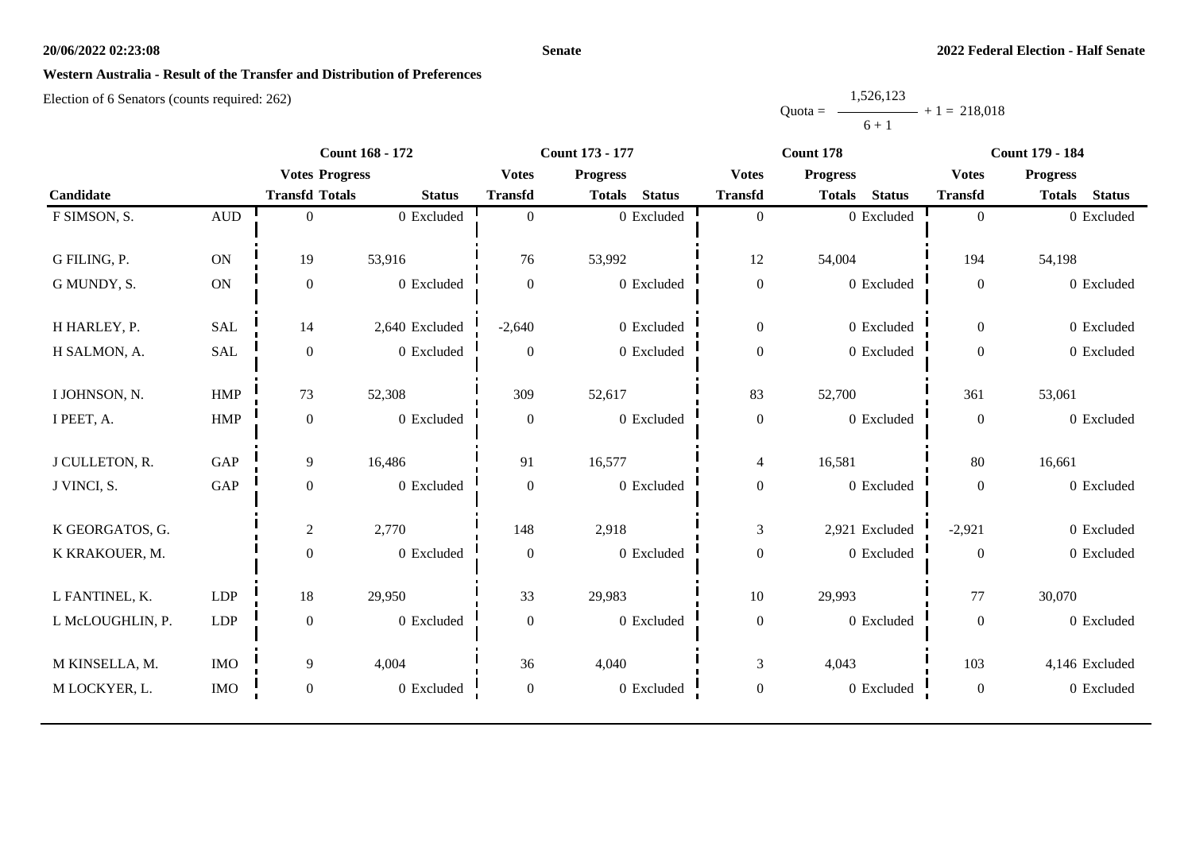**Senate**

**2022 Federal Election - Half Senate**

## Western Australia - Result of the Transfer and Distribution of Preferences

Election of 6 Senators (counts required: 262)

$$\text{Quota} = \frac{1,526,123}{6 + 1} + 1 = 218,018$$

| | | Count 168 - 172 | | | Count 173 - 177 | | | Count 178 | | | Count 179 - 184 | | |
|---|---|---|---|---|---|---|---|---|---|---|---|---|---|
| | | Votes | Progress | | Votes | Progress | | Votes | Progress | | Votes | Progress | |
| Candidate | | Transfd | Totals | Status | Transfd | Totals | Status | Transfd | Totals | Status | Transfd | Totals | Status |
| F SIMSON, S. | AUD | 0 | 0 | Excluded | 0 | 0 | Excluded | 0 | 0 | Excluded | 0 | 0 | Excluded |
| G FILING, P. | ON | 19 | 53,916 | | 76 | 53,992 | | 12 | 54,004 | | 194 | 54,198 | |
| G MUNDY, S. | ON | 0 | 0 | Excluded | 0 | 0 | Excluded | 0 | 0 | Excluded | 0 | 0 | Excluded |
| H HARLEY, P. | SAL | 14 | 2,640 | Excluded | -2,640 | 0 | Excluded | 0 | 0 | Excluded | 0 | 0 | Excluded |
| H SALMON, A. | SAL | 0 | 0 | Excluded | 0 | 0 | Excluded | 0 | 0 | Excluded | 0 | 0 | Excluded |
| I JOHNSON, N. | HMP | 73 | 52,308 | | 309 | 52,617 | | 83 | 52,700 | | 361 | 53,061 | |
| I PEET, A. | HMP | 0 | 0 | Excluded | 0 | 0 | Excluded | 0 | 0 | Excluded | 0 | 0 | Excluded |
| J CULLETON, R. | GAP | 9 | 16,486 | | 91 | 16,577 | | 4 | 16,581 | | 80 | 16,661 | |
| J VINCI, S. | GAP | 0 | 0 | Excluded | 0 | 0 | Excluded | 0 | 0 | Excluded | 0 | 0 | Excluded |
| K GEORGATOS, G. | | 2 | 2,770 | | 148 | 2,918 | | 3 | 2,921 | Excluded | -2,921 | 0 | Excluded |
| K KRAKOUER, M. | | 0 | 0 | Excluded | 0 | 0 | Excluded | 0 | 0 | Excluded | 0 | 0 | Excluded |
| L FANTINEL, K. | LDP | 18 | 29,950 | | 33 | 29,983 | | 10 | 29,993 | | 77 | 30,070 | |
| L McLOUGHLIN, P. | LDP | 0 | 0 | Excluded | 0 | 0 | Excluded | 0 | 0 | Excluded | 0 | 0 | Excluded |
| M KINSELLA, M. | IMO | 9 | 4,004 | | 36 | 4,040 | | 3 | 4,043 | | 103 | 4,146 | Excluded |
| M LOCKYER, L. | IMO | 0 | 0 | Excluded | 0 | 0 | Excluded | 0 | 0 | Excluded | 0 | 0 | Excluded |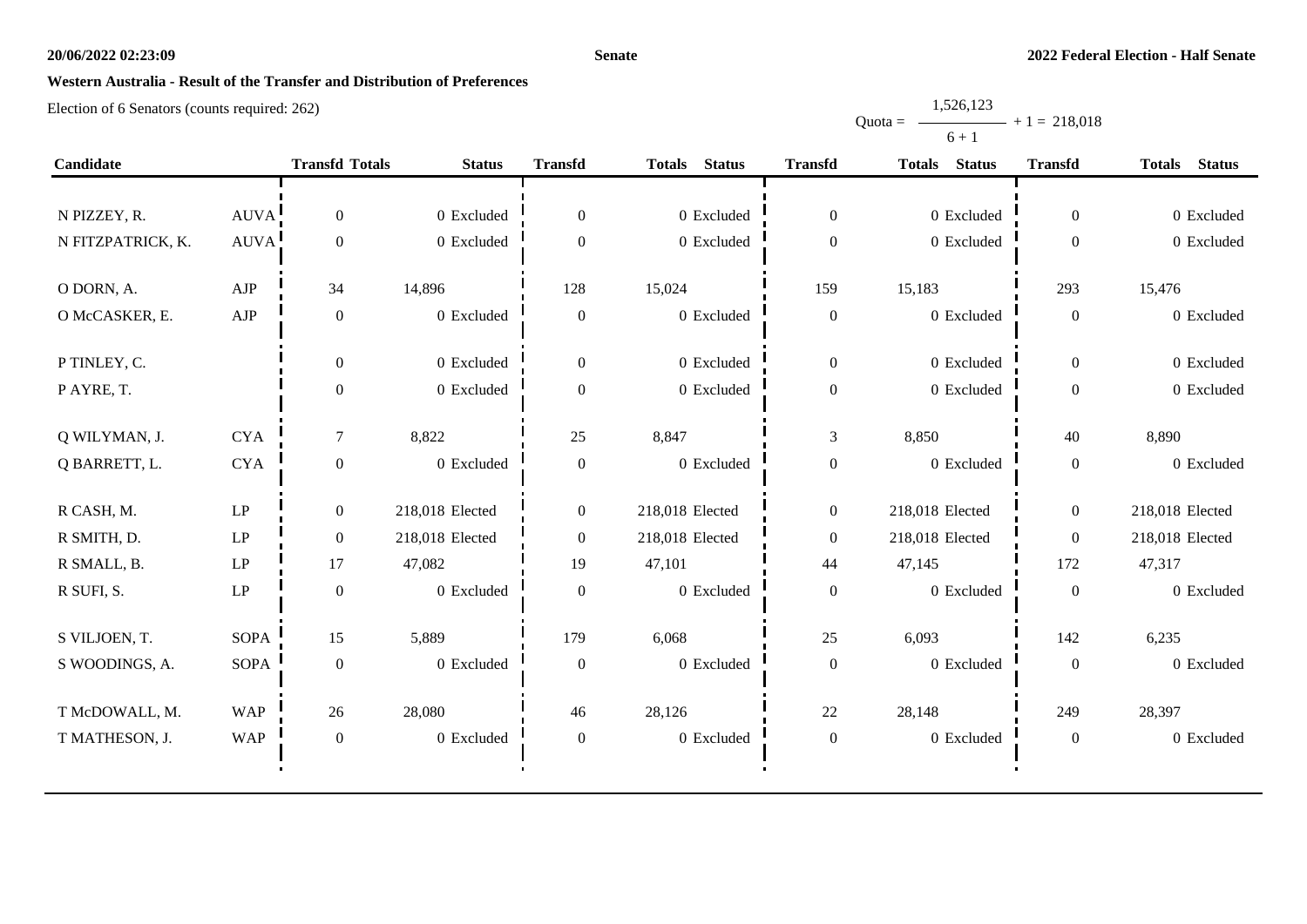**Western Australia - Result of the Transfer and Distribution of Preferences**

Election of 6 Senators (counts required: 262)

$$Quota = \frac{1,526,123}{6 + 1} + 1 = 218,018$$

| Candidate | | Transfd | Totals | Status | Transfd | Totals | Status | Transfd | Totals | Status | Transfd | Totals | Status |
|---|---|---|---|---|---|---|---|---|---|---|---|---|---|
| N PIZZEY, R. | AUVA | 0 | 0 | Excluded | 0 | 0 | Excluded | 0 | 0 | Excluded | 0 | 0 | Excluded |
| N FITZPATRICK, K. | AUVA | 0 | 0 | Excluded | 0 | 0 | Excluded | 0 | 0 | Excluded | 0 | 0 | Excluded |
| O DORN, A. | AJP | 34 | 14,896 | | 128 | 15,024 | | 159 | 15,183 | | 293 | 15,476 | |
| O McCASKER, E. | AJP | 0 | 0 | Excluded | 0 | 0 | Excluded | 0 | 0 | Excluded | 0 | 0 | Excluded |
| P TINLEY, C. | | 0 | 0 | Excluded | 0 | 0 | Excluded | 0 | 0 | Excluded | 0 | 0 | Excluded |
| P AYRE, T. | | 0 | 0 | Excluded | 0 | 0 | Excluded | 0 | 0 | Excluded | 0 | 0 | Excluded |
| Q WILYMAN, J. | CYA | 7 | 8,822 | | 25 | 8,847 | | 3 | 8,850 | | 40 | 8,890 | |
| Q BARRETT, L. | CYA | 0 | 0 | Excluded | 0 | 0 | Excluded | 0 | 0 | Excluded | 0 | 0 | Excluded |
| R CASH, M. | LP | 0 | 218,018 | Elected | 0 | 218,018 | Elected | 0 | 218,018 | Elected | 0 | 218,018 | Elected |
| R SMITH, D. | LP | 0 | 218,018 | Elected | 0 | 218,018 | Elected | 0 | 218,018 | Elected | 0 | 218,018 | Elected |
| R SMALL, B. | LP | 17 | 47,082 | | 19 | 47,101 | | 44 | 47,145 | | 172 | 47,317 | |
| R SUFI, S. | LP | 0 | 0 | Excluded | 0 | 0 | Excluded | 0 | 0 | Excluded | 0 | 0 | Excluded |
| S VILJOEN, T. | SOPA | 15 | 5,889 | | 179 | 6,068 | | 25 | 6,093 | | 142 | 6,235 | |
| S WOODINGS, A. | SOPA | 0 | 0 | Excluded | 0 | 0 | Excluded | 0 | 0 | Excluded | 0 | 0 | Excluded |
| T McDOWALL, M. | WAP | 26 | 28,080 | | 46 | 28,126 | | 22 | 28,148 | | 249 | 28,397 | |
| T MATHESON, J. | WAP | 0 | 0 | Excluded | 0 | 0 | Excluded | 0 | 0 | Excluded | 0 | 0 | Excluded |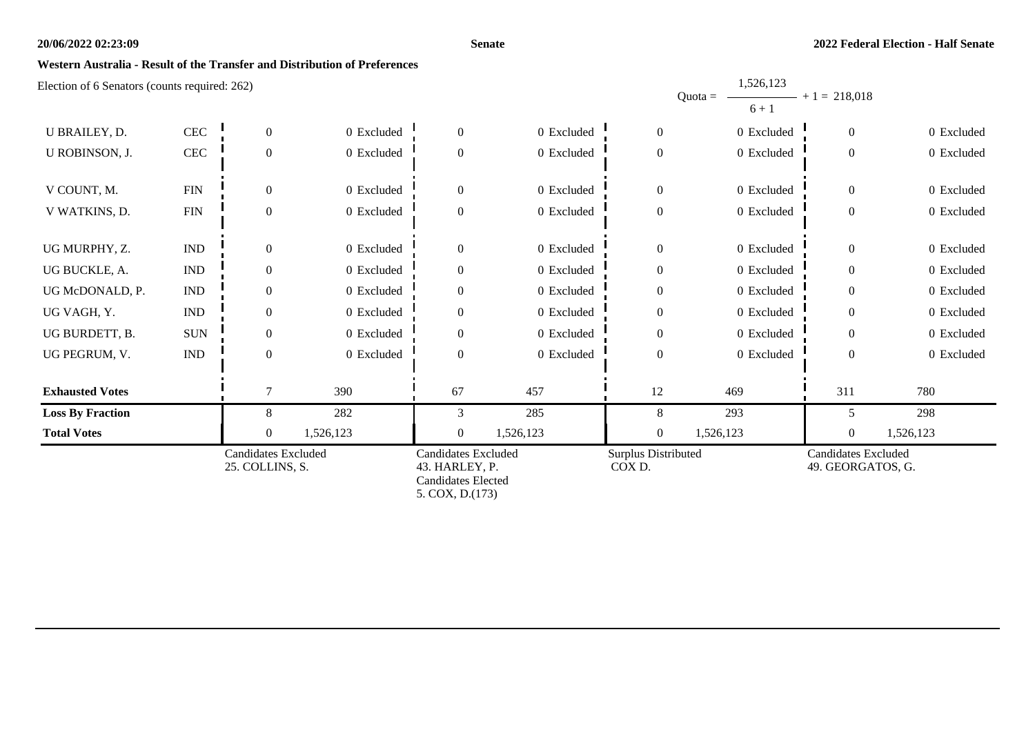## Western Australia - Result of the Transfer and Distribution of Preferences

Election of 6 Senators (counts required: 262)

Quota = $\frac{1,526,123}{6 + 1} + 1 = 218,018$

| | | | | | | | | | |
|---|---|---|---|---|---|---|---|---|---|
| U BRAILEY, D. | CEC | 0 | 0 Excluded | 0 | 0 Excluded | 0 | 0 Excluded | 0 | 0 Excluded |
| U ROBINSON, J. | CEC | 0 | 0 Excluded | 0 | 0 Excluded | 0 | 0 Excluded | 0 | 0 Excluded |
| V COUNT, M. | FIN | 0 | 0 Excluded | 0 | 0 Excluded | 0 | 0 Excluded | 0 | 0 Excluded |
| V WATKINS, D. | FIN | 0 | 0 Excluded | 0 | 0 Excluded | 0 | 0 Excluded | 0 | 0 Excluded |
| UG MURPHY, Z. | IND | 0 | 0 Excluded | 0 | 0 Excluded | 0 | 0 Excluded | 0 | 0 Excluded |
| UG BUCKLE, A. | IND | 0 | 0 Excluded | 0 | 0 Excluded | 0 | 0 Excluded | 0 | 0 Excluded |
| UG McDONALD, P. | IND | 0 | 0 Excluded | 0 | 0 Excluded | 0 | 0 Excluded | 0 | 0 Excluded |
| UG VAGH, Y. | IND | 0 | 0 Excluded | 0 | 0 Excluded | 0 | 0 Excluded | 0 | 0 Excluded |
| UG BURDETT, B. | SUN | 0 | 0 Excluded | 0 | 0 Excluded | 0 | 0 Excluded | 0 | 0 Excluded |
| UG PEGRUM, V. | IND | 0 | 0 Excluded | 0 | 0 Excluded | 0 | 0 Excluded | 0 | 0 Excluded |
| **Exhausted Votes** | | 7 | 390 | 67 | 457 | 12 | 469 | 311 | 780 |
| **Loss By Fraction** | | 8 | 282 | 3 | 285 | 8 | 293 | 5 | 298 |
| **Total Votes** | | 0 | 1,526,123 | 0 | 1,526,123 | 0 | 1,526,123 | 0 | 1,526,123 |
| | | Candidates Excluded 25. COLLINS, S. | | Candidates Excluded 43. HARLEY, P. Candidates Elected 5. COX, D.(173) | | Surplus Distributed COX D. | | Candidates Excluded 49. GEORGATOS, G. | |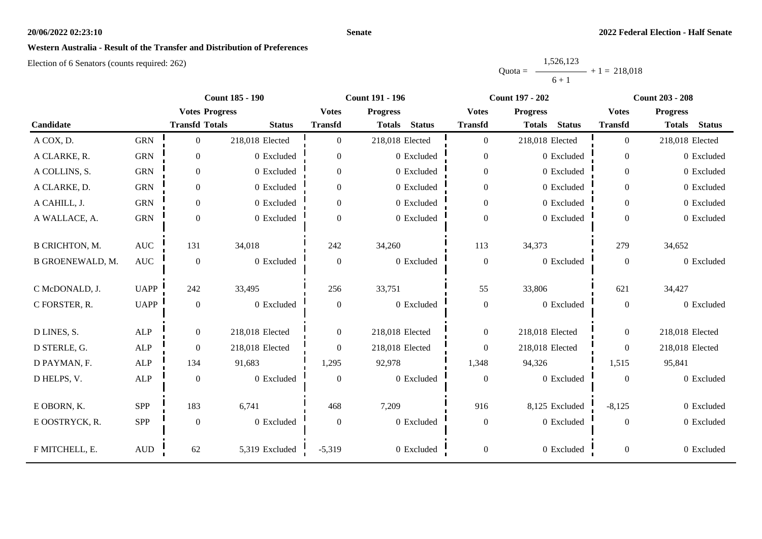## Western Australia - Result of the Transfer and Distribution of Preferences

Election of 6 Senators (counts required: 262)

$$\text{Quota} = \frac{1,526,123}{6 + 1} + 1 = 218,018$$

| Candidate | | Count 185 - 190 | | | Count 191 - 196 | | | Count 197 - 202 | | | Count 203 - 208 | | |
|---|---|---|---|---|---|---|---|---|---|---|---|---|---|
| | | Votes Transfd | Progress Totals | Status | Votes Transfd | Progress Totals | Status | Votes Transfd | Progress Totals | Status | Votes Transfd | Progress Totals | Status |
| A COX, D. | GRN | 0 | 218,018 | Elected | 0 | 218,018 | Elected | 0 | 218,018 | Elected | 0 | 218,018 | Elected |
| A CLARKE, R. | GRN | 0 | 0 | Excluded | 0 | 0 | Excluded | 0 | 0 | Excluded | 0 | 0 | Excluded |
| A COLLINS, S. | GRN | 0 | 0 | Excluded | 0 | 0 | Excluded | 0 | 0 | Excluded | 0 | 0 | Excluded |
| A CLARKE, D. | GRN | 0 | 0 | Excluded | 0 | 0 | Excluded | 0 | 0 | Excluded | 0 | 0 | Excluded |
| A CAHILL, J. | GRN | 0 | 0 | Excluded | 0 | 0 | Excluded | 0 | 0 | Excluded | 0 | 0 | Excluded |
| A WALLACE, A. | GRN | 0 | 0 | Excluded | 0 | 0 | Excluded | 0 | 0 | Excluded | 0 | 0 | Excluded |
| B CRICHTON, M. | AUC | 131 | 34,018 | | 242 | 34,260 | | 113 | 34,373 | | 279 | 34,652 | |
| B GROENEWALD, M. | AUC | 0 | 0 | Excluded | 0 | 0 | Excluded | 0 | 0 | Excluded | 0 | 0 | Excluded |
| C McDONALD, J. | UAPP | 242 | 33,495 | | 256 | 33,751 | | 55 | 33,806 | | 621 | 34,427 | |
| C FORSTER, R. | UAPP | 0 | 0 | Excluded | 0 | 0 | Excluded | 0 | 0 | Excluded | 0 | 0 | Excluded |
| D LINES, S. | ALP | 0 | 218,018 | Elected | 0 | 218,018 | Elected | 0 | 218,018 | Elected | 0 | 218,018 | Elected |
| D STERLE, G. | ALP | 0 | 218,018 | Elected | 0 | 218,018 | Elected | 0 | 218,018 | Elected | 0 | 218,018 | Elected |
| D PAYMAN, F. | ALP | 134 | 91,683 | | 1,295 | 92,978 | | 1,348 | 94,326 | | 1,515 | 95,841 | |
| D HELPS, V. | ALP | 0 | 0 | Excluded | 0 | 0 | Excluded | 0 | 0 | Excluded | 0 | 0 | Excluded |
| E OBORN, K. | SPP | 183 | 6,741 | | 468 | 7,209 | | 916 | 8,125 | Excluded | -8,125 | 0 | Excluded |
| E OOSTRYCK, R. | SPP | 0 | 0 | Excluded | 0 | 0 | Excluded | 0 | 0 | Excluded | 0 | 0 | Excluded |
| F MITCHELL, E. | AUD | 62 | 5,319 | Excluded | -5,319 | 0 | Excluded | 0 | 0 | Excluded | 0 | 0 | Excluded |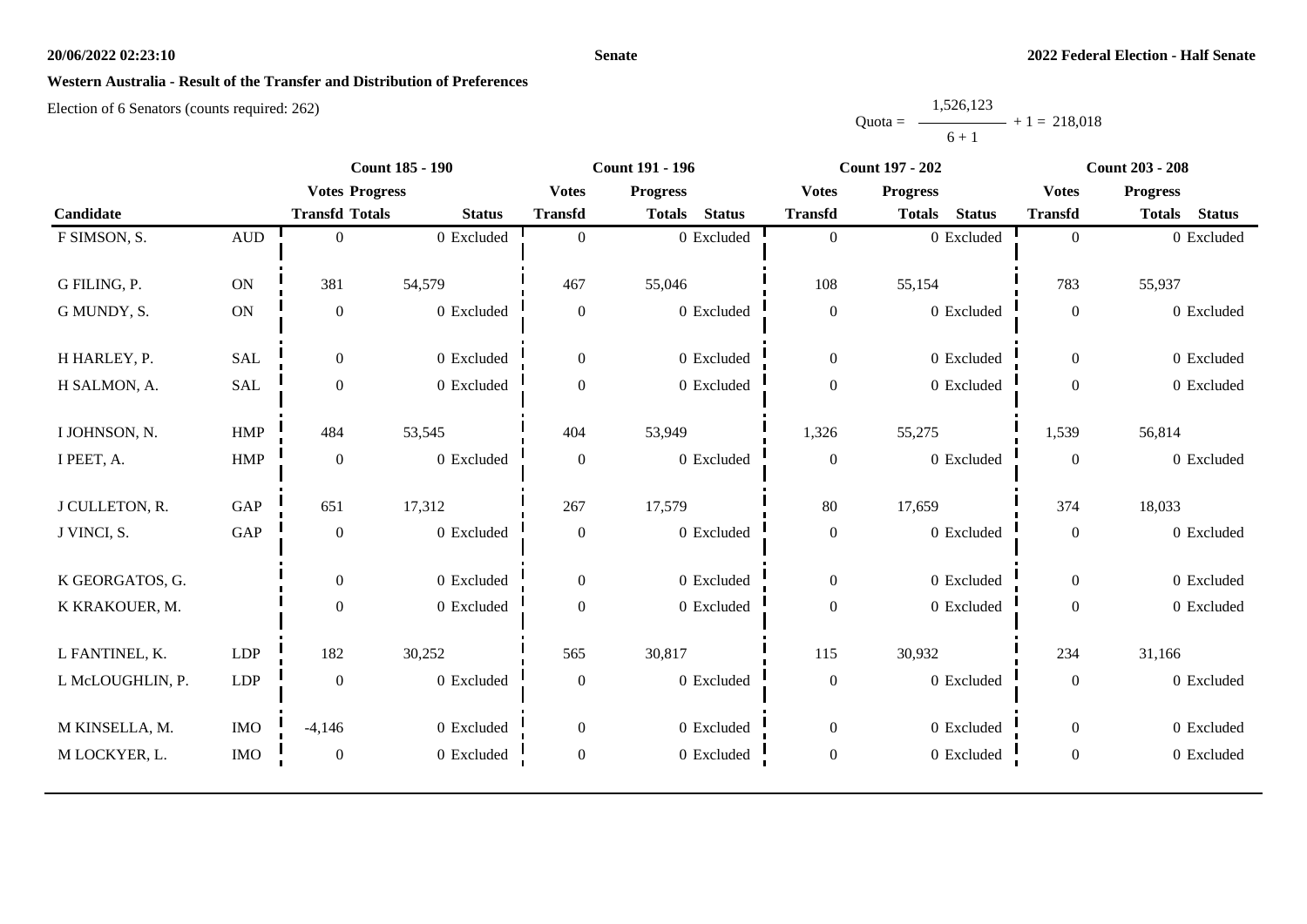**Senate**

**2022 Federal Election - Half Senate**

**Western Australia - Result of the Transfer and Distribution of Preferences**

Election of 6 Senators (counts required: 262)

$$\text{Quota} = \frac{1,526,123}{6+1} + 1 = 218,018$$

| Candidate | | Count 185 - 190 | | | Count 191 - 196 | | | Count 197 - 202 | | | Count 203 - 208 | | |
|---|---|---|---|---|---|---|---|---|---|---|---|---|---|
| | | Votes Transfd | Progress Totals | Status | Votes Transfd | Progress Totals | Status | Votes Transfd | Progress Totals | Status | Votes Transfd | Progress Totals | Status |
| F SIMSON, S. | AUD | 0 | 0 | Excluded | 0 | 0 | Excluded | 0 | 0 | Excluded | 0 | 0 | Excluded |
| G FILING, P. | ON | 381 | 54,579 | | 467 | 55,046 | | 108 | 55,154 | | 783 | 55,937 | |
| G MUNDY, S. | ON | 0 | 0 | Excluded | 0 | 0 | Excluded | 0 | 0 | Excluded | 0 | 0 | Excluded |
| H HARLEY, P. | SAL | 0 | 0 | Excluded | 0 | 0 | Excluded | 0 | 0 | Excluded | 0 | 0 | Excluded |
| H SALMON, A. | SAL | 0 | 0 | Excluded | 0 | 0 | Excluded | 0 | 0 | Excluded | 0 | 0 | Excluded |
| I JOHNSON, N. | HMP | 484 | 53,545 | | 404 | 53,949 | | 1,326 | 55,275 | | 1,539 | 56,814 | |
| I PEET, A. | HMP | 0 | 0 | Excluded | 0 | 0 | Excluded | 0 | 0 | Excluded | 0 | 0 | Excluded |
| J CULLETON, R. | GAP | 651 | 17,312 | | 267 | 17,579 | | 80 | 17,659 | | 374 | 18,033 | |
| J VINCI, S. | GAP | 0 | 0 | Excluded | 0 | 0 | Excluded | 0 | 0 | Excluded | 0 | 0 | Excluded |
| K GEORGATOS, G. | | 0 | 0 | Excluded | 0 | 0 | Excluded | 0 | 0 | Excluded | 0 | 0 | Excluded |
| K KRAKOUER, M. | | 0 | 0 | Excluded | 0 | 0 | Excluded | 0 | 0 | Excluded | 0 | 0 | Excluded |
| L FANTINEL, K. | LDP | 182 | 30,252 | | 565 | 30,817 | | 115 | 30,932 | | 234 | 31,166 | |
| L McLOUGHLIN, P. | LDP | 0 | 0 | Excluded | 0 | 0 | Excluded | 0 | 0 | Excluded | 0 | 0 | Excluded |
| M KINSELLA, M. | IMO | -4,146 | 0 | Excluded | 0 | 0 | Excluded | 0 | 0 | Excluded | 0 | 0 | Excluded |
| M LOCKYER, L. | IMO | 0 | 0 | Excluded | 0 | 0 | Excluded | 0 | 0 | Excluded | 0 | 0 | Excluded |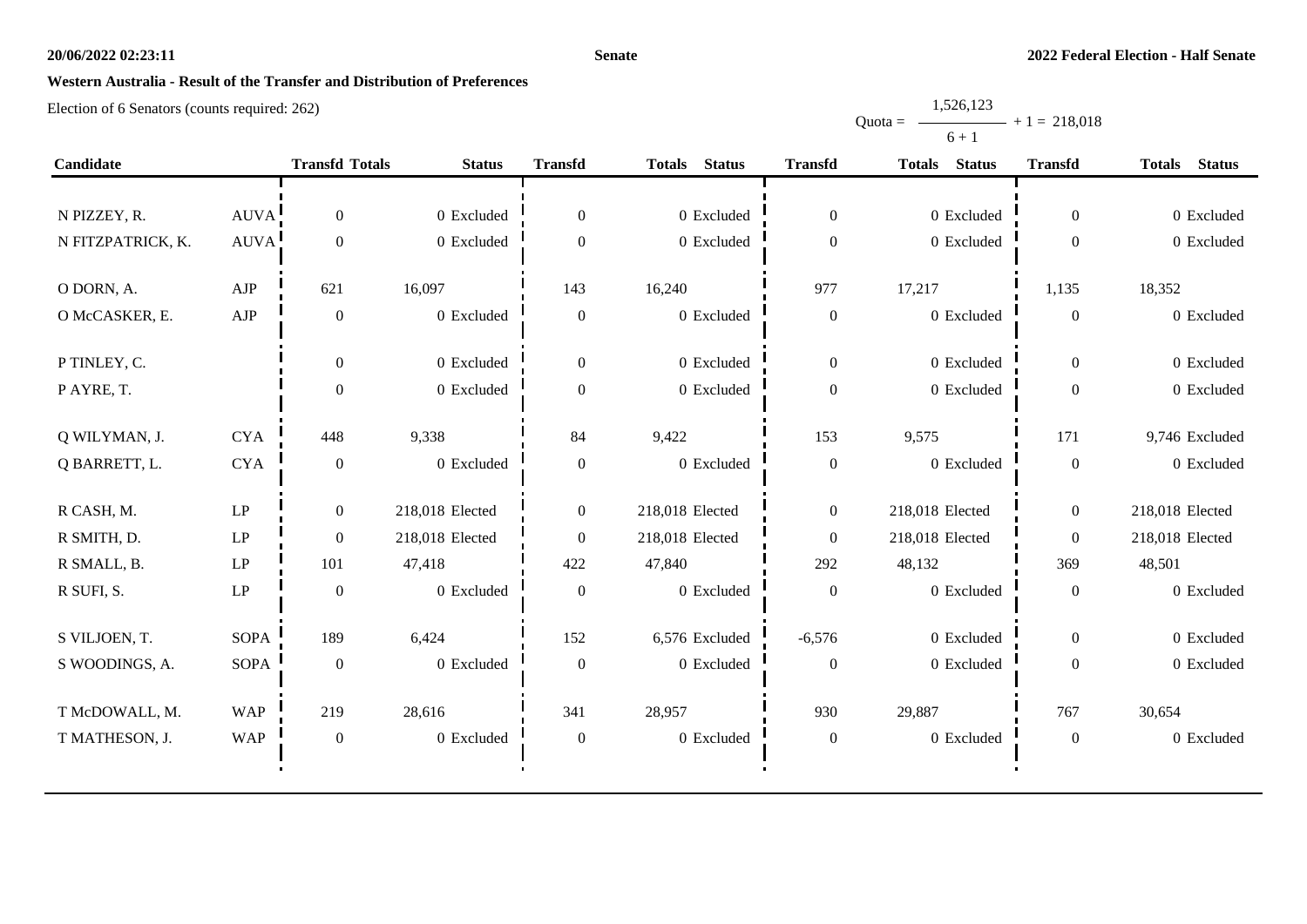**Senate**

**2022 Federal Election - Half Senate**

**Western Australia - Result of the Transfer and Distribution of Preferences**

Election of 6 Senators (counts required: 262)

$$\text{Quota} = \frac{1,526,123}{6+1} + 1 = 218,018$$

| Candidate | | Transfd | Totals | Status | Transfd | Totals | Status | Transfd | Totals | Status | Transfd | Totals | Status |
|---|---|---|---|---|---|---|---|---|---|---|---|---|---|
| N PIZZEY, R. | AUVA | 0 | 0 | Excluded | 0 | 0 | Excluded | 0 | 0 | Excluded | 0 | 0 | Excluded |
| N FITZPATRICK, K. | AUVA | 0 | 0 | Excluded | 0 | 0 | Excluded | 0 | 0 | Excluded | 0 | 0 | Excluded |
| O DORN, A. | AJP | 621 | 16,097 | | 143 | 16,240 | | 977 | 17,217 | | 1,135 | 18,352 | |
| O McCASKER, E. | AJP | 0 | 0 | Excluded | 0 | 0 | Excluded | 0 | 0 | Excluded | 0 | 0 | Excluded |
| P TINLEY, C. | | 0 | 0 | Excluded | 0 | 0 | Excluded | 0 | 0 | Excluded | 0 | 0 | Excluded |
| P AYRE, T. | | 0 | 0 | Excluded | 0 | 0 | Excluded | 0 | 0 | Excluded | 0 | 0 | Excluded |
| Q WILYMAN, J. | CYA | 448 | 9,338 | | 84 | 9,422 | | 153 | 9,575 | | 171 | 9,746 | Excluded |
| Q BARRETT, L. | CYA | 0 | 0 | Excluded | 0 | 0 | Excluded | 0 | 0 | Excluded | 0 | 0 | Excluded |
| R CASH, M. | LP | 0 | 218,018 | Elected | 0 | 218,018 | Elected | 0 | 218,018 | Elected | 0 | 218,018 | Elected |
| R SMITH, D. | LP | 0 | 218,018 | Elected | 0 | 218,018 | Elected | 0 | 218,018 | Elected | 0 | 218,018 | Elected |
| R SMALL, B. | LP | 101 | 47,418 | | 422 | 47,840 | | 292 | 48,132 | | 369 | 48,501 | |
| R SUFI, S. | LP | 0 | 0 | Excluded | 0 | 0 | Excluded | 0 | 0 | Excluded | 0 | 0 | Excluded |
| S VILJOEN, T. | SOPA | 189 | 6,424 | | 152 | 6,576 | Excluded | -6,576 | 0 | Excluded | 0 | 0 | Excluded |
| S WOODINGS, A. | SOPA | 0 | 0 | Excluded | 0 | 0 | Excluded | 0 | 0 | Excluded | 0 | 0 | Excluded |
| T McDOWALL, M. | WAP | 219 | 28,616 | | 341 | 28,957 | | 930 | 29,887 | | 767 | 30,654 | |
| T MATHESON, J. | WAP | 0 | 0 | Excluded | 0 | 0 | Excluded | 0 | 0 | Excluded | 0 | 0 | Excluded |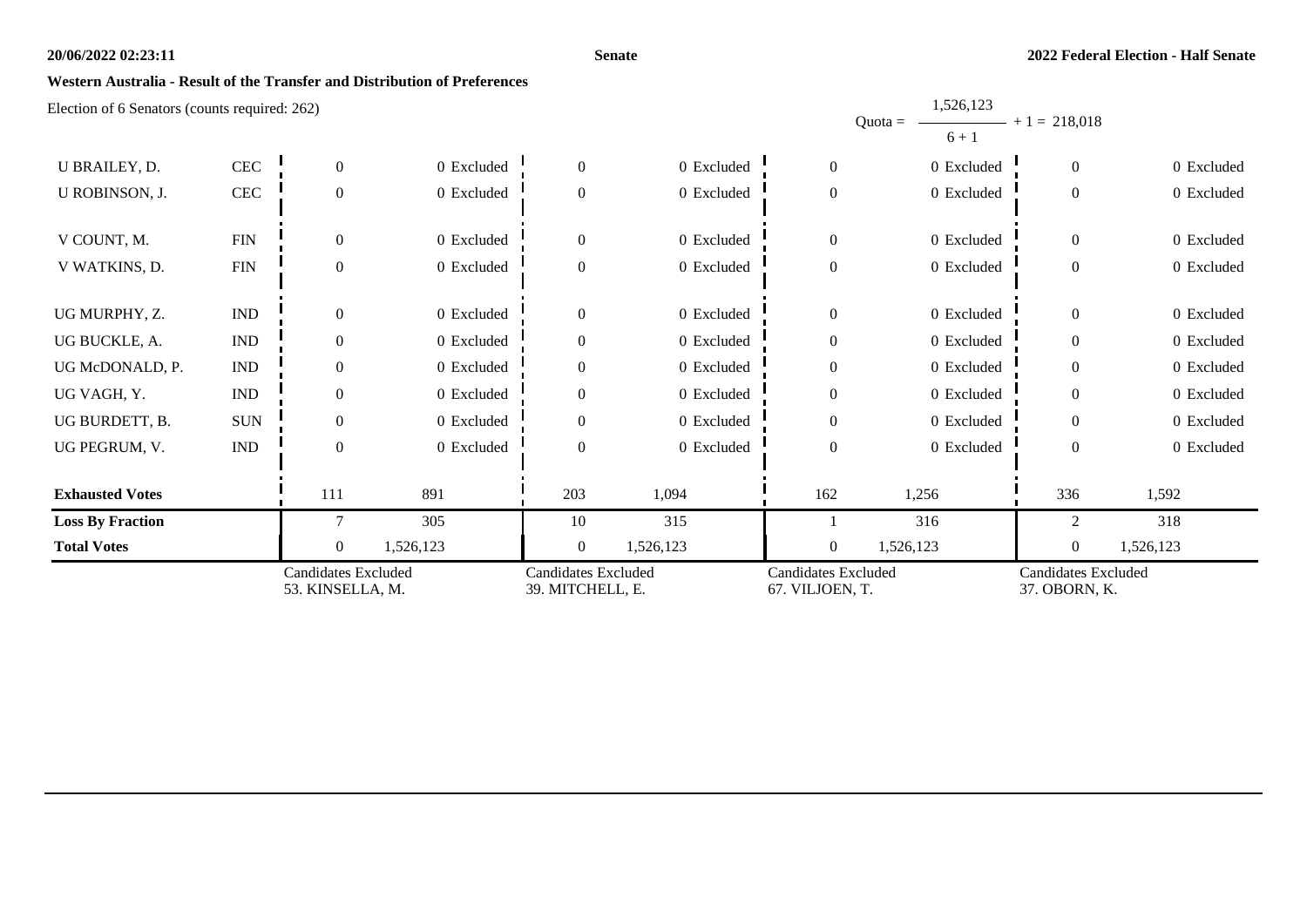**Western Australia - Result of the Transfer and Distribution of Preferences**

Election of 6 Senators (counts required: 262)

Quota = $\frac{1,526,123}{6 + 1} + 1 = 218,018$

| | | | | | | | | | |
|---|---|---|---|---|---|---|---|---|---|
| U BRAILEY, D. | CEC | 0 | 0 Excluded | 0 | 0 Excluded | 0 | 0 Excluded | 0 | 0 Excluded |
| U ROBINSON, J. | CEC | 0 | 0 Excluded | 0 | 0 Excluded | 0 | 0 Excluded | 0 | 0 Excluded |
| V COUNT, M. | FIN | 0 | 0 Excluded | 0 | 0 Excluded | 0 | 0 Excluded | 0 | 0 Excluded |
| V WATKINS, D. | FIN | 0 | 0 Excluded | 0 | 0 Excluded | 0 | 0 Excluded | 0 | 0 Excluded |
| UG MURPHY, Z. | IND | 0 | 0 Excluded | 0 | 0 Excluded | 0 | 0 Excluded | 0 | 0 Excluded |
| UG BUCKLE, A. | IND | 0 | 0 Excluded | 0 | 0 Excluded | 0 | 0 Excluded | 0 | 0 Excluded |
| UG McDONALD, P. | IND | 0 | 0 Excluded | 0 | 0 Excluded | 0 | 0 Excluded | 0 | 0 Excluded |
| UG VAGH, Y. | IND | 0 | 0 Excluded | 0 | 0 Excluded | 0 | 0 Excluded | 0 | 0 Excluded |
| UG BURDETT, B. | SUN | 0 | 0 Excluded | 0 | 0 Excluded | 0 | 0 Excluded | 0 | 0 Excluded |
| UG PEGRUM, V. | IND | 0 | 0 Excluded | 0 | 0 Excluded | 0 | 0 Excluded | 0 | 0 Excluded |
| **Exhausted Votes** | | 111 | 891 | 203 | 1,094 | 162 | 1,256 | 336 | 1,592 |
| **Loss By Fraction** | | 7 | 305 | 10 | 315 | 1 | 316 | 2 | 318 |
| **Total Votes** | | 0 | 1,526,123 | 0 | 1,526,123 | 0 | 1,526,123 | 0 | 1,526,123 |
| | | Candidates Excluded 53. KINSELLA, M. | | Candidates Excluded 39. MITCHELL, E. | | Candidates Excluded 67. VILJOEN, T. | | Candidates Excluded 37. OBORN, K. | |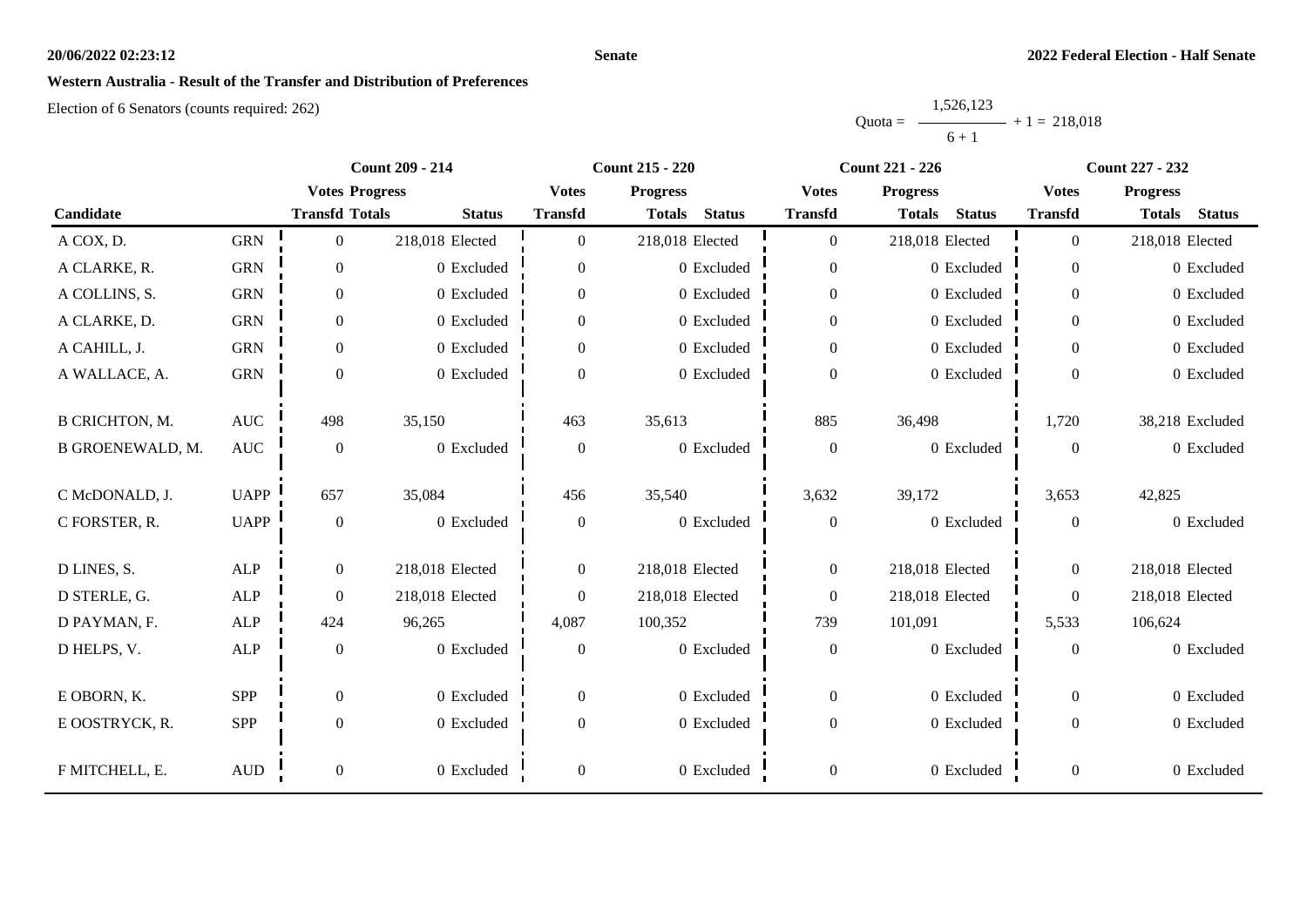# Western Australia - Result of the Transfer and Distribution of Preferences

Election of 6 Senators (counts required: 262)

$$\text{Quota} = \frac{1,526,123}{6 + 1} + 1 = 218,018$$

| Candidate | | Count 209 - 214 | | | Count 215 - 220 | | | Count 221 - 226 | | | Count 227 - 232 | | |
|---|---|---|---|---|---|---|---|---|---|---|---|---|---|
| | | Votes Transfd | Progress Totals | Status | Votes Transfd | Progress Totals | Status | Votes Transfd | Progress Totals | Status | Votes Transfd | Progress Totals | Status |
| A COX, D. | GRN | 0 | 218,018 | Elected | 0 | 218,018 | Elected | 0 | 218,018 | Elected | 0 | 218,018 | Elected |
| A CLARKE, R. | GRN | 0 | 0 | Excluded | 0 | 0 | Excluded | 0 | 0 | Excluded | 0 | 0 | Excluded |
| A COLLINS, S. | GRN | 0 | 0 | Excluded | 0 | 0 | Excluded | 0 | 0 | Excluded | 0 | 0 | Excluded |
| A CLARKE, D. | GRN | 0 | 0 | Excluded | 0 | 0 | Excluded | 0 | 0 | Excluded | 0 | 0 | Excluded |
| A CAHILL, J. | GRN | 0 | 0 | Excluded | 0 | 0 | Excluded | 0 | 0 | Excluded | 0 | 0 | Excluded |
| A WALLACE, A. | GRN | 0 | 0 | Excluded | 0 | 0 | Excluded | 0 | 0 | Excluded | 0 | 0 | Excluded |
| B CRICHTON, M. | AUC | 498 | 35,150 | | 463 | 35,613 | | 885 | 36,498 | | 1,720 | 38,218 | Excluded |
| B GROENEWALD, M. | AUC | 0 | 0 | Excluded | 0 | 0 | Excluded | 0 | 0 | Excluded | 0 | 0 | Excluded |
| C McDONALD, J. | UAPP | 657 | 35,084 | | 456 | 35,540 | | 3,632 | 39,172 | | 3,653 | 42,825 | |
| C FORSTER, R. | UAPP | 0 | 0 | Excluded | 0 | 0 | Excluded | 0 | 0 | Excluded | 0 | 0 | Excluded |
| D LINES, S. | ALP | 0 | 218,018 | Elected | 0 | 218,018 | Elected | 0 | 218,018 | Elected | 0 | 218,018 | Elected |
| D STERLE, G. | ALP | 0 | 218,018 | Elected | 0 | 218,018 | Elected | 0 | 218,018 | Elected | 0 | 218,018 | Elected |
| D PAYMAN, F. | ALP | 424 | 96,265 | | 4,087 | 100,352 | | 739 | 101,091 | | 5,533 | 106,624 | |
| D HELPS, V. | ALP | 0 | 0 | Excluded | 0 | 0 | Excluded | 0 | 0 | Excluded | 0 | 0 | Excluded |
| E OBORN, K. | SPP | 0 | 0 | Excluded | 0 | 0 | Excluded | 0 | 0 | Excluded | 0 | 0 | Excluded |
| E OOSTRYCK, R. | SPP | 0 | 0 | Excluded | 0 | 0 | Excluded | 0 | 0 | Excluded | 0 | 0 | Excluded |
| F MITCHELL, E. | AUD | 0 | 0 | Excluded | 0 | 0 | Excluded | 0 | 0 | Excluded | 0 | 0 | Excluded |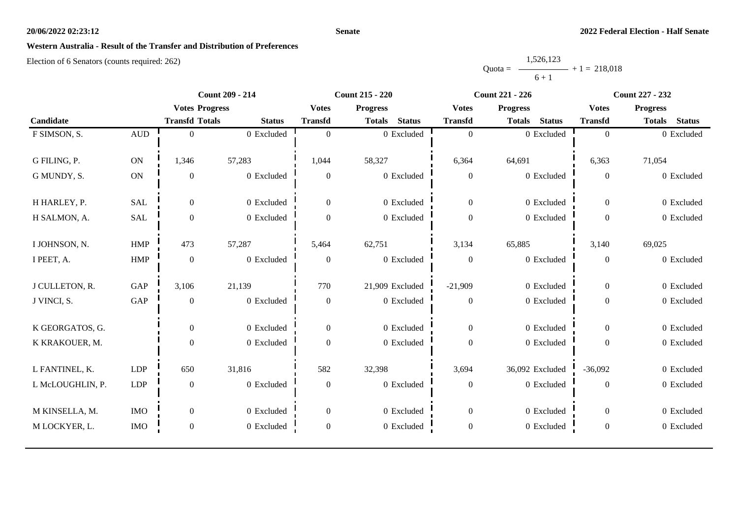**Senate**

**2022 Federal Election - Half Senate**

## Western Australia - Result of the Transfer and Distribution of Preferences

Election of 6 Senators (counts required: 262)

Quota = 1,526,123 / (6 + 1) + 1 = 218,018

| Candidate | | Count 209 - 214 | | | Count 215 - 220 | | | Count 221 - 226 | | | Count 227 - 232 | | |
|---|---|---|---|---|---|---|---|---|---|---|---|---|---|
| | | Votes Transfd | Progress Totals | Status | Votes Transfd | Progress Totals | Status | Votes Transfd | Progress Totals | Status | Votes Transfd | Progress Totals | Status |
| F SIMSON, S. | AUD | 0 | 0 | Excluded | 0 | 0 | Excluded | 0 | 0 | Excluded | 0 | 0 | Excluded |
| G FILING, P. | ON | 1,346 | 57,283 | | 1,044 | 58,327 | | 6,364 | 64,691 | | 6,363 | 71,054 | |
| G MUNDY, S. | ON | 0 | 0 | Excluded | 0 | 0 | Excluded | 0 | 0 | Excluded | 0 | 0 | Excluded |
| H HARLEY, P. | SAL | 0 | 0 | Excluded | 0 | 0 | Excluded | 0 | 0 | Excluded | 0 | 0 | Excluded |
| H SALMON, A. | SAL | 0 | 0 | Excluded | 0 | 0 | Excluded | 0 | 0 | Excluded | 0 | 0 | Excluded |
| I JOHNSON, N. | HMP | 473 | 57,287 | | 5,464 | 62,751 | | 3,134 | 65,885 | | 3,140 | 69,025 | |
| I PEET, A. | HMP | 0 | 0 | Excluded | 0 | 0 | Excluded | 0 | 0 | Excluded | 0 | 0 | Excluded |
| J CULLETON, R. | GAP | 3,106 | 21,139 | | 770 | 21,909 | Excluded | -21,909 | 0 | Excluded | 0 | 0 | Excluded |
| J VINCI, S. | GAP | 0 | 0 | Excluded | 0 | 0 | Excluded | 0 | 0 | Excluded | 0 | 0 | Excluded |
| K GEORGATOS, G. | | 0 | 0 | Excluded | 0 | 0 | Excluded | 0 | 0 | Excluded | 0 | 0 | Excluded |
| K KRAKOUER, M. | | 0 | 0 | Excluded | 0 | 0 | Excluded | 0 | 0 | Excluded | 0 | 0 | Excluded |
| L FANTINEL, K. | LDP | 650 | 31,816 | | 582 | 32,398 | | 3,694 | 36,092 | Excluded | -36,092 | 0 | Excluded |
| L McLOUGHLIN, P. | LDP | 0 | 0 | Excluded | 0 | 0 | Excluded | 0 | 0 | Excluded | 0 | 0 | Excluded |
| M KINSELLA, M. | IMO | 0 | 0 | Excluded | 0 | 0 | Excluded | 0 | 0 | Excluded | 0 | 0 | Excluded |
| M LOCKYER, L. | IMO | 0 | 0 | Excluded | 0 | 0 | Excluded | 0 | 0 | Excluded | 0 | 0 | Excluded |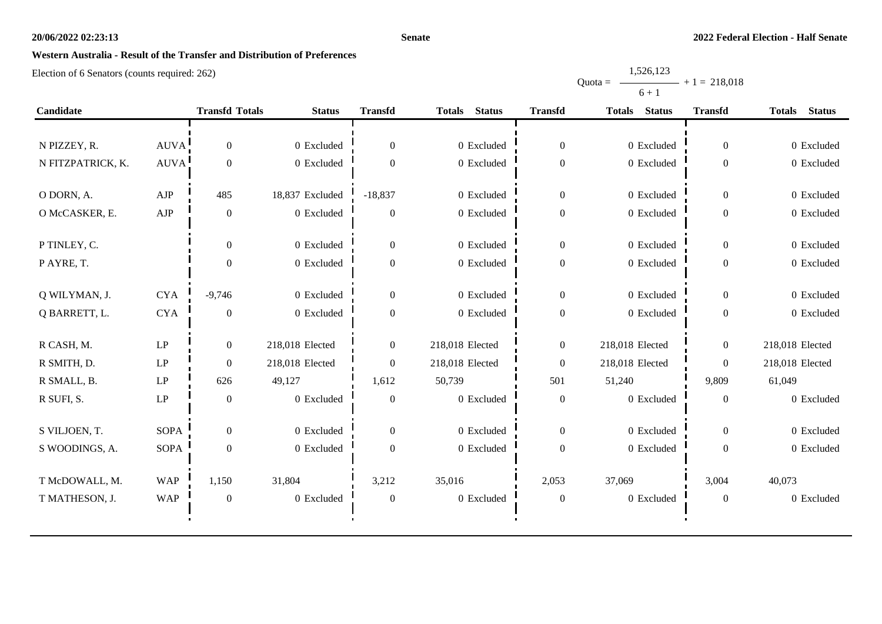## Western Australia - Result of the Transfer and Distribution of Preferences

Election of 6 Senators (counts required: 262)

Quota = $\frac{1,526,123}{6 + 1} + 1 = 218,018$

| Candidate | | Transfd | Totals | Status | Transfd | Totals | Status | Transfd | Totals | Status | Transfd | Totals | Status |
|---|---|---|---|---|---|---|---|---|---|---|---|---|---|
| N PIZZEY, R. | AUVA | 0 | 0 | Excluded | 0 | 0 | Excluded | 0 | 0 | Excluded | 0 | 0 | Excluded |
| N FITZPATRICK, K. | AUVA | 0 | 0 | Excluded | 0 | 0 | Excluded | 0 | 0 | Excluded | 0 | 0 | Excluded |
| O DORN, A. | AJP | 485 | 18,837 | Excluded | -18,837 | 0 | Excluded | 0 | 0 | Excluded | 0 | 0 | Excluded |
| O McCASKER, E. | AJP | 0 | 0 | Excluded | 0 | 0 | Excluded | 0 | 0 | Excluded | 0 | 0 | Excluded |
| P TINLEY, C. | | 0 | 0 | Excluded | 0 | 0 | Excluded | 0 | 0 | Excluded | 0 | 0 | Excluded |
| P AYRE, T. | | 0 | 0 | Excluded | 0 | 0 | Excluded | 0 | 0 | Excluded | 0 | 0 | Excluded |
| Q WILYMAN, J. | CYA | -9,746 | 0 | Excluded | 0 | 0 | Excluded | 0 | 0 | Excluded | 0 | 0 | Excluded |
| Q BARRETT, L. | CYA | 0 | 0 | Excluded | 0 | 0 | Excluded | 0 | 0 | Excluded | 0 | 0 | Excluded |
| R CASH, M. | LP | 0 | 218,018 | Elected | 0 | 218,018 | Elected | 0 | 218,018 | Elected | 0 | 218,018 | Elected |
| R SMITH, D. | LP | 0 | 218,018 | Elected | 0 | 218,018 | Elected | 0 | 218,018 | Elected | 0 | 218,018 | Elected |
| R SMALL, B. | LP | 626 | 49,127 | | 1,612 | 50,739 | | 501 | 51,240 | | 9,809 | 61,049 | |
| R SUFI, S. | LP | 0 | 0 | Excluded | 0 | 0 | Excluded | 0 | 0 | Excluded | 0 | 0 | Excluded |
| S VILJOEN, T. | SOPA | 0 | 0 | Excluded | 0 | 0 | Excluded | 0 | 0 | Excluded | 0 | 0 | Excluded |
| S WOODINGS, A. | SOPA | 0 | 0 | Excluded | 0 | 0 | Excluded | 0 | 0 | Excluded | 0 | 0 | Excluded |
| T McDOWALL, M. | WAP | 1,150 | 31,804 | | 3,212 | 35,016 | | 2,053 | 37,069 | | 3,004 | 40,073 | |
| T MATHESON, J. | WAP | 0 | 0 | Excluded | 0 | 0 | Excluded | 0 | 0 | Excluded | 0 | 0 | Excluded |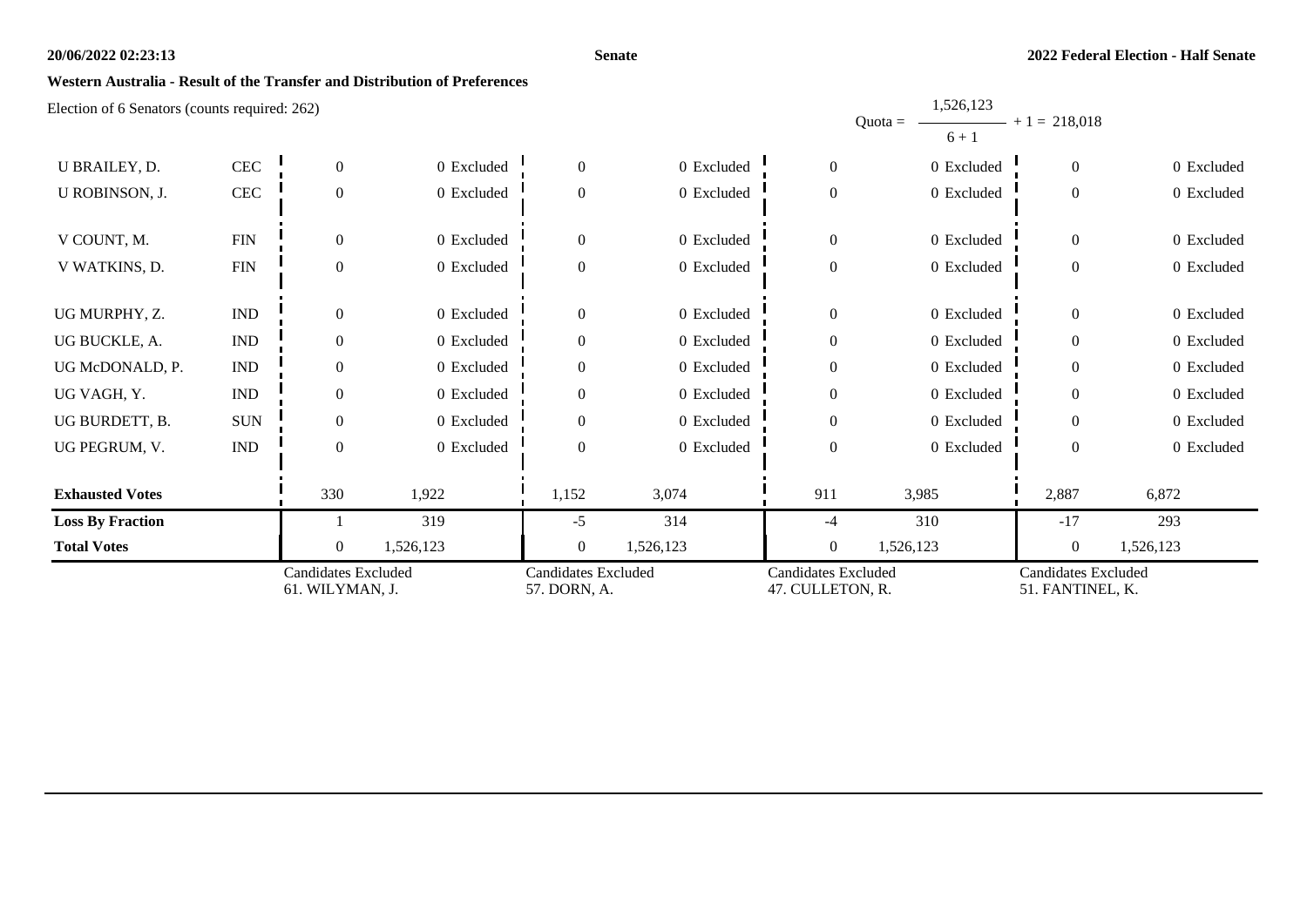**Western Australia - Result of the Transfer and Distribution of Preferences**

Election of 6 Senators (counts required: 262)

Quota = $\frac{1,526,123}{6 + 1}$ + 1 = 218,018

| | | | | | | | | | |
|---|---|---|---|---|---|---|---|---|---|
| U BRAILEY, D. | CEC | 0 | 0 Excluded | 0 | 0 Excluded | 0 | 0 Excluded | 0 | 0 Excluded |
| U ROBINSON, J. | CEC | 0 | 0 Excluded | 0 | 0 Excluded | 0 | 0 Excluded | 0 | 0 Excluded |
| V COUNT, M. | FIN | 0 | 0 Excluded | 0 | 0 Excluded | 0 | 0 Excluded | 0 | 0 Excluded |
| V WATKINS, D. | FIN | 0 | 0 Excluded | 0 | 0 Excluded | 0 | 0 Excluded | 0 | 0 Excluded |
| UG MURPHY, Z. | IND | 0 | 0 Excluded | 0 | 0 Excluded | 0 | 0 Excluded | 0 | 0 Excluded |
| UG BUCKLE, A. | IND | 0 | 0 Excluded | 0 | 0 Excluded | 0 | 0 Excluded | 0 | 0 Excluded |
| UG McDONALD, P. | IND | 0 | 0 Excluded | 0 | 0 Excluded | 0 | 0 Excluded | 0 | 0 Excluded |
| UG VAGH, Y. | IND | 0 | 0 Excluded | 0 | 0 Excluded | 0 | 0 Excluded | 0 | 0 Excluded |
| UG BURDETT, B. | SUN | 0 | 0 Excluded | 0 | 0 Excluded | 0 | 0 Excluded | 0 | 0 Excluded |
| UG PEGRUM, V. | IND | 0 | 0 Excluded | 0 | 0 Excluded | 0 | 0 Excluded | 0 | 0 Excluded |
| **Exhausted Votes** | | 330 | 1,922 | 1,152 | 3,074 | 911 | 3,985 | 2,887 | 6,872 |
| **Loss By Fraction** | | 1 | 319 | -5 | 314 | -4 | 310 | -17 | 293 |
| **Total Votes** | | 0 | 1,526,123 | 0 | 1,526,123 | 0 | 1,526,123 | 0 | 1,526,123 |
| | | Candidates Excluded 61. WILYMAN, J. | | Candidates Excluded 57. DORN, A. | | Candidates Excluded 47. CULLETON, R. | | Candidates Excluded 51. FANTINEL, K. | |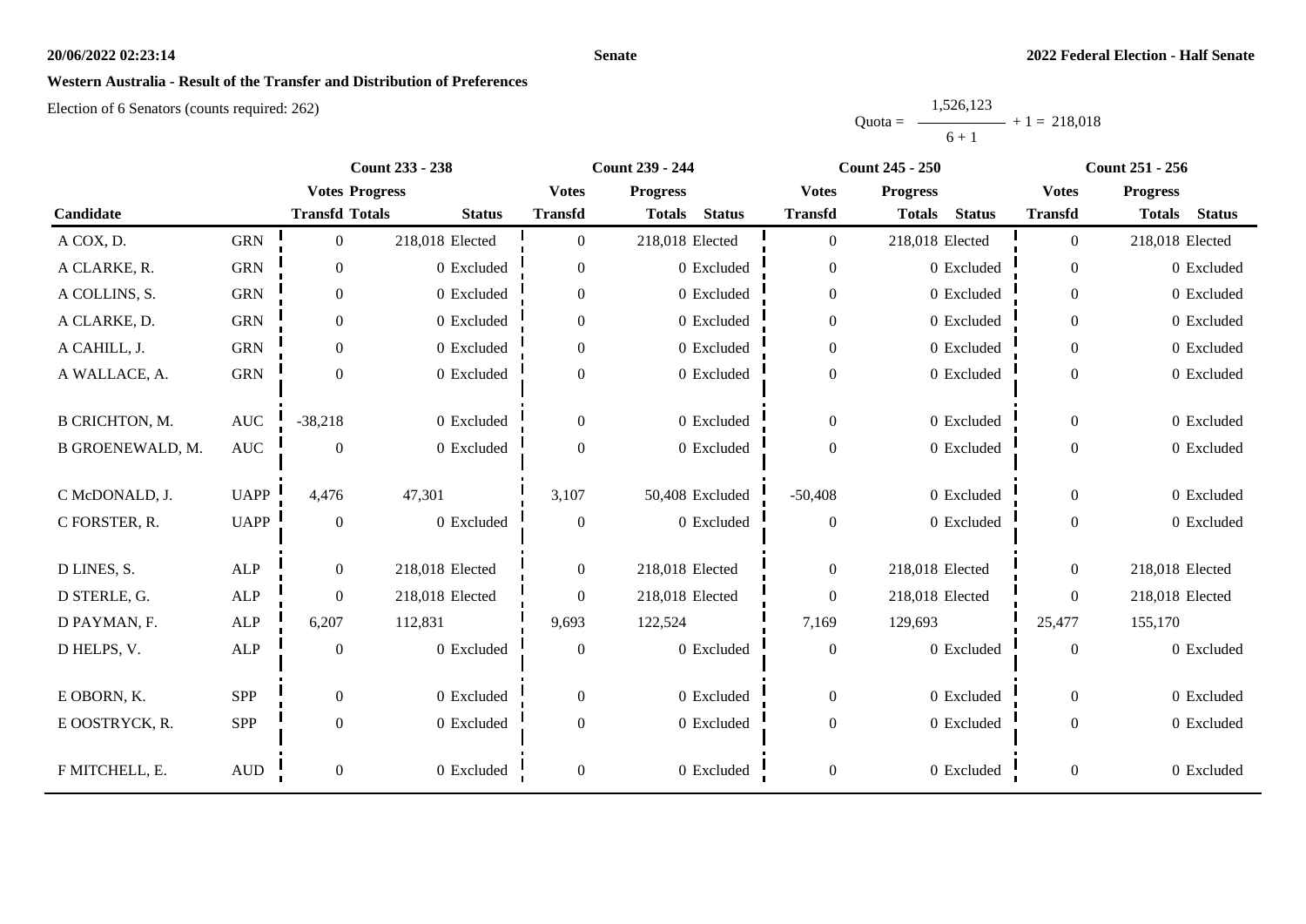**Western Australia - Result of the Transfer and Distribution of Preferences**

Election of 6 Senators (counts required: 262)

$$\text{Quota} = \frac{1,526,123}{6+1} + 1 = 218,018$$

| Candidate | | Count 233 - 238 | | | Count 239 - 244 | | | Count 245 - 250 | | | Count 251 - 256 | | |
|---|---|---|---|---|---|---|---|---|---|---|---|---|---|
| | | Votes Transfd | Progress Totals | Status | Votes Transfd | Progress Totals | Status | Votes Transfd | Progress Totals | Status | Votes Transfd | Progress Totals | Status |
| A COX, D. | GRN | 0 | 218,018 | Elected | 0 | 218,018 | Elected | 0 | 218,018 | Elected | 0 | 218,018 | Elected |
| A CLARKE, R. | GRN | 0 | 0 | Excluded | 0 | 0 | Excluded | 0 | 0 | Excluded | 0 | 0 | Excluded |
| A COLLINS, S. | GRN | 0 | 0 | Excluded | 0 | 0 | Excluded | 0 | 0 | Excluded | 0 | 0 | Excluded |
| A CLARKE, D. | GRN | 0 | 0 | Excluded | 0 | 0 | Excluded | 0 | 0 | Excluded | 0 | 0 | Excluded |
| A CAHILL, J. | GRN | 0 | 0 | Excluded | 0 | 0 | Excluded | 0 | 0 | Excluded | 0 | 0 | Excluded |
| A WALLACE, A. | GRN | 0 | 0 | Excluded | 0 | 0 | Excluded | 0 | 0 | Excluded | 0 | 0 | Excluded |
| B CRICHTON, M. | AUC | -38,218 | 0 | Excluded | 0 | 0 | Excluded | 0 | 0 | Excluded | 0 | 0 | Excluded |
| B GROENEWALD, M. | AUC | 0 | 0 | Excluded | 0 | 0 | Excluded | 0 | 0 | Excluded | 0 | 0 | Excluded |
| C McDONALD, J. | UAPP | 4,476 | 47,301 | | 3,107 | 50,408 | Excluded | -50,408 | 0 | Excluded | 0 | 0 | Excluded |
| C FORSTER, R. | UAPP | 0 | 0 | Excluded | 0 | 0 | Excluded | 0 | 0 | Excluded | 0 | 0 | Excluded |
| D LINES, S. | ALP | 0 | 218,018 | Elected | 0 | 218,018 | Elected | 0 | 218,018 | Elected | 0 | 218,018 | Elected |
| D STERLE, G. | ALP | 0 | 218,018 | Elected | 0 | 218,018 | Elected | 0 | 218,018 | Elected | 0 | 218,018 | Elected |
| D PAYMAN, F. | ALP | 6,207 | 112,831 | | 9,693 | 122,524 | | 7,169 | 129,693 | | 25,477 | 155,170 | |
| D HELPS, V. | ALP | 0 | 0 | Excluded | 0 | 0 | Excluded | 0 | 0 | Excluded | 0 | 0 | Excluded |
| E OBORN, K. | SPP | 0 | 0 | Excluded | 0 | 0 | Excluded | 0 | 0 | Excluded | 0 | 0 | Excluded |
| E OOSTRYCK, R. | SPP | 0 | 0 | Excluded | 0 | 0 | Excluded | 0 | 0 | Excluded | 0 | 0 | Excluded |
| F MITCHELL, E. | AUD | 0 | 0 | Excluded | 0 | 0 | Excluded | 0 | 0 | Excluded | 0 | 0 | Excluded |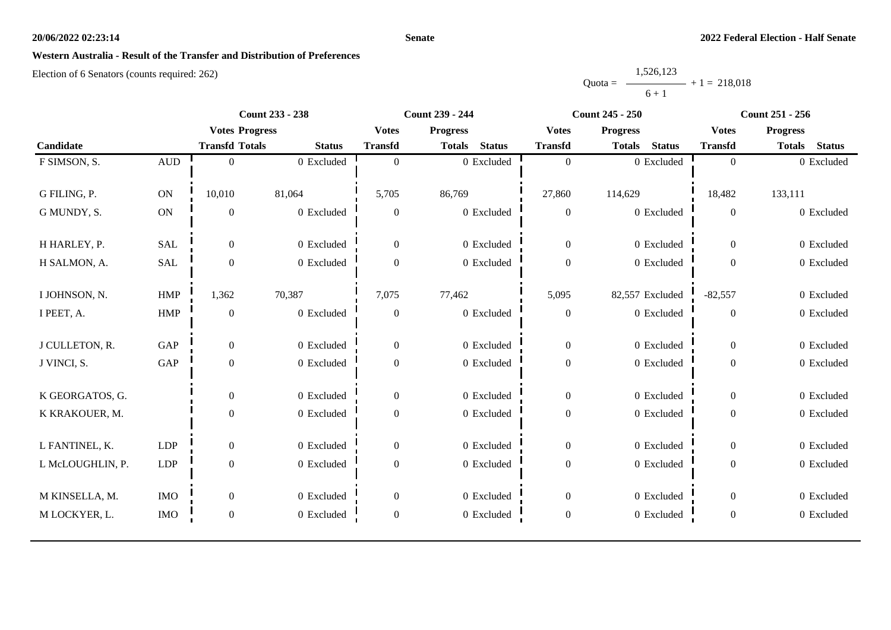**Western Australia - Result of the Transfer and Distribution of Preferences**

Election of 6 Senators (counts required: 262)

$$\text{Quota} = \frac{1,526,123}{6 + 1} + 1 = 218,018$$

| | | Count 233 - 238 | | | Count 239 - 244 | | | Count 245 - 250 | | | Count 251 - 256 | | |
|---|---|---|---|---|---|---|---|---|---|---|---|---|---|
| | | Votes | Progress | | Votes | Progress | | Votes | Progress | | Votes | Progress | |
| Candidate | | Transfd | Totals | Status | Transfd | Totals | Status | Transfd | Totals | Status | Transfd | Totals | Status |
| F SIMSON, S. | AUD | 0 | 0 | Excluded | 0 | 0 | Excluded | 0 | 0 | Excluded | 0 | 0 | Excluded |
| G FILING, P. | ON | 10,010 | 81,064 | | 5,705 | 86,769 | | 27,860 | 114,629 | | 18,482 | 133,111 | |
| G MUNDY, S. | ON | 0 | 0 | Excluded | 0 | 0 | Excluded | 0 | 0 | Excluded | 0 | 0 | Excluded |
| H HARLEY, P. | SAL | 0 | 0 | Excluded | 0 | 0 | Excluded | 0 | 0 | Excluded | 0 | 0 | Excluded |
| H SALMON, A. | SAL | 0 | 0 | Excluded | 0 | 0 | Excluded | 0 | 0 | Excluded | 0 | 0 | Excluded |
| I JOHNSON, N. | HMP | 1,362 | 70,387 | | 7,075 | 77,462 | | 5,095 | 82,557 | Excluded | -82,557 | 0 | Excluded |
| I PEET, A. | HMP | 0 | 0 | Excluded | 0 | 0 | Excluded | 0 | 0 | Excluded | 0 | 0 | Excluded |
| J CULLETON, R. | GAP | 0 | 0 | Excluded | 0 | 0 | Excluded | 0 | 0 | Excluded | 0 | 0 | Excluded |
| J VINCI, S. | GAP | 0 | 0 | Excluded | 0 | 0 | Excluded | 0 | 0 | Excluded | 0 | 0 | Excluded |
| K GEORGATOS, G. | | 0 | 0 | Excluded | 0 | 0 | Excluded | 0 | 0 | Excluded | 0 | 0 | Excluded |
| K KRAKOUER, M. | | 0 | 0 | Excluded | 0 | 0 | Excluded | 0 | 0 | Excluded | 0 | 0 | Excluded |
| L FANTINEL, K. | LDP | 0 | 0 | Excluded | 0 | 0 | Excluded | 0 | 0 | Excluded | 0 | 0 | Excluded |
| L McLOUGHLIN, P. | LDP | 0 | 0 | Excluded | 0 | 0 | Excluded | 0 | 0 | Excluded | 0 | 0 | Excluded |
| M KINSELLA, M. | IMO | 0 | 0 | Excluded | 0 | 0 | Excluded | 0 | 0 | Excluded | 0 | 0 | Excluded |
| M LOCKYER, L. | IMO | 0 | 0 | Excluded | 0 | 0 | Excluded | 0 | 0 | Excluded | 0 | 0 | Excluded |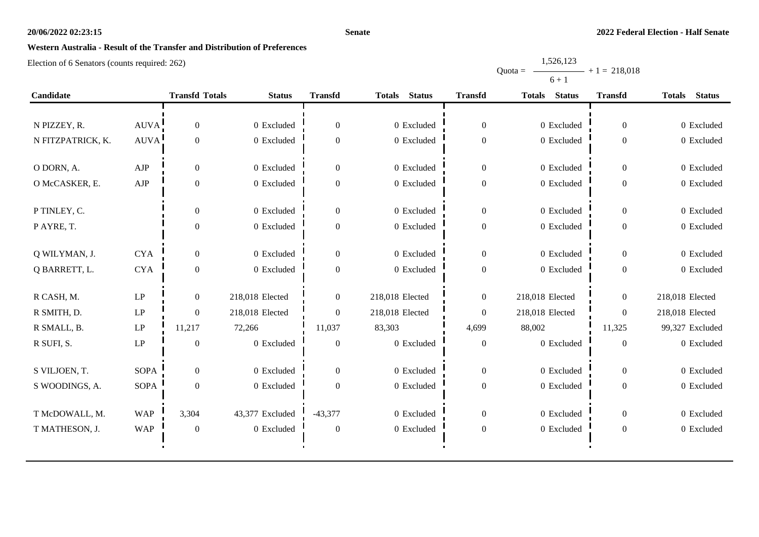# Western Australia - Result of the Transfer and Distribution of Preferences

Election of 6 Senators (counts required: 262)

$$\text{Quota} = \frac{1{,}526{,}123}{6 + 1} + 1 = 218{,}018$$

| Candidate | | Transfd | Totals | Status | Transfd | Totals | Status | Transfd | Totals | Status | Transfd | Totals | Status |
|---|---|---|---|---|---|---|---|---|---|---|---|---|---|
| N PIZZEY, R. | AUVA | 0 | 0 | Excluded | 0 | 0 | Excluded | 0 | 0 | Excluded | 0 | 0 | Excluded |
| N FITZPATRICK, K. | AUVA | 0 | 0 | Excluded | 0 | 0 | Excluded | 0 | 0 | Excluded | 0 | 0 | Excluded |
| O DORN, A. | AJP | 0 | 0 | Excluded | 0 | 0 | Excluded | 0 | 0 | Excluded | 0 | 0 | Excluded |
| O McCASKER, E. | AJP | 0 | 0 | Excluded | 0 | 0 | Excluded | 0 | 0 | Excluded | 0 | 0 | Excluded |
| P TINLEY, C. | | 0 | 0 | Excluded | 0 | 0 | Excluded | 0 | 0 | Excluded | 0 | 0 | Excluded |
| P AYRE, T. | | 0 | 0 | Excluded | 0 | 0 | Excluded | 0 | 0 | Excluded | 0 | 0 | Excluded |
| Q WILYMAN, J. | CYA | 0 | 0 | Excluded | 0 | 0 | Excluded | 0 | 0 | Excluded | 0 | 0 | Excluded |
| Q BARRETT, L. | CYA | 0 | 0 | Excluded | 0 | 0 | Excluded | 0 | 0 | Excluded | 0 | 0 | Excluded |
| R CASH, M. | LP | 0 | 218,018 | Elected | 0 | 218,018 | Elected | 0 | 218,018 | Elected | 0 | 218,018 | Elected |
| R SMITH, D. | LP | 0 | 218,018 | Elected | 0 | 218,018 | Elected | 0 | 218,018 | Elected | 0 | 218,018 | Elected |
| R SMALL, B. | LP | 11,217 | 72,266 | | 11,037 | 83,303 | | 4,699 | 88,002 | | 11,325 | 99,327 | Excluded |
| R SUFI, S. | LP | 0 | 0 | Excluded | 0 | 0 | Excluded | 0 | 0 | Excluded | 0 | 0 | Excluded |
| S VILJOEN, T. | SOPA | 0 | 0 | Excluded | 0 | 0 | Excluded | 0 | 0 | Excluded | 0 | 0 | Excluded |
| S WOODINGS, A. | SOPA | 0 | 0 | Excluded | 0 | 0 | Excluded | 0 | 0 | Excluded | 0 | 0 | Excluded |
| T McDOWALL, M. | WAP | 3,304 | 43,377 | Excluded | -43,377 | 0 | Excluded | 0 | 0 | Excluded | 0 | 0 | Excluded |
| T MATHESON, J. | WAP | 0 | 0 | Excluded | 0 | 0 | Excluded | 0 | 0 | Excluded | 0 | 0 | Excluded |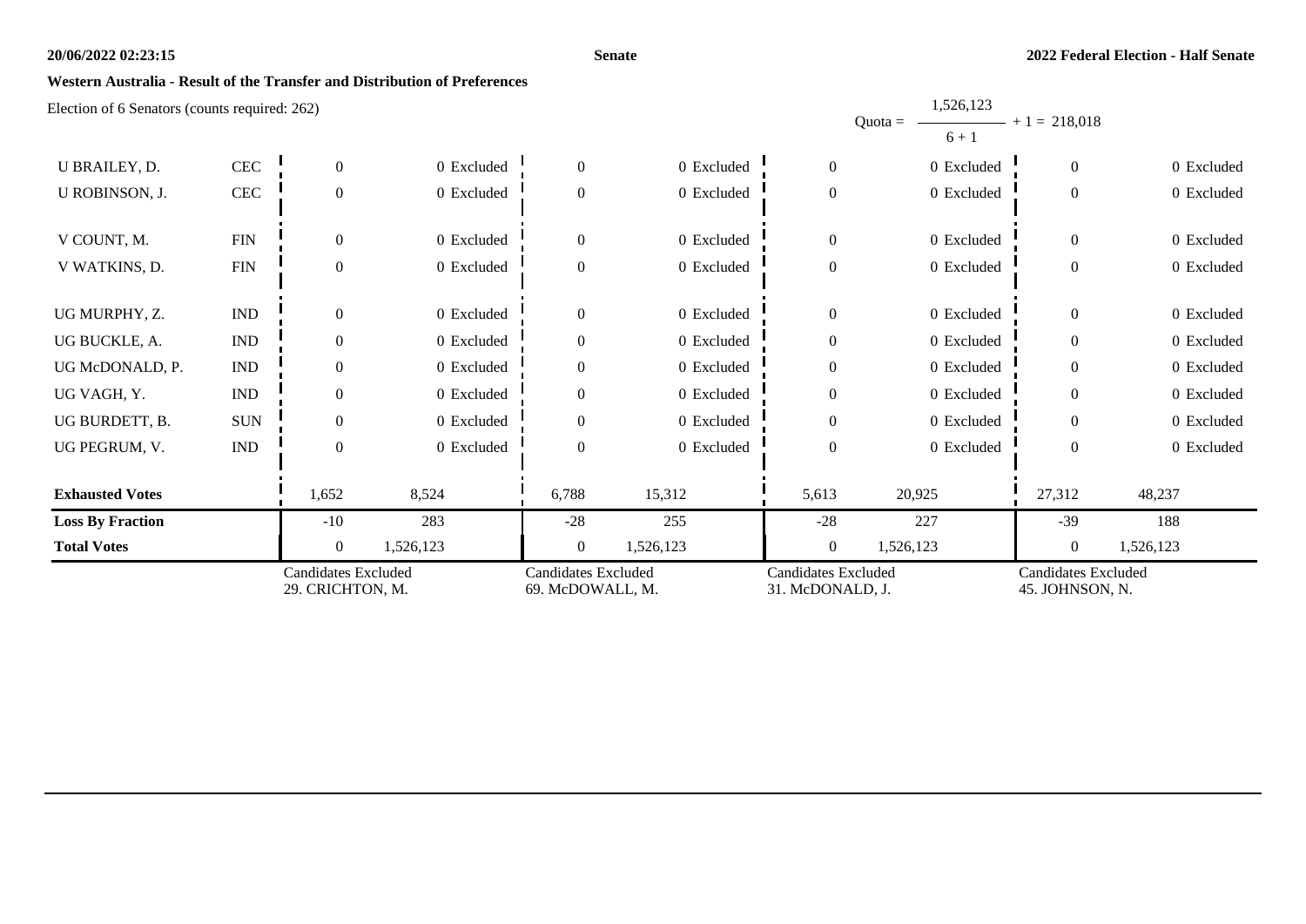**Senate**

**2022 Federal Election - Half Senate**

**Western Australia - Result of the Transfer and Distribution of Preferences**

Election of 6 Senators (counts required: 262)

Quota = $\frac{1,526,123}{6 + 1} + 1 = 218,018$

| | | | | | | | | | |
|---|---|---|---|---|---|---|---|---|---|
| U BRAILEY, D. | CEC | 0 | 0 Excluded | 0 | 0 Excluded | 0 | 0 Excluded | 0 | 0 Excluded |
| U ROBINSON, J. | CEC | 0 | 0 Excluded | 0 | 0 Excluded | 0 | 0 Excluded | 0 | 0 Excluded |
| V COUNT, M. | FIN | 0 | 0 Excluded | 0 | 0 Excluded | 0 | 0 Excluded | 0 | 0 Excluded |
| V WATKINS, D. | FIN | 0 | 0 Excluded | 0 | 0 Excluded | 0 | 0 Excluded | 0 | 0 Excluded |
| UG MURPHY, Z. | IND | 0 | 0 Excluded | 0 | 0 Excluded | 0 | 0 Excluded | 0 | 0 Excluded |
| UG BUCKLE, A. | IND | 0 | 0 Excluded | 0 | 0 Excluded | 0 | 0 Excluded | 0 | 0 Excluded |
| UG McDONALD, P. | IND | 0 | 0 Excluded | 0 | 0 Excluded | 0 | 0 Excluded | 0 | 0 Excluded |
| UG VAGH, Y. | IND | 0 | 0 Excluded | 0 | 0 Excluded | 0 | 0 Excluded | 0 | 0 Excluded |
| UG BURDETT, B. | SUN | 0 | 0 Excluded | 0 | 0 Excluded | 0 | 0 Excluded | 0 | 0 Excluded |
| UG PEGRUM, V. | IND | 0 | 0 Excluded | 0 | 0 Excluded | 0 | 0 Excluded | 0 | 0 Excluded |
| **Exhausted Votes** | | 1,652 | 8,524 | 6,788 | 15,312 | 5,613 | 20,925 | 27,312 | 48,237 |
| **Loss By Fraction** | | -10 | 283 | -28 | 255 | -28 | 227 | -39 | 188 |
| **Total Votes** | | 0 | 1,526,123 | 0 | 1,526,123 | 0 | 1,526,123 | 0 | 1,526,123 |
| | | Candidates Excluded 29. CRICHTON, M. | | Candidates Excluded 69. McDOWALL, M. | | Candidates Excluded 31. McDONALD, J. | | Candidates Excluded 45. JOHNSON, N. | |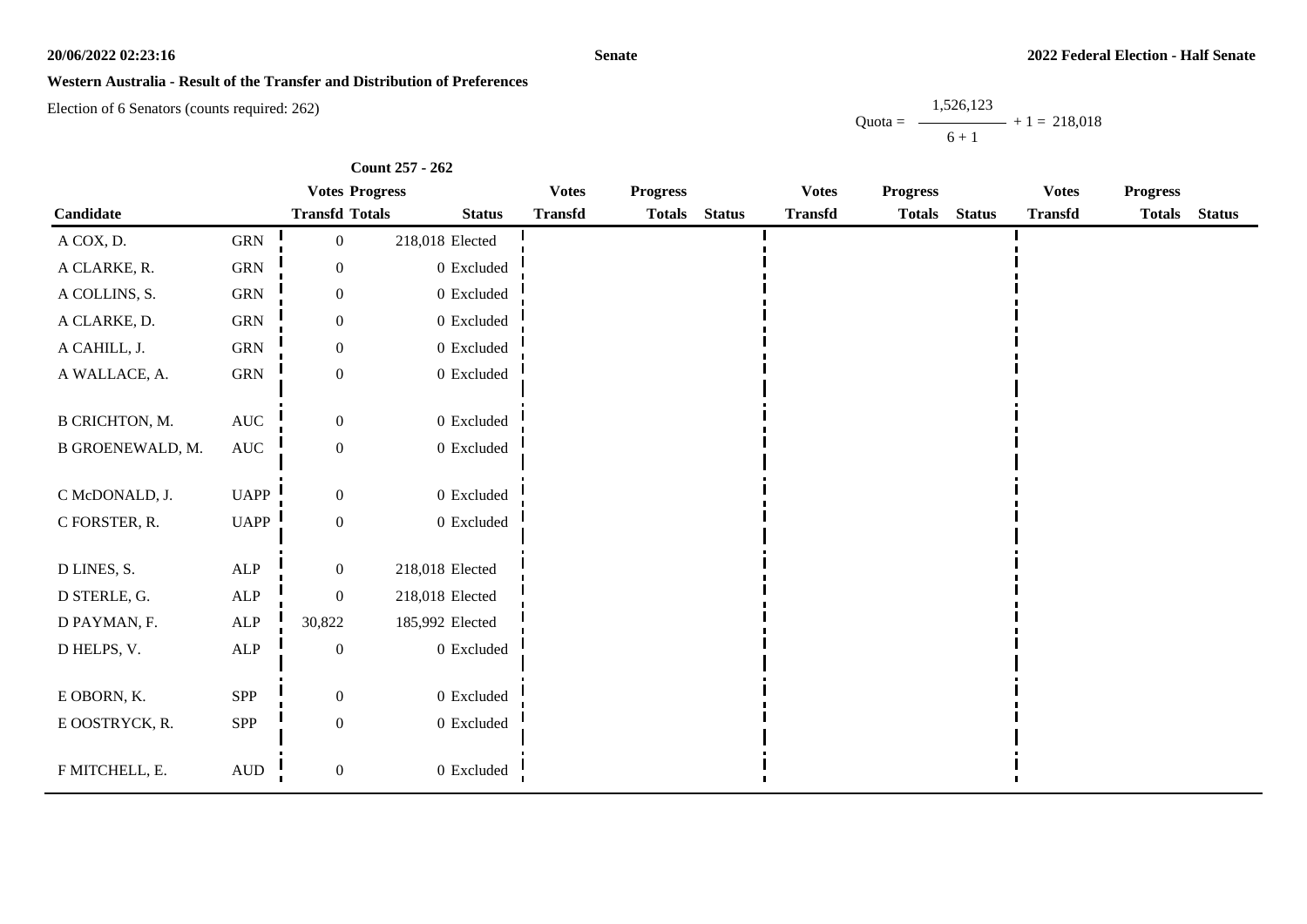## Western Australia - Result of the Transfer and Distribution of Preferences

Election of 6 Senators (counts required: 262)

Quota = $\frac{1,526,123}{6 + 1} + 1 = 218,018$

**Count 257 - 262**

| Candidate | | Votes Transfd | Progress Totals | Status | Votes Transfd | Progress Totals | Status | Votes Transfd | Progress Totals | Status | Votes Transfd | Progress Totals | Status |
|---|---|---|---|---|---|---|---|---|---|---|---|---|---|
| A COX, D. | GRN | 0 | 218,018 | Elected | | | | | | | | | |
| A CLARKE, R. | GRN | 0 | 0 | Excluded | | | | | | | | | |
| A COLLINS, S. | GRN | 0 | 0 | Excluded | | | | | | | | | |
| A CLARKE, D. | GRN | 0 | 0 | Excluded | | | | | | | | | |
| A CAHILL, J. | GRN | 0 | 0 | Excluded | | | | | | | | | |
| A WALLACE, A. | GRN | 0 | 0 | Excluded | | | | | | | | | |
| B CRICHTON, M. | AUC | 0 | 0 | Excluded | | | | | | | | | |
| B GROENEWALD, M. | AUC | 0 | 0 | Excluded | | | | | | | | | |
| C McDONALD, J. | UAPP | 0 | 0 | Excluded | | | | | | | | | |
| C FORSTER, R. | UAPP | 0 | 0 | Excluded | | | | | | | | | |
| D LINES, S. | ALP | 0 | 218,018 | Elected | | | | | | | | | |
| D STERLE, G. | ALP | 0 | 218,018 | Elected | | | | | | | | | |
| D PAYMAN, F. | ALP | 30,822 | 185,992 | Elected | | | | | | | | | |
| D HELPS, V. | ALP | 0 | 0 | Excluded | | | | | | | | | |
| E OBORN, K. | SPP | 0 | 0 | Excluded | | | | | | | | | |
| E OOSTRYCK, R. | SPP | 0 | 0 | Excluded | | | | | | | | | |
| F MITCHELL, E. | AUD | 0 | 0 | Excluded | | | | | | | | | |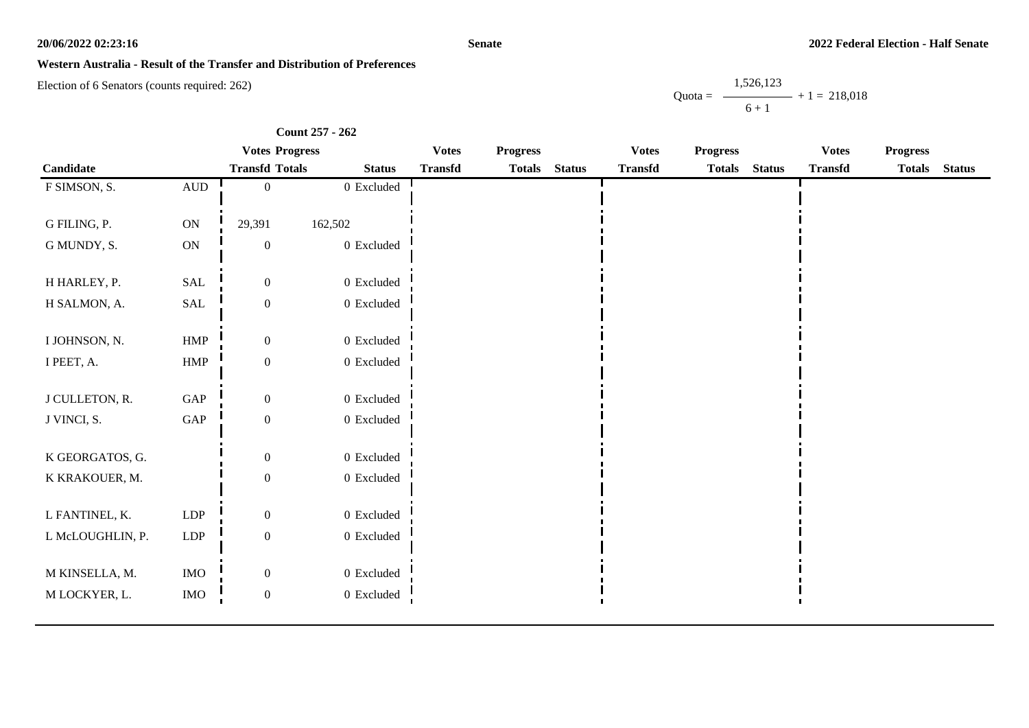**Senate**

**2022 Federal Election - Half Senate**

**Western Australia - Result of the Transfer and Distribution of Preferences**

Election of 6 Senators (counts required: 262)

$$\text{Quota} = \frac{1{,}526{,}123}{6 + 1} + 1 = 218{,}018$$

**Count 257 - 262**

| Candidate | | Votes Transfd | Progress Totals | Status | Votes Transfd | Progress Totals | Status | Votes Transfd | Progress Totals | Status | Votes Transfd | Progress Totals | Status |
|---|---|---|---|---|---|---|---|---|---|---|---|---|---|
| F SIMSON, S. | AUD | 0 | 0 | Excluded | | | | | | | | | |
| G FILING, P. | ON | 29,391 | 162,502 | | | | | | | | | | |
| G MUNDY, S. | ON | 0 | 0 | Excluded | | | | | | | | | |
| H HARLEY, P. | SAL | 0 | 0 | Excluded | | | | | | | | | |
| H SALMON, A. | SAL | 0 | 0 | Excluded | | | | | | | | | |
| I JOHNSON, N. | HMP | 0 | 0 | Excluded | | | | | | | | | |
| I PEET, A. | HMP | 0 | 0 | Excluded | | | | | | | | | |
| J CULLETON, R. | GAP | 0 | 0 | Excluded | | | | | | | | | |
| J VINCI, S. | GAP | 0 | 0 | Excluded | | | | | | | | | |
| K GEORGATOS, G. | | 0 | 0 | Excluded | | | | | | | | | |
| K KRAKOUER, M. | | 0 | 0 | Excluded | | | | | | | | | |
| L FANTINEL, K. | LDP | 0 | 0 | Excluded | | | | | | | | | |
| L McLOUGHLIN, P. | LDP | 0 | 0 | Excluded | | | | | | | | | |
| M KINSELLA, M. | IMO | 0 | 0 | Excluded | | | | | | | | | |
| M LOCKYER, L. | IMO | 0 | 0 | Excluded | | | | | | | | | |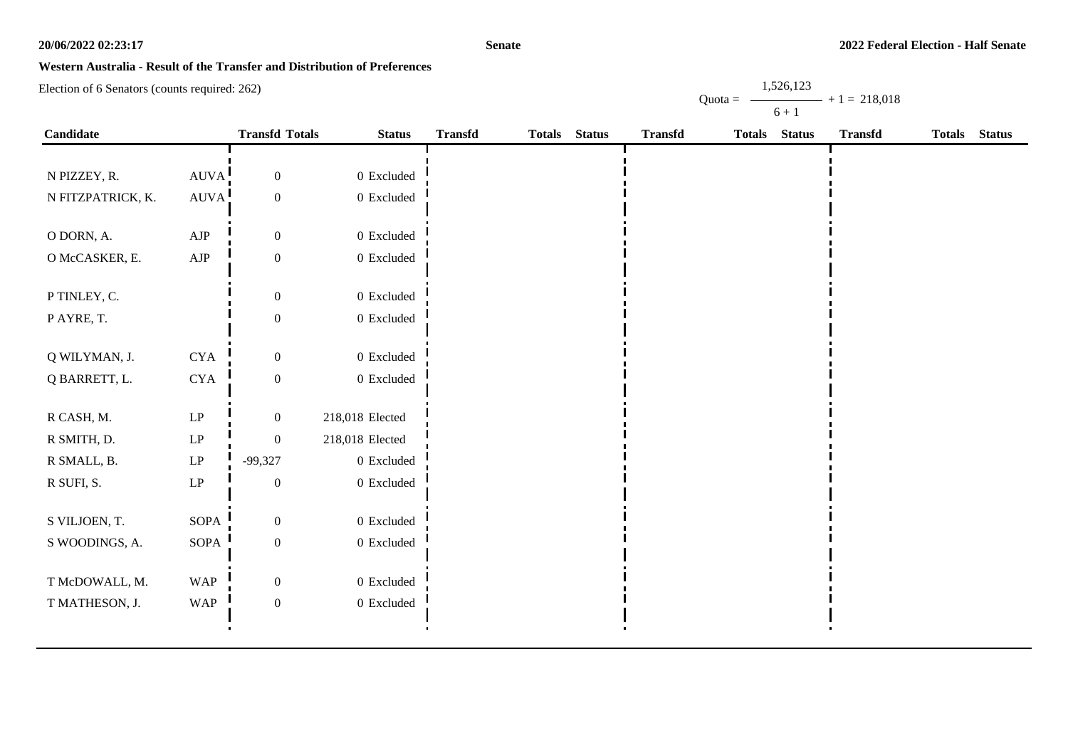**Western Australia - Result of the Transfer and Distribution of Preferences**

Election of 6 Senators (counts required: 262)

$$\text{Quota} = \frac{1{,}526{,}123}{6 + 1} + 1 = 218{,}018$$

| Candidate | | Transfd | Totals | Status | Transfd | Totals | Status | Transfd | Totals | Status | Transfd | Totals | Status |
|---|---|---|---|---|---|---|---|---|---|---|---|---|---|
| N PIZZEY, R. | AUVA | 0 | 0 | Excluded | | | | | | | | | |
| N FITZPATRICK, K. | AUVA | 0 | 0 | Excluded | | | | | | | | | |
| O DORN, A. | AJP | 0 | 0 | Excluded | | | | | | | | | |
| O McCASKER, E. | AJP | 0 | 0 | Excluded | | | | | | | | | |
| P TINLEY, C. | | 0 | 0 | Excluded | | | | | | | | | |
| P AYRE, T. | | 0 | 0 | Excluded | | | | | | | | | |
| Q WILYMAN, J. | CYA | 0 | 0 | Excluded | | | | | | | | | |
| Q BARRETT, L. | CYA | 0 | 0 | Excluded | | | | | | | | | |
| R CASH, M. | LP | 0 | 218,018 | Elected | | | | | | | | | |
| R SMITH, D. | LP | 0 | 218,018 | Elected | | | | | | | | | |
| R SMALL, B. | LP | -99,327 | 0 | Excluded | | | | | | | | | |
| R SUFI, S. | LP | 0 | 0 | Excluded | | | | | | | | | |
| S VILJOEN, T. | SOPA | 0 | 0 | Excluded | | | | | | | | | |
| S WOODINGS, A. | SOPA | 0 | 0 | Excluded | | | | | | | | | |
| T McDOWALL, M. | WAP | 0 | 0 | Excluded | | | | | | | | | |
| T MATHESON, J. | WAP | 0 | 0 | Excluded | | | | | | | | | |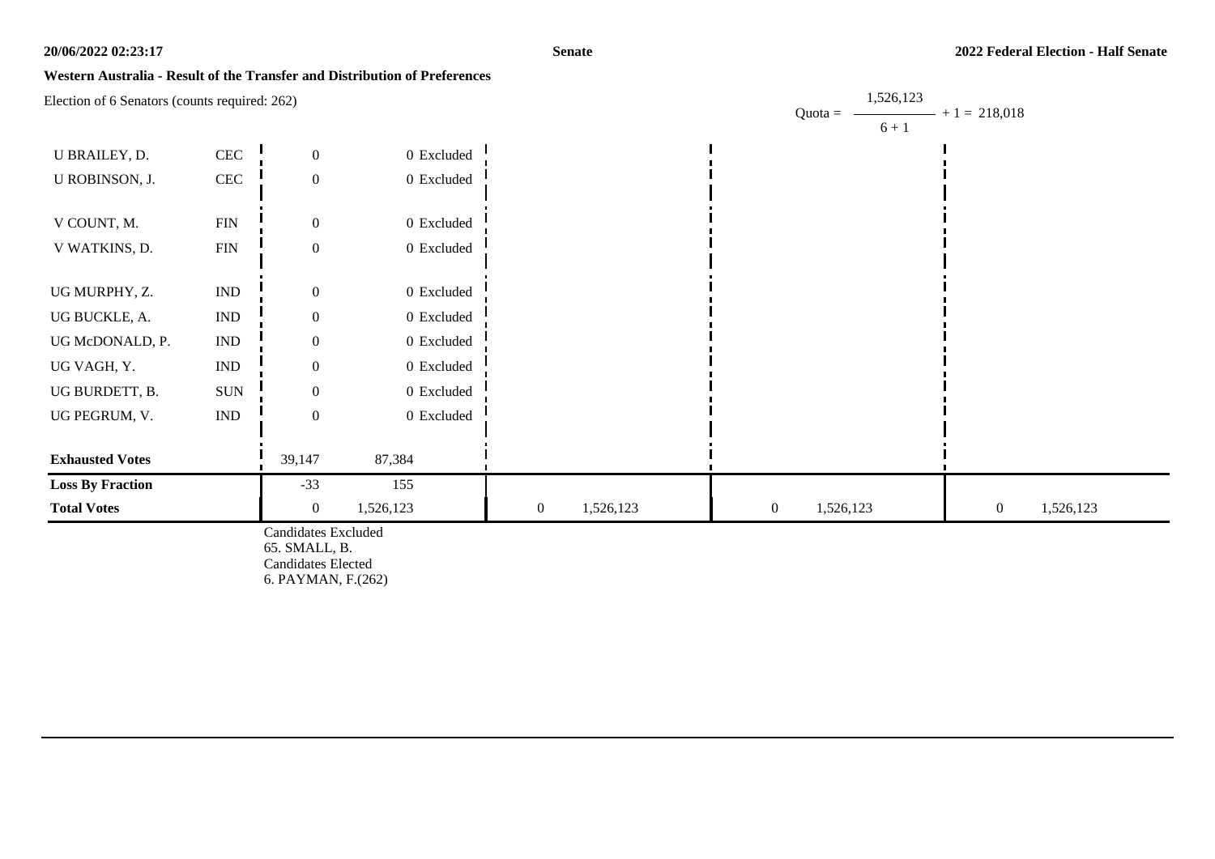**Western Australia - Result of the Transfer and Distribution of Preferences**

Election of 6 Senators (counts required: 262)

Quota = $\frac{1,526,123}{6 + 1} + 1 = 218,018$

| | | | | | | | | | |
|---|---|---|---|---|---|---|---|---|---|
| U BRAILEY, D. | CEC | 0 | 0 Excluded | | | | | | |
| U ROBINSON, J. | CEC | 0 | 0 Excluded | | | | | | |
| V COUNT, M. | FIN | 0 | 0 Excluded | | | | | | |
| V WATKINS, D. | FIN | 0 | 0 Excluded | | | | | | |
| UG MURPHY, Z. | IND | 0 | 0 Excluded | | | | | | |
| UG BUCKLE, A. | IND | 0 | 0 Excluded | | | | | | |
| UG McDONALD, P. | IND | 0 | 0 Excluded | | | | | | |
| UG VAGH, Y. | IND | 0 | 0 Excluded | | | | | | |
| UG BURDETT, B. | SUN | 0 | 0 Excluded | | | | | | |
| UG PEGRUM, V. | IND | 0 | 0 Excluded | | | | | | |
| **Exhausted Votes** | | 39,147 | 87,384 | | | | | | |
| **Loss By Fraction** | | -33 | 155 | | | | | | |
| **Total Votes** | | 0 | 1,526,123 | 0 | 1,526,123 | 0 | 1,526,123 | 0 | 1,526,123 |

Candidates Excluded
65. SMALL, B.
Candidates Elected
6. PAYMAN, F.(262)